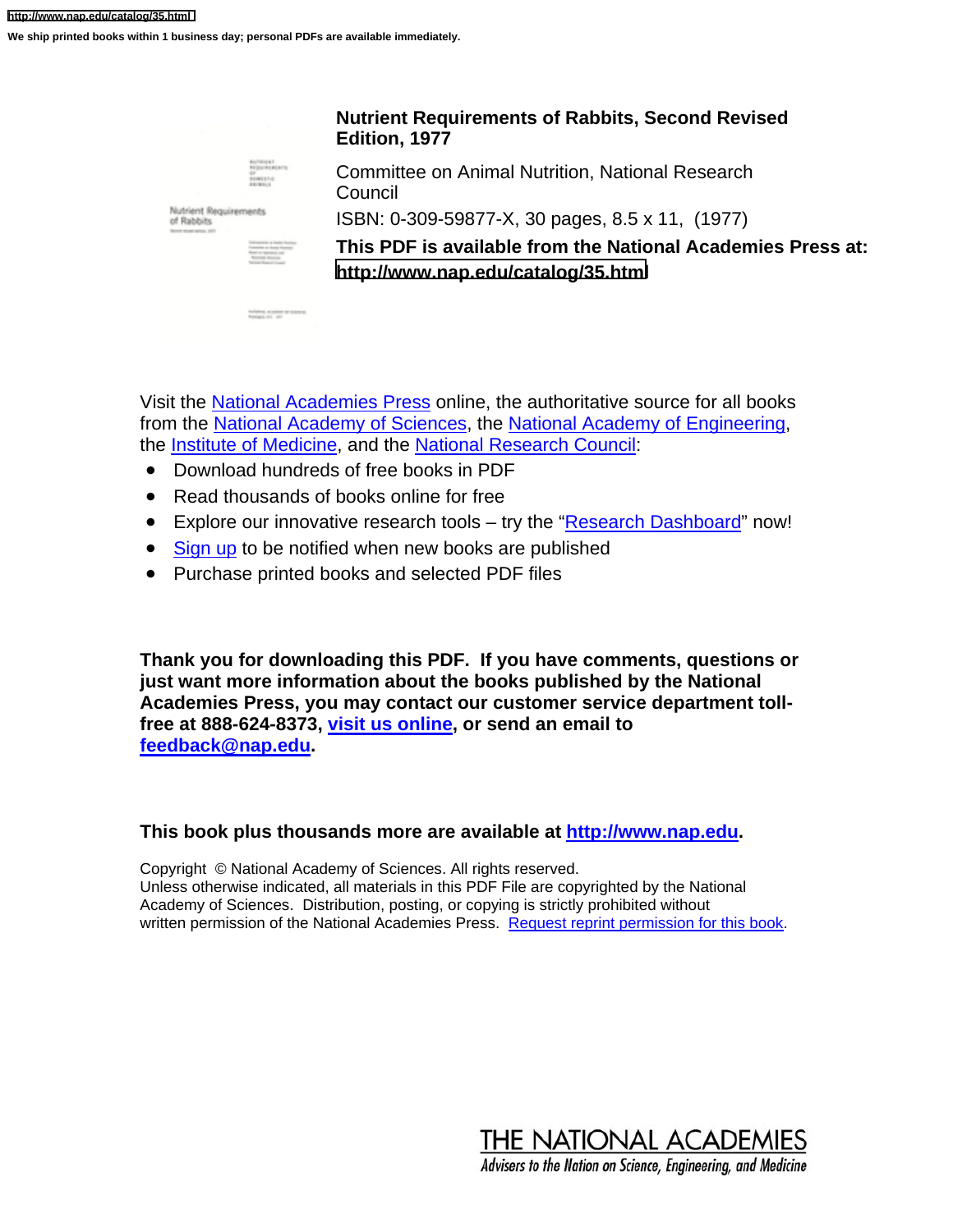http://www.nap.edu/catalog/35.html

We ship printed books within 1 business day; personal PDFs are available immediately.

**Nutrient Requirements of Rabbits, Second Revised Edition, 1977**

Committee on Animal Nutrition, National Research Council

ISBN: 0-309-59877-X, 30 pages, 8.5 x 11, (1977)

**This PDF is available from the National Academies Press at:**
**http://www.nap.edu/catalog/35.html**

Visit the National Academies Press online, the authoritative source for all books from the National Academy of Sciences, the National Academy of Engineering, the Institute of Medicine, and the National Research Council:

- Download hundreds of free books in PDF
- Read thousands of books online for free
- Explore our innovative research tools – try the "Research Dashboard" now!
- Sign up to be notified when new books are published
- Purchase printed books and selected PDF files

**Thank you for downloading this PDF. If you have comments, questions or just want more information about the books published by the National Academies Press, you may contact our customer service department toll-free at 888-624-8373, visit us online, or send an email to feedback@nap.edu.**

**This book plus thousands more are available at http://www.nap.edu.**

Copyright © National Academy of Sciences. All rights reserved.
Unless otherwise indicated, all materials in this PDF File are copyrighted by the National Academy of Sciences. Distribution, posting, or copying is strictly prohibited without written permission of the National Academies Press. Request reprint permission for this book.

THE NATIONAL ACADEMIES
*Advisers to the Nation on Science, Engineering, and Medicine*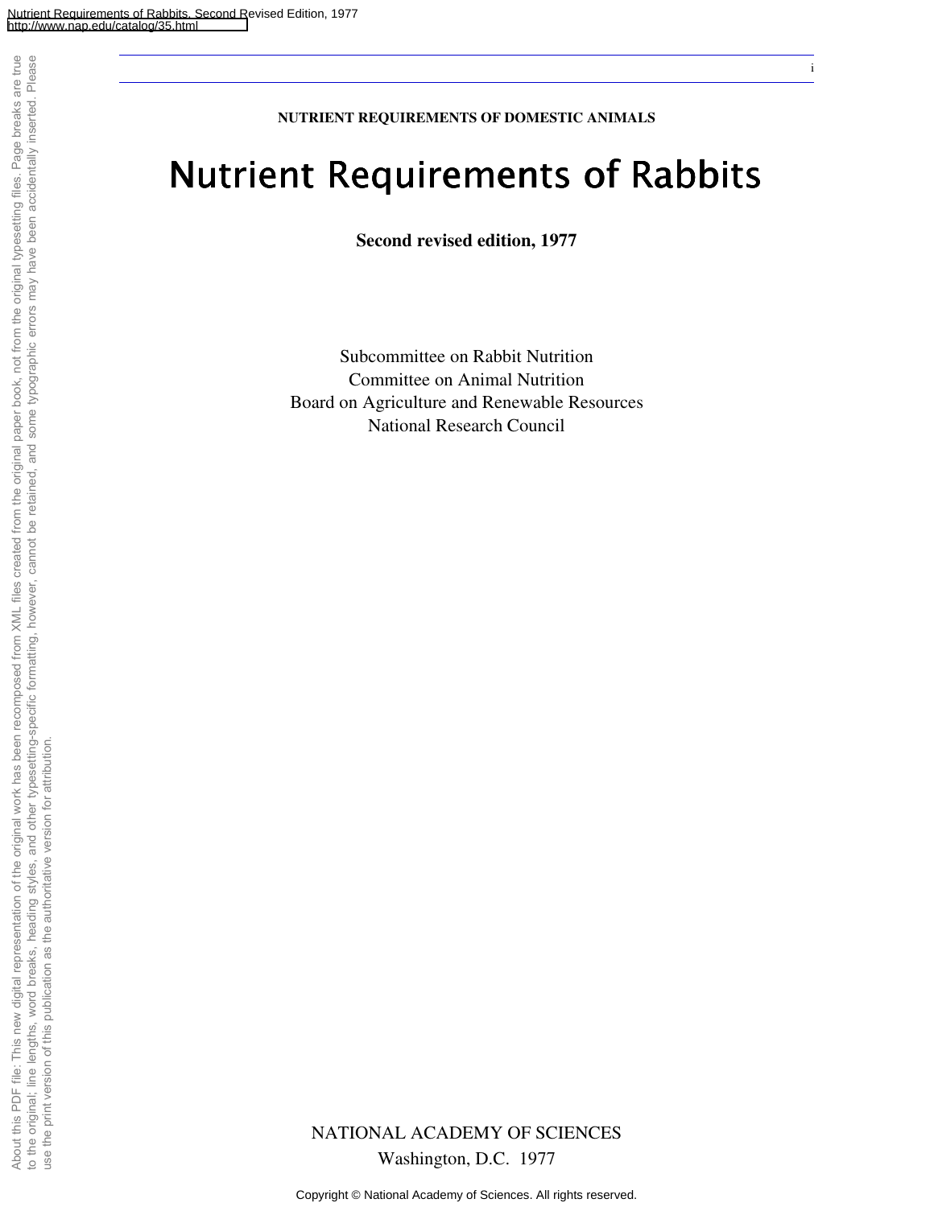NUTRIENT REQUIREMENTS OF DOMESTIC ANIMALS

# Nutrient Requirements of Rabbits

**Second revised edition, 1977**

Subcommittee on Rabbit Nutrition
Committee on Animal Nutrition
Board on Agriculture and Renewable Resources
National Research Council

NATIONAL ACADEMY OF SCIENCES
Washington, D.C. 1977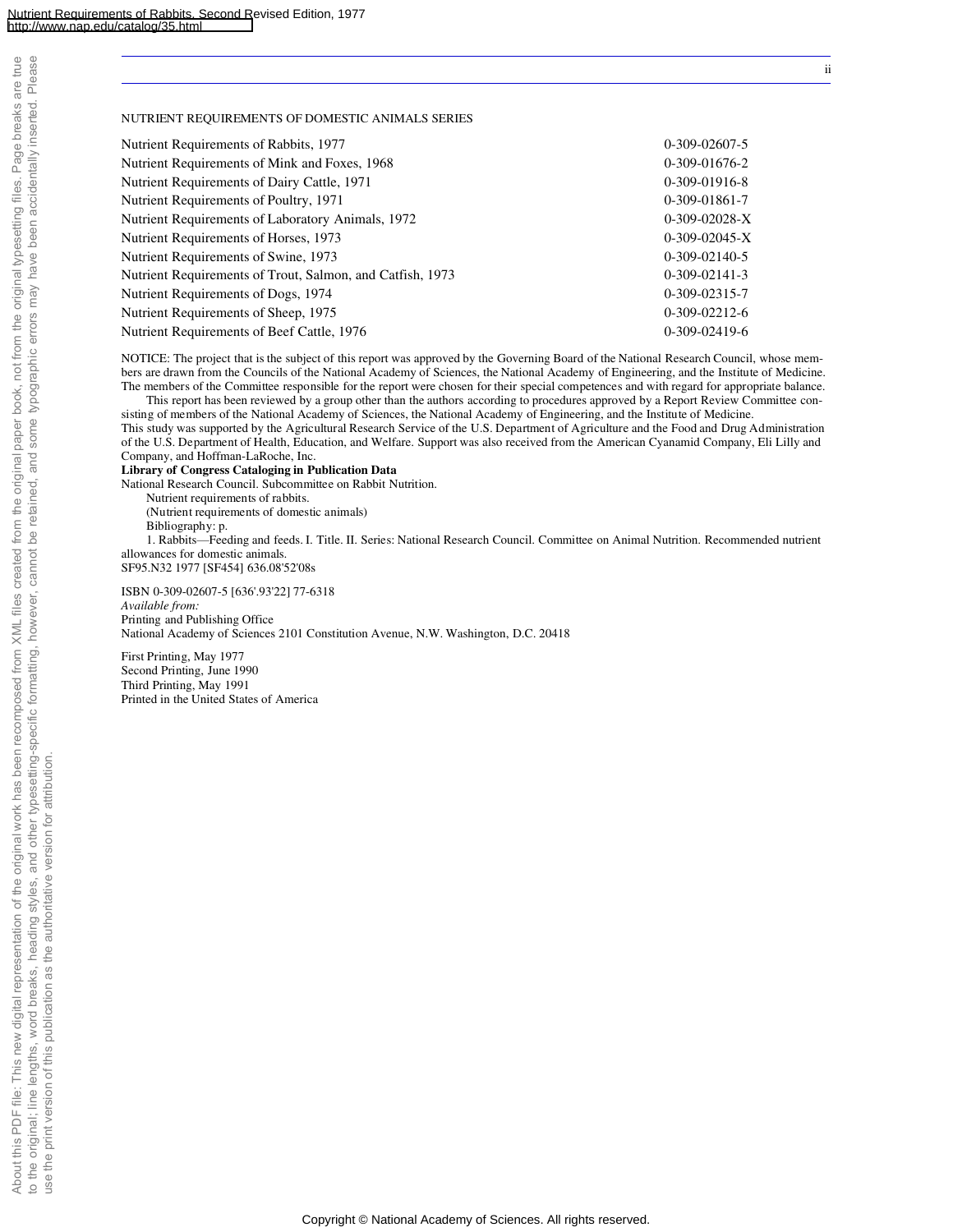NUTRIENT REQUIREMENTS OF DOMESTIC ANIMALS SERIES

| | |
|---|---|
| Nutrient Requirements of Rabbits, 1977 | 0-309-02607-5 |
| Nutrient Requirements of Mink and Foxes, 1968 | 0-309-01676-2 |
| Nutrient Requirements of Dairy Cattle, 1971 | 0-309-01916-8 |
| Nutrient Requirements of Poultry, 1971 | 0-309-01861-7 |
| Nutrient Requirements of Laboratory Animals, 1972 | 0-309-02028-X |
| Nutrient Requirements of Horses, 1973 | 0-309-02045-X |
| Nutrient Requirements of Swine, 1973 | 0-309-02140-5 |
| Nutrient Requirements of Trout, Salmon, and Catfish, 1973 | 0-309-02141-3 |
| Nutrient Requirements of Dogs, 1974 | 0-309-02315-7 |
| Nutrient Requirements of Sheep, 1975 | 0-309-02212-6 |
| Nutrient Requirements of Beef Cattle, 1976 | 0-309-02419-6 |

NOTICE: The project that is the subject of this report was approved by the Governing Board of the National Research Council, whose members are drawn from the Councils of the National Academy of Sciences, the National Academy of Engineering, and the Institute of Medicine. The members of the Committee responsible for the report were chosen for their special competences and with regard for appropriate balance.

This report has been reviewed by a group other than the authors according to procedures approved by a Report Review Committee consisting of members of the National Academy of Sciences, the National Academy of Engineering, and the Institute of Medicine.

This study was supported by the Agricultural Research Service of the U.S. Department of Agriculture and the Food and Drug Administration of the U.S. Department of Health, Education, and Welfare. Support was also received from the American Cyanamid Company, Eli Lilly and Company, and Hoffman-LaRoche, Inc.

**Library of Congress Cataloging in Publication Data**

National Research Council. Subcommittee on Rabbit Nutrition.

Nutrient requirements of rabbits.

(Nutrient requirements of domestic animals)

Bibliography: p.

1. Rabbits—Feeding and feeds. I. Title. II. Series: National Research Council. Committee on Animal Nutrition. Recommended nutrient allowances for domestic animals.

SF95.N32 1977 [SF454] 636.08'52'08s

ISBN 0-309-02607-5 [636'.93'22] 77-6318

*Available from:*

Printing and Publishing Office

National Academy of Sciences 2101 Constitution Avenue, N.W. Washington, D.C. 20418

First Printing, May 1977

Second Printing, June 1990

Third Printing, May 1991

Printed in the United States of America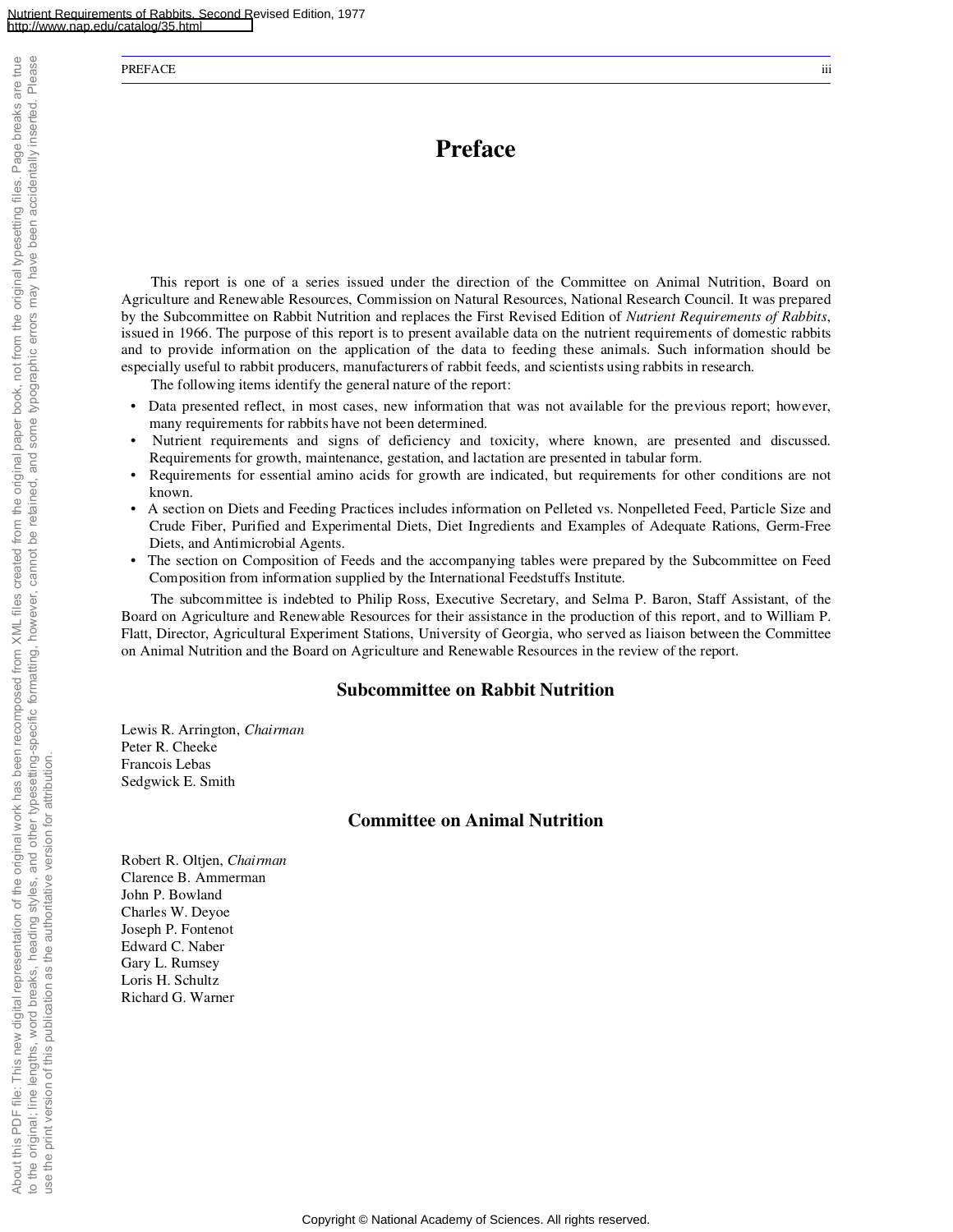# Preface

This report is one of a series issued under the direction of the Committee on Animal Nutrition, Board on Agriculture and Renewable Resources, Commission on Natural Resources, National Research Council. It was prepared by the Subcommittee on Rabbit Nutrition and replaces the First Revised Edition of *Nutrient Requirements of Rabbits*, issued in 1966. The purpose of this report is to present available data on the nutrient requirements of domestic rabbits and to provide information on the application of the data to feeding these animals. Such information should be especially useful to rabbit producers, manufacturers of rabbit feeds, and scientists using rabbits in research.

The following items identify the general nature of the report:

- Data presented reflect, in most cases, new information that was not available for the previous report; however, many requirements for rabbits have not been determined.
- Nutrient requirements and signs of deficiency and toxicity, where known, are presented and discussed. Requirements for growth, maintenance, gestation, and lactation are presented in tabular form.
- Requirements for essential amino acids for growth are indicated, but requirements for other conditions are not known.
- A section on Diets and Feeding Practices includes information on Pelleted vs. Nonpelleted Feed, Particle Size and Crude Fiber, Purified and Experimental Diets, Diet Ingredients and Examples of Adequate Rations, Germ-Free Diets, and Antimicrobial Agents.
- The section on Composition of Feeds and the accompanying tables were prepared by the Subcommittee on Feed Composition from information supplied by the International Feedstuffs Institute.

The subcommittee is indebted to Philip Ross, Executive Secretary, and Selma P. Baron, Staff Assistant, of the Board on Agriculture and Renewable Resources for their assistance in the production of this report, and to William P. Flatt, Director, Agricultural Experiment Stations, University of Georgia, who served as liaison between the Committee on Animal Nutrition and the Board on Agriculture and Renewable Resources in the review of the report.

## Subcommittee on Rabbit Nutrition

Lewis R. Arrington, *Chairman*
Peter R. Cheeke
Francois Lebas
Sedgwick E. Smith

## Committee on Animal Nutrition

Robert R. Oltjen, *Chairman*
Clarence B. Ammerman
John P. Bowland
Charles W. Deyoe
Joseph P. Fontenot
Edward C. Naber
Gary L. Rumsey
Loris H. Schultz
Richard G. Warner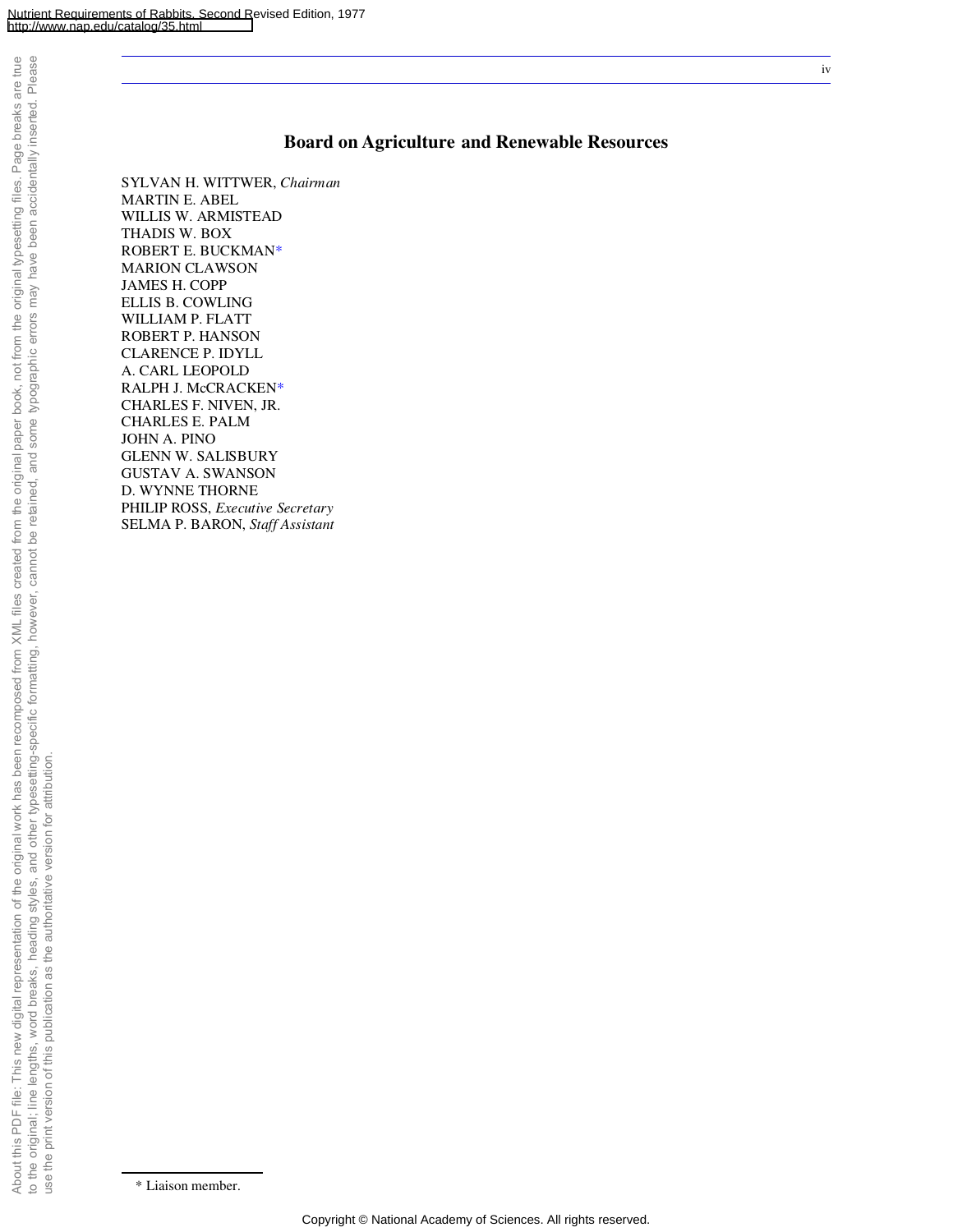## Board on Agriculture and Renewable Resources

SYLVAN H. WITTWER, *Chairman*
MARTIN E. ABEL
WILLIS W. ARMISTEAD
THADIS W. BOX
ROBERT E. BUCKMAN*
MARION CLAWSON
JAMES H. COPP
ELLIS B. COWLING
WILLIAM P. FLATT
ROBERT P. HANSON
CLARENCE P. IDYLL
A. CARL LEOPOLD
RALPH J. McCRACKEN*
CHARLES F. NIVEN, JR.
CHARLES E. PALM
JOHN A. PINO
GLENN W. SALISBURY
GUSTAV A. SWANSON
D. WYNNE THORNE
PHILIP ROSS, *Executive Secretary*
SELMA P. BARON, *Staff Assistant*

\* Liaison member.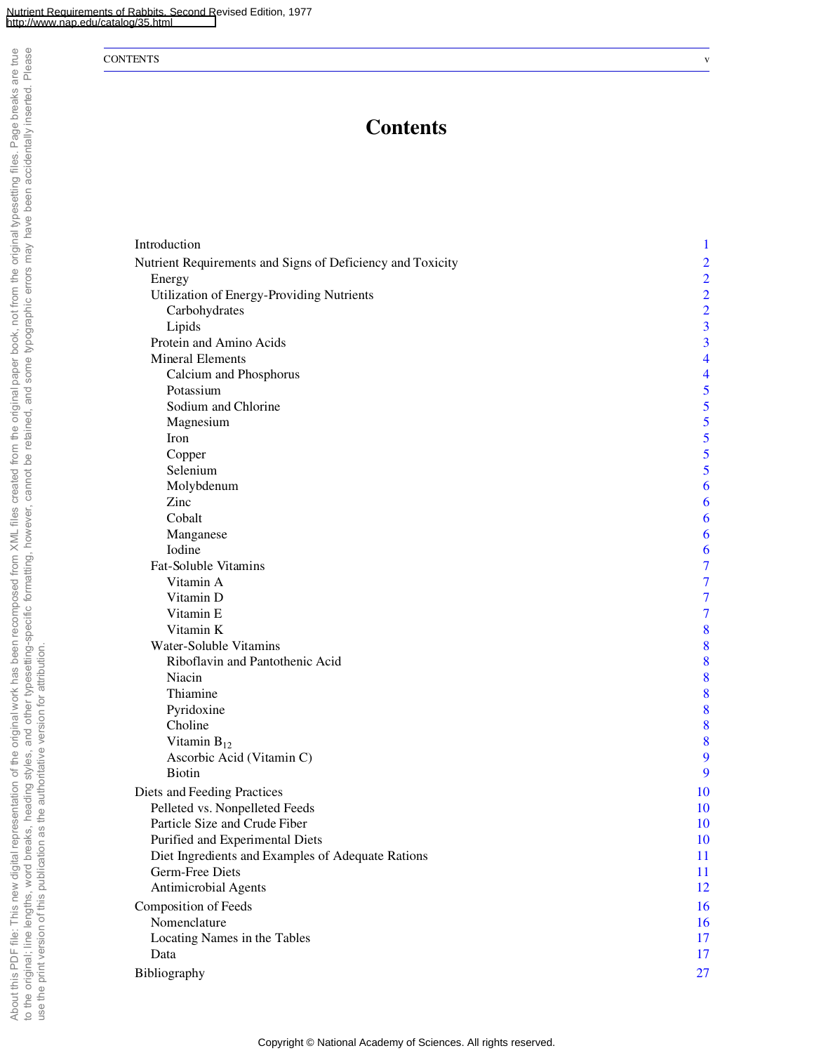# Contents

| | |
|---|---|
| Introduction | 1 |
| Nutrient Requirements and Signs of Deficiency and Toxicity | 2 |
| Energy | 2 |
| Utilization of Energy-Providing Nutrients | 2 |
| Carbohydrates | 2 |
| Lipids | 3 |
| Protein and Amino Acids | 3 |
| Mineral Elements | 4 |
| Calcium and Phosphorus | 4 |
| Potassium | 5 |
| Sodium and Chlorine | 5 |
| Magnesium | 5 |
| Iron | 5 |
| Copper | 5 |
| Selenium | 5 |
| Molybdenum | 6 |
| Zinc | 6 |
| Cobalt | 6 |
| Manganese | 6 |
| Iodine | 6 |
| Fat-Soluble Vitamins | 7 |
| Vitamin A | 7 |
| Vitamin D | 7 |
| Vitamin E | 7 |
| Vitamin K | 8 |
| Water-Soluble Vitamins | 8 |
| Riboflavin and Pantothenic Acid | 8 |
| Niacin | 8 |
| Thiamine | 8 |
| Pyridoxine | 8 |
| Choline | 8 |
| Vitamin $B_{12}$ | 8 |
| Ascorbic Acid (Vitamin C) | 9 |
| Biotin | 9 |
| Diets and Feeding Practices | 10 |
| Pelleted vs. Nonpelleted Feeds | 10 |
| Particle Size and Crude Fiber | 10 |
| Purified and Experimental Diets | 10 |
| Diet Ingredients and Examples of Adequate Rations | 11 |
| Germ-Free Diets | 11 |
| Antimicrobial Agents | 12 |
| Composition of Feeds | 16 |
| Nomenclature | 16 |
| Locating Names in the Tables | 17 |
| Data | 17 |
| Bibliography | 27 |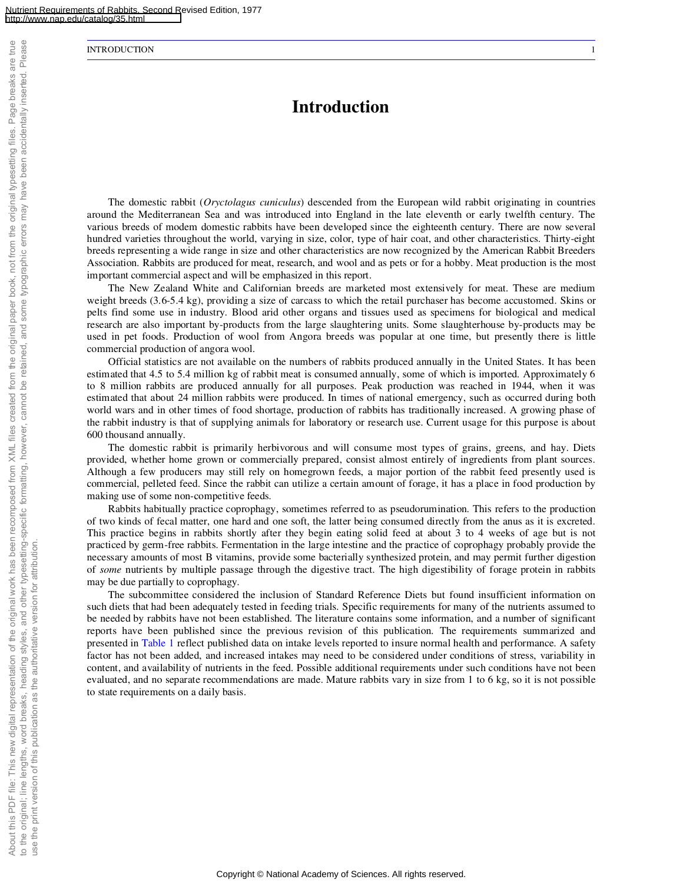# Introduction

The domestic rabbit (*Oryctolagus cuniculus*) descended from the European wild rabbit originating in countries around the Mediterranean Sea and was introduced into England in the late eleventh or early twelfth century. The various breeds of modem domestic rabbits have been developed since the eighteenth century. There are now several hundred varieties throughout the world, varying in size, color, type of hair coat, and other characteristics. Thirty-eight breeds representing a wide range in size and other characteristics are now recognized by the American Rabbit Breeders Association. Rabbits are produced for meat, research, and wool and as pets or for a hobby. Meat production is the most important commercial aspect and will be emphasized in this report.

The New Zealand White and Californian breeds are marketed most extensively for meat. These are medium weight breeds (3.6-5.4 kg), providing a size of carcass to which the retail purchaser has become accustomed. Skins or pelts find some use in industry. Blood arid other organs and tissues used as specimens for biological and medical research are also important by-products from the large slaughtering units. Some slaughterhouse by-products may be used in pet foods. Production of wool from Angora breeds was popular at one time, but presently there is little commercial production of angora wool.

Official statistics are not available on the numbers of rabbits produced annually in the United States. It has been estimated that 4.5 to 5.4 million kg of rabbit meat is consumed annually, some of which is imported. Approximately 6 to 8 million rabbits are produced annually for all purposes. Peak production was reached in 1944, when it was estimated that about 24 million rabbits were produced. In times of national emergency, such as occurred during both world wars and in other times of food shortage, production of rabbits has traditionally increased. A growing phase of the rabbit industry is that of supplying animals for laboratory or research use. Current usage for this purpose is about 600 thousand annually.

The domestic rabbit is primarily herbivorous and will consume most types of grains, greens, and hay. Diets provided, whether home grown or commercially prepared, consist almost entirely of ingredients from plant sources. Although a few producers may still rely on homegrown feeds, a major portion of the rabbit feed presently used is commercial, pelleted feed. Since the rabbit can utilize a certain amount of forage, it has a place in food production by making use of some non-competitive feeds.

Rabbits habitually practice coprophagy, sometimes referred to as pseudorumination. This refers to the production of two kinds of fecal matter, one hard and one soft, the latter being consumed directly from the anus as it is excreted. This practice begins in rabbits shortly after they begin eating solid feed at about 3 to 4 weeks of age but is not practiced by germ-free rabbits. Fermentation in the large intestine and the practice of coprophagy probably provide the necessary amounts of most B vitamins, provide some bacterially synthesized protein, and may permit further digestion of *some* nutrients by multiple passage through the digestive tract. The high digestibility of forage protein in rabbits may be due partially to coprophagy.

The subcommittee considered the inclusion of Standard Reference Diets but found insufficient information on such diets that had been adequately tested in feeding trials. Specific requirements for many of the nutrients assumed to be needed by rabbits have not been established. The literature contains some information, and a number of significant reports have been published since the previous revision of this publication. The requirements summarized and presented in Table 1 reflect published data on intake levels reported to insure normal health and performance. A safety factor has not been added, and increased intakes may need to be considered under conditions of stress, variability in content, and availability of nutrients in the feed. Possible additional requirements under such conditions have not been evaluated, and no separate recommendations are made. Mature rabbits vary in size from 1 to 6 kg, so it is not possible to state requirements on a daily basis.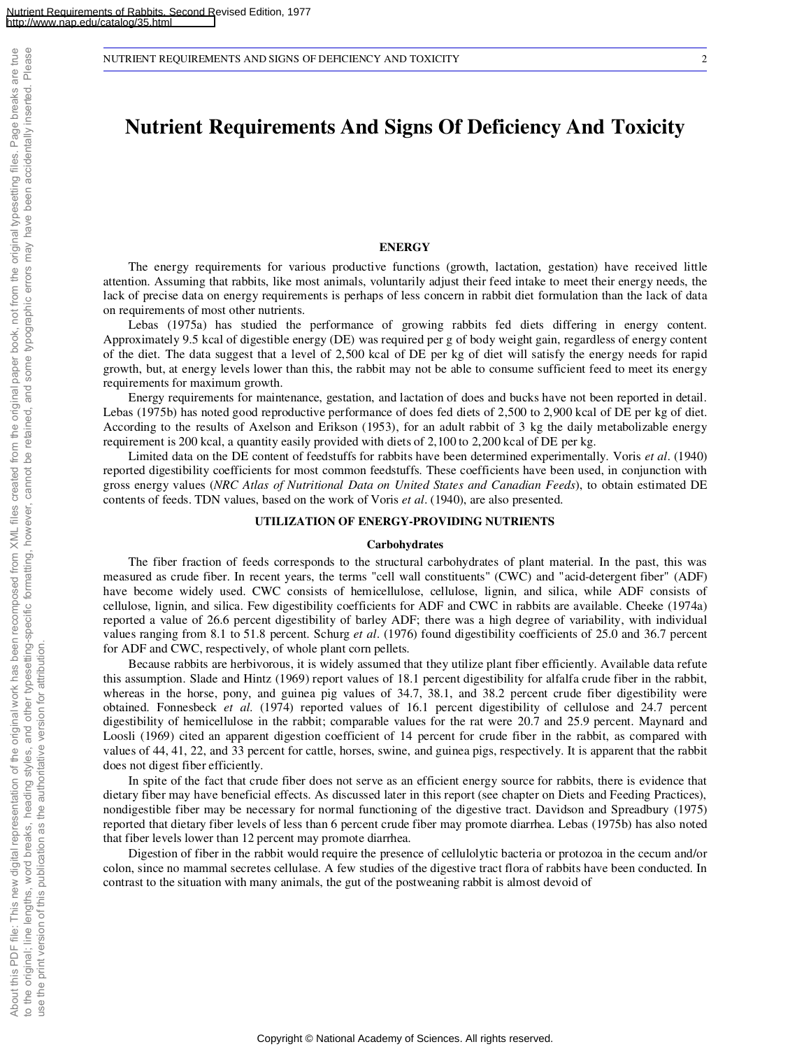# Nutrient Requirements And Signs Of Deficiency And Toxicity

## ENERGY

The energy requirements for various productive functions (growth, lactation, gestation) have received little attention. Assuming that rabbits, like most animals, voluntarily adjust their feed intake to meet their energy needs, the lack of precise data on energy requirements is perhaps of less concern in rabbit diet formulation than the lack of data on requirements of most other nutrients.

Lebas (1975a) has studied the performance of growing rabbits fed diets differing in energy content. Approximately 9.5 kcal of digestible energy (DE) was required per g of body weight gain, regardless of energy content of the diet. The data suggest that a level of 2,500 kcal of DE per kg of diet will satisfy the energy needs for rapid growth, but, at energy levels lower than this, the rabbit may not be able to consume sufficient feed to meet its energy requirements for maximum growth.

Energy requirements for maintenance, gestation, and lactation of does and bucks have not been reported in detail. Lebas (1975b) has noted good reproductive performance of does fed diets of 2,500 to 2,900 kcal of DE per kg of diet. According to the results of Axelson and Erikson (1953), for an adult rabbit of 3 kg the daily metabolizable energy requirement is 200 kcal, a quantity easily provided with diets of 2,100 to 2,200 kcal of DE per kg.

Limited data on the DE content of feedstuffs for rabbits have been determined experimentally. Voris *et al*. (1940) reported digestibility coefficients for most common feedstuffs. These coefficients have been used, in conjunction with gross energy values (*NRC Atlas of Nutritional Data on United States and Canadian Feeds*), to obtain estimated DE contents of feeds. TDN values, based on the work of Voris *et al*. (1940), are also presented.

## UTILIZATION OF ENERGY-PROVIDING NUTRIENTS

### Carbohydrates

The fiber fraction of feeds corresponds to the structural carbohydrates of plant material. In the past, this was measured as crude fiber. In recent years, the terms "cell wall constituents" (CWC) and "acid-detergent fiber" (ADF) have become widely used. CWC consists of hemicellulose, cellulose, lignin, and silica, while ADF consists of cellulose, lignin, and silica. Few digestibility coefficients for ADF and CWC in rabbits are available. Cheeke (1974a) reported a value of 26.6 percent digestibility of barley ADF; there was a high degree of variability, with individual values ranging from 8.1 to 51.8 percent. Schurg *et al*. (1976) found digestibility coefficients of 25.0 and 36.7 percent for ADF and CWC, respectively, of whole plant corn pellets.

Because rabbits are herbivorous, it is widely assumed that they utilize plant fiber efficiently. Available data refute this assumption. Slade and Hintz (1969) report values of 18.1 percent digestibility for alfalfa crude fiber in the rabbit, whereas in the horse, pony, and guinea pig values of 34.7, 38.1, and 38.2 percent crude fiber digestibility were obtained. Fonnesbeck *et al.* (1974) reported values of 16.1 percent digestibility of cellulose and 24.7 percent digestibility of hemicellulose in the rabbit; comparable values for the rat were 20.7 and 25.9 percent. Maynard and Loosli (1969) cited an apparent digestion coefficient of 14 percent for crude fiber in the rabbit, as compared with values of 44, 41, 22, and 33 percent for cattle, horses, swine, and guinea pigs, respectively. It is apparent that the rabbit does not digest fiber efficiently.

In spite of the fact that crude fiber does not serve as an efficient energy source for rabbits, there is evidence that dietary fiber may have beneficial effects. As discussed later in this report (see chapter on Diets and Feeding Practices), nondigestible fiber may be necessary for normal functioning of the digestive tract. Davidson and Spreadbury (1975) reported that dietary fiber levels of less than 6 percent crude fiber may promote diarrhea. Lebas (1975b) has also noted that fiber levels lower than 12 percent may promote diarrhea.

Digestion of fiber in the rabbit would require the presence of cellulolytic bacteria or protozoa in the cecum and/or colon, since no mammal secretes cellulase. A few studies of the digestive tract flora of rabbits have been conducted. In contrast to the situation with many animals, the gut of the postweaning rabbit is almost devoid of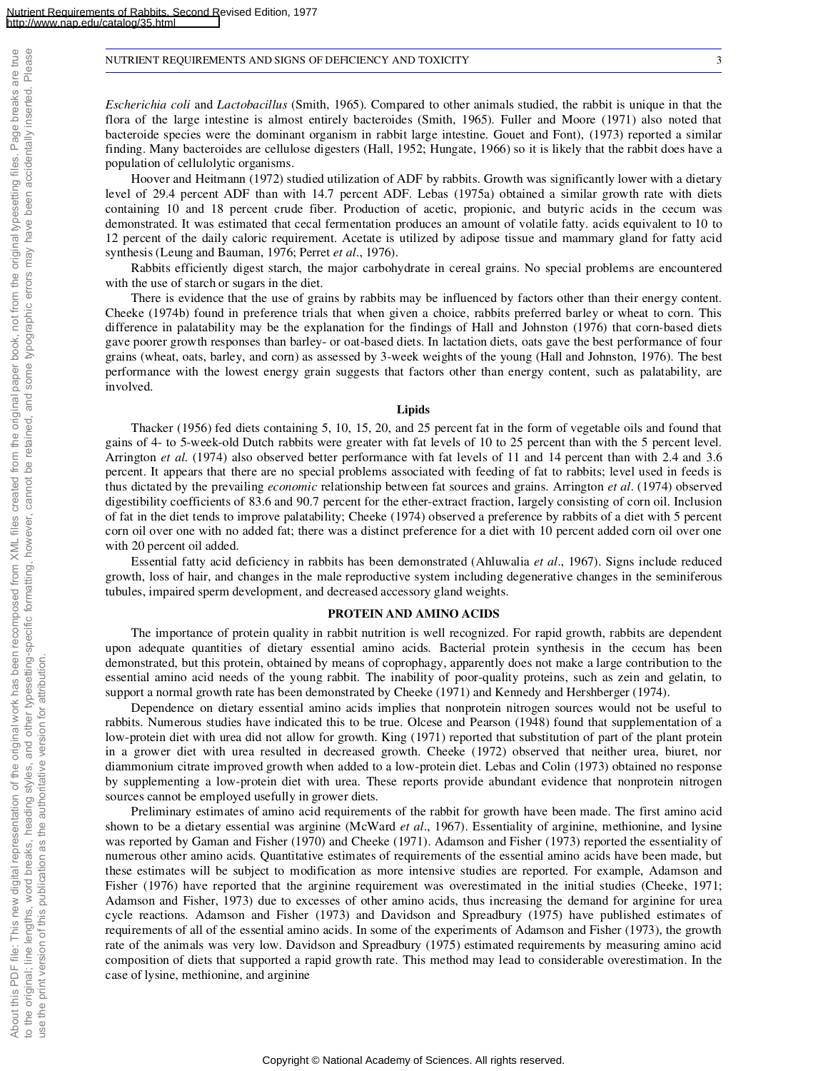*Escherichia coli* and *Lactobacillus* (Smith, 1965). Compared to other animals studied, the rabbit is unique in that the flora of the large intestine is almost entirely bacteroides (Smith, 1965). Fuller and Moore (1971) also noted that bacteroide species were the dominant organism in rabbit large intestine. Gouet and Font), (1973) reported a similar finding. Many bacteroides are cellulose digesters (Hall, 1952; Hungate, 1966) so it is likely that the rabbit does have a population of cellulolytic organisms.

Hoover and Heitmann (1972) studied utilization of ADF by rabbits. Growth was significantly lower with a dietary level of 29.4 percent ADF than with 14.7 percent ADF. Lebas (1975a) obtained a similar growth rate with diets containing 10 and 18 percent crude fiber. Production of acetic, propionic, and butyric acids in the cecum was demonstrated. It was estimated that cecal fermentation produces an amount of volatile fatty. acids equivalent to 10 to 12 percent of the daily caloric requirement. Acetate is utilized by adipose tissue and mammary gland for fatty acid synthesis (Leung and Bauman, 1976; Perret *et al*., 1976).

Rabbits efficiently digest starch, the major carbohydrate in cereal grains. No special problems are encountered with the use of starch or sugars in the diet.

There is evidence that the use of grains by rabbits may be influenced by factors other than their energy content. Cheeke (1974b) found in preference trials that when given a choice, rabbits preferred barley or wheat to corn. This difference in palatability may be the explanation for the findings of Hall and Johnston (1976) that corn-based diets gave poorer growth responses than barley- or oat-based diets. In lactation diets, oats gave the best performance of four grains (wheat, oats, barley, and corn) as assessed by 3-week weights of the young (Hall and Johnston, 1976). The best performance with the lowest energy grain suggests that factors other than energy content, such as palatability, are involved.

### Lipids

Thacker (1956) fed diets containing 5, 10, 15, 20, and 25 percent fat in the form of vegetable oils and found that gains of 4- to 5-week-old Dutch rabbits were greater with fat levels of 10 to 25 percent than with the 5 percent level. Arrington *et al.* (1974) also observed better performance with fat levels of 11 and 14 percent than with 2.4 and 3.6 percent. It appears that there are no special problems associated with feeding of fat to rabbits; level used in feeds is thus dictated by the prevailing *economic* relationship between fat sources and grains. Arrington *et al*. (1974) observed digestibility coefficients of 83.6 and 90.7 percent for the ether-extract fraction, largely consisting of corn oil. Inclusion of fat in the diet tends to improve palatability; Cheeke (1974) observed a preference by rabbits of a diet with 5 percent corn oil over one with no added fat; there was a distinct preference for a diet with 10 percent added corn oil over one with 20 percent oil added.

Essential fatty acid deficiency in rabbits has been demonstrated (Ahluwalia *et al*., 1967). Signs include reduced growth, loss of hair, and changes in the male reproductive system including degenerative changes in the seminiferous tubules, impaired sperm development, and decreased accessory gland weights.

## PROTEIN AND AMINO ACIDS

The importance of protein quality in rabbit nutrition is well recognized. For rapid growth, rabbits are dependent upon adequate quantities of dietary essential amino acids. Bacterial protein synthesis in the cecum has been demonstrated, but this protein, obtained by means of coprophagy, apparently does not make a large contribution to the essential amino acid needs of the young rabbit. The inability of poor-quality proteins, such as zein and gelatin, to support a normal growth rate has been demonstrated by Cheeke (1971) and Kennedy and Hershberger (1974).

Dependence on dietary essential amino acids implies that nonprotein nitrogen sources would not be useful to rabbits. Numerous studies have indicated this to be true. Olcese and Pearson (1948) found that supplementation of a low-protein diet with urea did not allow for growth. King (1971) reported that substitution of part of the plant protein in a grower diet with urea resulted in decreased growth. Cheeke (1972) observed that neither urea, biuret, nor diammonium citrate improved growth when added to a low-protein diet. Lebas and Colin (1973) obtained no response by supplementing a low-protein diet with urea. These reports provide abundant evidence that nonprotein nitrogen sources cannot be employed usefully in grower diets.

Preliminary estimates of amino acid requirements of the rabbit for growth have been made. The first amino acid shown to be a dietary essential was arginine (McWard *et al*., 1967). Essentiality of arginine, methionine, and lysine was reported by Gaman and Fisher (1970) and Cheeke (1971). Adamson and Fisher (1973) reported the essentiality of numerous other amino acids. Quantitative estimates of requirements of the essential amino acids have been made, but these estimates will be subject to modification as more intensive studies are reported. For example, Adamson and Fisher (1976) have reported that the arginine requirement was overestimated in the initial studies (Cheeke, 1971; Adamson and Fisher, 1973) due to excesses of other amino acids, thus increasing the demand for arginine for urea cycle reactions. Adamson and Fisher (1973) and Davidson and Spreadbury (1975) have published estimates of requirements of all of the essential amino acids. In some of the experiments of Adamson and Fisher (1973), the growth rate of the animals was very low. Davidson and Spreadbury (1975) estimated requirements by measuring amino acid composition of diets that supported a rapid growth rate. This method may lead to considerable overestimation. In the case of lysine, methionine, and arginine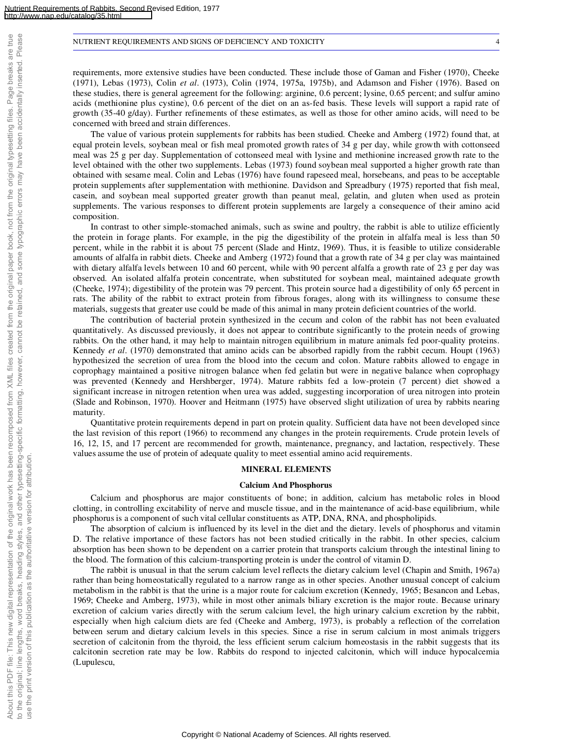requirements, more extensive studies have been conducted. These include those of Gaman and Fisher (1970), Cheeke (1971), Lebas (1973), Colin *et al*. (1973), Colin (1974, 1975a, 1975b), and Adamson and Fisher (1976). Based on these studies, there is general agreement for the following: arginine, 0.6 percent; lysine, 0.65 percent; and sulfur amino acids (methionine plus cystine), 0.6 percent of the diet on an as-fed basis. These levels will support a rapid rate of growth (35-40 g/day). Further refinements of these estimates, as well as those for other amino acids, will need to be concerned with breed and strain differences.

The value of various protein supplements for rabbits has been studied. Cheeke and Amberg (1972) found that, at equal protein levels, soybean meal or fish meal promoted growth rates of 34 g per day, while growth with cottonseed meal was 25 g per day. Supplementation of cottonseed meal with lysine and methionine increased growth rate to the level obtained with the other two supplements. Lebas (1973) found soybean meal supported a higher growth rate than obtained with sesame meal. Colin and Lebas (1976) have found rapeseed meal, horsebeans, and peas to be acceptable protein supplements after supplementation with methionine. Davidson and Spreadbury (1975) reported that fish meal, casein, and soybean meal supported greater growth than peanut meal, gelatin, and gluten when used as protein supplements. The various responses to different protein supplements are largely a consequence of their amino acid composition.

In contrast to other simple-stomached animals, such as swine and poultry, the rabbit is able to utilize efficiently the protein in forage plants. For example, in the pig the digestibility of the protein in alfalfa meal is less than 50 percent, while in the rabbit it is about 75 percent (Slade and Hintz, 1969). Thus, it is feasible to utilize considerable amounts of alfalfa in rabbit diets. Cheeke and Amberg (1972) found that a growth rate of 34 g per clay was maintained with dietary alfalfa levels between 10 and 60 percent, while with 90 percent alfalfa a growth rate of 23 g per day was observed. An isolated alfalfa protein concentrate, when substituted for soybean meal, maintained adequate growth (Cheeke, 1974); digestibility of the protein was 79 percent. This protein source had a digestibility of only 65 percent in rats. The ability of the rabbit to extract protein from fibrous forages, along with its willingness to consume these materials, suggests that greater use could be made of this animal in many protein deficient countries of the world.

The contribution of bacterial protein synthesized in the cecum and colon of the rabbit has not been evaluated quantitatively. As discussed previously, it does not appear to contribute significantly to the protein needs of growing rabbits. On the other hand, it may help to maintain nitrogen equilibrium in mature animals fed poor-quality proteins. Kennedy *et al*. (1970) demonstrated that amino acids can be absorbed rapidly from the rabbit cecum. Houpt (1963) hypothesized the secretion of urea from the blood into the cecum and colon. Mature rabbits allowed to engage in coprophagy maintained a positive nitrogen balance when fed gelatin but were in negative balance when coprophagy was prevented (Kennedy and Hershberger, 1974). Mature rabbits fed a low-protein (7 percent) diet showed a significant increase in nitrogen retention when urea was added, suggesting incorporation of urea nitrogen into protein (Slade and Robinson, 1970). Hoover and Heitmann (1975) have observed slight utilization of urea by rabbits nearing maturity.

Quantitative protein requirements depend in part on protein quality. Sufficient data have not been developed since the last revision of this report (1966) to recommend any changes in the protein requirements. Crude protein levels of 16, 12, 15, and 17 percent are recommended for growth, maintenance, pregnancy, and lactation, respectively. These values assume the use of protein of adequate quality to meet essential amino acid requirements.

## MINERAL ELEMENTS

### Calcium And Phosphorus

Calcium and phosphorus are major constituents of bone; in addition, calcium has metabolic roles in blood clotting, in controlling excitability of nerve and muscle tissue, and in the maintenance of acid-base equilibrium, while phosphorus is a component of such vital cellular constituents as ATP, DNA, RNA, and phospholipids.

The absorption of calcium is influenced by its level in the diet and the dietary. levels of phosphorus and vitamin D. The relative importance of these factors has not been studied critically in the rabbit. In other species, calcium absorption has been shown to be dependent on a carrier protein that transports calcium through the intestinal lining to the blood. The formation of this calcium-transporting protein is under the control of vitamin D.

The rabbit is unusual in that the serum calcium level reflects the dietary calcium level (Chapin and Smith, 1967a) rather than being homeostatically regulated to a narrow range as in other species. Another unusual concept of calcium metabolism in the rabbit is that the urine is a major route for calcium excretion (Kennedy, 1965; Besancon and Lebas, 1969; Cheeke and Amberg, 1973), while in most other animals biliary excretion is the major route. Because urinary excretion of calcium varies directly with the serum calcium level, the high urinary calcium excretion by the rabbit, especially when high calcium diets are fed (Cheeke and Amberg, 1973), is probably a reflection of the correlation between serum and dietary calcium levels in this species. Since a rise in serum calcium in most animals triggers secretion of calcitonin from the thyroid, the less efficient serum calcium homeostasis in the rabbit suggests that its calcitonin secretion rate may be low. Rabbits do respond to injected calcitonin, which will induce hypocalcemia (Lupulescu,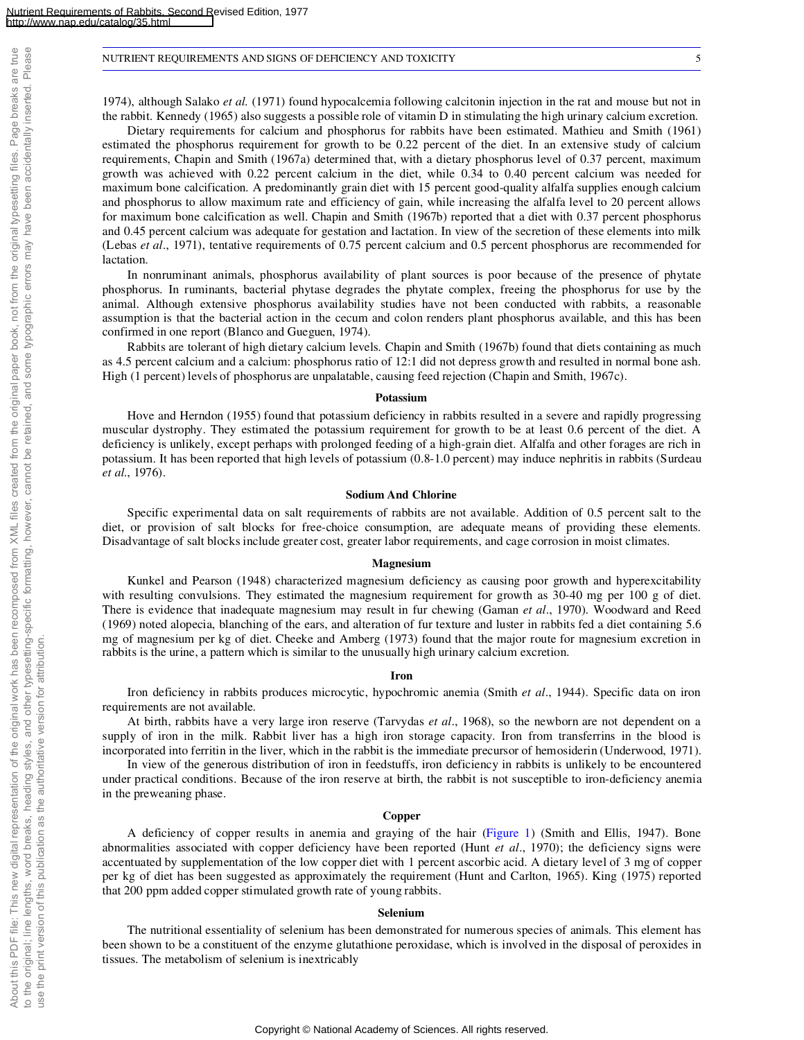1974), although Salako *et al.* (1971) found hypocalcemia following calcitonin injection in the rat and mouse but not in the rabbit. Kennedy (1965) also suggests a possible role of vitamin D in stimulating the high urinary calcium excretion.

Dietary requirements for calcium and phosphorus for rabbits have been estimated. Mathieu and Smith (1961) estimated the phosphorus requirement for growth to be 0.22 percent of the diet. In an extensive study of calcium requirements, Chapin and Smith (1967a) determined that, with a dietary phosphorus level of 0.37 percent, maximum growth was achieved with 0.22 percent calcium in the diet, while 0.34 to 0.40 percent calcium was needed for maximum bone calcification. A predominantly grain diet with 15 percent good-quality alfalfa supplies enough calcium and phosphorus to allow maximum rate and efficiency of gain, while increasing the alfalfa level to 20 percent allows for maximum bone calcification as well. Chapin and Smith (1967b) reported that a diet with 0.37 percent phosphorus and 0.45 percent calcium was adequate for gestation and lactation. In view of the secretion of these elements into milk (Lebas *et al*., 1971), tentative requirements of 0.75 percent calcium and 0.5 percent phosphorus are recommended for lactation.

In nonruminant animals, phosphorus availability of plant sources is poor because of the presence of phytate phosphorus. In ruminants, bacterial phytase degrades the phytate complex, freeing the phosphorus for use by the animal. Although extensive phosphorus availability studies have not been conducted with rabbits, a reasonable assumption is that the bacterial action in the cecum and colon renders plant phosphorus available, and this has been confirmed in one report (Blanco and Gueguen, 1974).

Rabbits are tolerant of high dietary calcium levels. Chapin and Smith (1967b) found that diets containing as much as 4.5 percent calcium and a calcium: phosphorus ratio of 12:1 did not depress growth and resulted in normal bone ash. High (1 percent) levels of phosphorus are unpalatable, causing feed rejection (Chapin and Smith, 1967c).

### Potassium

Hove and Herndon (1955) found that potassium deficiency in rabbits resulted in a severe and rapidly progressing muscular dystrophy. They estimated the potassium requirement for growth to be at least 0.6 percent of the diet. A deficiency is unlikely, except perhaps with prolonged feeding of a high-grain diet. Alfalfa and other forages are rich in potassium. It has been reported that high levels of potassium (0.8-1.0 percent) may induce nephritis in rabbits (Surdeau *et al*., 1976).

### Sodium And Chlorine

Specific experimental data on salt requirements of rabbits are not available. Addition of 0.5 percent salt to the diet, or provision of salt blocks for free-choice consumption, are adequate means of providing these elements. Disadvantage of salt blocks include greater cost, greater labor requirements, and cage corrosion in moist climates.

### Magnesium

Kunkel and Pearson (1948) characterized magnesium deficiency as causing poor growth and hyperexcitability with resulting convulsions. They estimated the magnesium requirement for growth as 30-40 mg per 100 g of diet. There is evidence that inadequate magnesium may result in fur chewing (Gaman *et al*., 1970). Woodward and Reed (1969) noted alopecia, blanching of the ears, and alteration of fur texture and luster in rabbits fed a diet containing 5.6 mg of magnesium per kg of diet. Cheeke and Amberg (1973) found that the major route for magnesium excretion in rabbits is the urine, a pattern which is similar to the unusually high urinary calcium excretion.

### Iron

Iron deficiency in rabbits produces microcytic, hypochromic anemia (Smith *et al*., 1944). Specific data on iron requirements are not available.

At birth, rabbits have a very large iron reserve (Tarvydas *et al*., 1968), so the newborn are not dependent on a supply of iron in the milk. Rabbit liver has a high iron storage capacity. Iron from transferrins in the blood is incorporated into ferritin in the liver, which in the rabbit is the immediate precursor of hemosiderin (Underwood, 1971).

In view of the generous distribution of iron in feedstuffs, iron deficiency in rabbits is unlikely to be encountered under practical conditions. Because of the iron reserve at birth, the rabbit is not susceptible to iron-deficiency anemia in the preweaning phase.

### Copper

A deficiency of copper results in anemia and graying of the hair (Figure 1) (Smith and Ellis, 1947). Bone abnormalities associated with copper deficiency have been reported (Hunt *et al*., 1970); the deficiency signs were accentuated by supplementation of the low copper diet with 1 percent ascorbic acid. A dietary level of 3 mg of copper per kg of diet has been suggested as approximately the requirement (Hunt and Carlton, 1965). King (1975) reported that 200 ppm added copper stimulated growth rate of young rabbits.

### Selenium

The nutritional essentiality of selenium has been demonstrated for numerous species of animals. This element has been shown to be a constituent of the enzyme glutathione peroxidase, which is involved in the disposal of peroxides in tissues. The metabolism of selenium is inextricably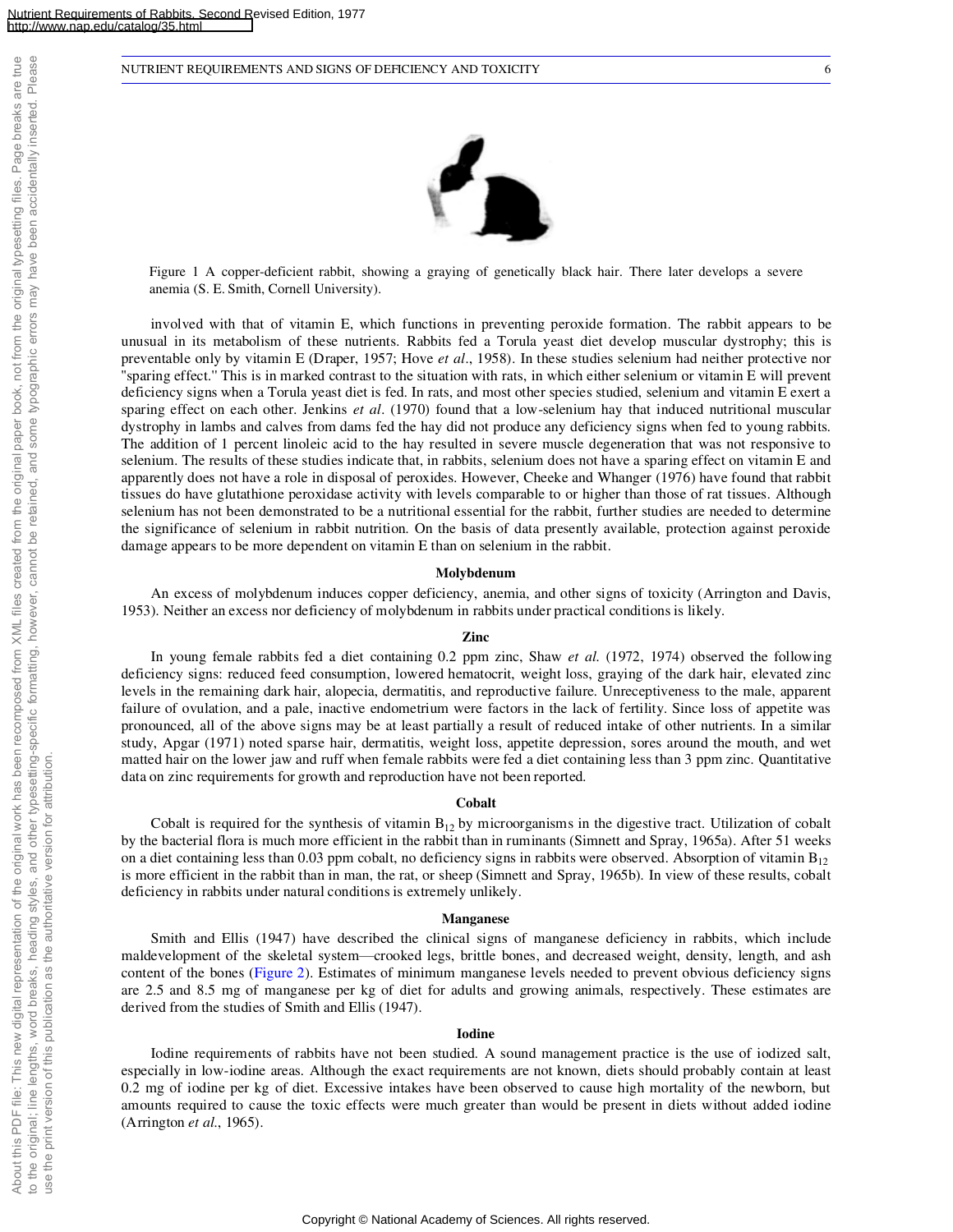Figure 1 A copper-deficient rabbit, showing a graying of genetically black hair. There later develops a severe anemia (S. E. Smith, Cornell University).

involved with that of vitamin E, which functions in preventing peroxide formation. The rabbit appears to be unusual in its metabolism of these nutrients. Rabbits fed a Torula yeast diet develop muscular dystrophy; this is preventable only by vitamin E (Draper, 1957; Hove *et al*., 1958). In these studies selenium had neither protective nor "sparing effect." This is in marked contrast to the situation with rats, in which either selenium or vitamin E will prevent deficiency signs when a Torula yeast diet is fed. In rats, and most other species studied, selenium and vitamin E exert a sparing effect on each other. Jenkins *et al*. (1970) found that a low-selenium hay that induced nutritional muscular dystrophy in lambs and calves from dams fed the hay did not produce any deficiency signs when fed to young rabbits. The addition of 1 percent linoleic acid to the hay resulted in severe muscle degeneration that was not responsive to selenium. The results of these studies indicate that, in rabbits, selenium does not have a sparing effect on vitamin E and apparently does not have a role in disposal of peroxides. However, Cheeke and Whanger (1976) have found that rabbit tissues do have glutathione peroxidase activity with levels comparable to or higher than those of rat tissues. Although selenium has not been demonstrated to be a nutritional essential for the rabbit, further studies are needed to determine the significance of selenium in rabbit nutrition. On the basis of data presently available, protection against peroxide damage appears to be more dependent on vitamin E than on selenium in the rabbit.

### Molybdenum

An excess of molybdenum induces copper deficiency, anemia, and other signs of toxicity (Arrington and Davis, 1953). Neither an excess nor deficiency of molybdenum in rabbits under practical conditions is likely.

### Zinc

In young female rabbits fed a diet containing 0.2 ppm zinc, Shaw *et al.* (1972, 1974) observed the following deficiency signs: reduced feed consumption, lowered hematocrit, weight loss, graying of the dark hair, elevated zinc levels in the remaining dark hair, alopecia, dermatitis, and reproductive failure. Unreceptiveness to the male, apparent failure of ovulation, and a pale, inactive endometrium were factors in the lack of fertility. Since loss of appetite was pronounced, all of the above signs may be at least partially a result of reduced intake of other nutrients. In a similar study, Apgar (1971) noted sparse hair, dermatitis, weight loss, appetite depression, sores around the mouth, and wet matted hair on the lower jaw and ruff when female rabbits were fed a diet containing less than 3 ppm zinc. Quantitative data on zinc requirements for growth and reproduction have not been reported.

### Cobalt

Cobalt is required for the synthesis of vitamin $B_{12}$ by microorganisms in the digestive tract. Utilization of cobalt by the bacterial flora is much more efficient in the rabbit than in ruminants (Simnett and Spray, 1965a). After 51 weeks on a diet containing less than 0.03 ppm cobalt, no deficiency signs in rabbits were observed. Absorption of vitamin $B_{12}$ is more efficient in the rabbit than in man, the rat, or sheep (Simnett and Spray, 1965b). In view of these results, cobalt deficiency in rabbits under natural conditions is extremely unlikely.

### Manganese

Smith and Ellis (1947) have described the clinical signs of manganese deficiency in rabbits, which include maldevelopment of the skeletal system—crooked legs, brittle bones, and decreased weight, density, length, and ash content of the bones (Figure 2). Estimates of minimum manganese levels needed to prevent obvious deficiency signs are 2.5 and 8.5 mg of manganese per kg of diet for adults and growing animals, respectively. These estimates are derived from the studies of Smith and Ellis (1947).

### Iodine

Iodine requirements of rabbits have not been studied. A sound management practice is the use of iodized salt, especially in low-iodine areas. Although the exact requirements are not known, diets should probably contain at least 0.2 mg of iodine per kg of diet. Excessive intakes have been observed to cause high mortality of the newborn, but amounts required to cause the toxic effects were much greater than would be present in diets without added iodine (Arrington *et al*., 1965).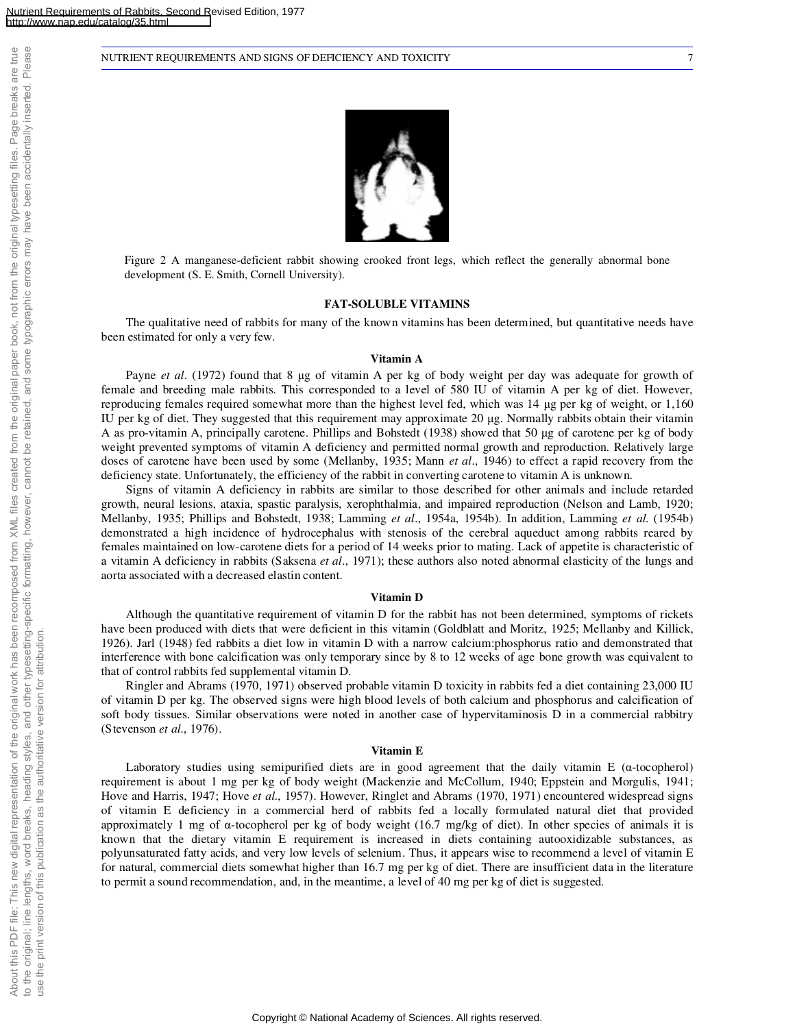Figure 2 A manganese-deficient rabbit showing crooked front legs, which reflect the generally abnormal bone development (S. E. Smith, Cornell University).

## FAT-SOLUBLE VITAMINS

The qualitative need of rabbits for many of the known vitamins has been determined, but quantitative needs have been estimated for only a very few.

### Vitamin A

Payne *et al*. (1972) found that 8 μg of vitamin A per kg of body weight per day was adequate for growth of female and breeding male rabbits. This corresponded to a level of 580 IU of vitamin A per kg of diet. However, reproducing females required somewhat more than the highest level fed, which was 14 μg per kg of weight, or 1,160 IU per kg of diet. They suggested that this requirement may approximate 20 μg. Normally rabbits obtain their vitamin A as pro-vitamin A, principally carotene. Phillips and Bohstedt (1938) showed that 50 μg of carotene per kg of body weight prevented symptoms of vitamin A deficiency and permitted normal growth and reproduction. Relatively large doses of carotene have been used by some (Mellanby, 1935; Mann *et al*., 1946) to effect a rapid recovery from the deficiency state. Unfortunately, the efficiency of the rabbit in converting carotene to vitamin A is unknown.

Signs of vitamin A deficiency in rabbits are similar to those described for other animals and include retarded growth, neural lesions, ataxia, spastic paralysis, xerophthalmia, and impaired reproduction (Nelson and Lamb, 1920; Mellanby, 1935; Phillips and Bohstedt, 1938; Lamming *et al*., 1954a, 1954b). In addition, Lamming *et al.* (1954b) demonstrated a high incidence of hydrocephalus with stenosis of the cerebral aqueduct among rabbits reared by females maintained on low-carotene diets for a period of 14 weeks prior to mating. Lack of appetite is characteristic of a vitamin A deficiency in rabbits (Saksena *et al*., 1971); these authors also noted abnormal elasticity of the lungs and aorta associated with a decreased elastin content.

### Vitamin D

Although the quantitative requirement of vitamin D for the rabbit has not been determined, symptoms of rickets have been produced with diets that were deficient in this vitamin (Goldblatt and Moritz, 1925; Mellanby and Killick, 1926). Jarl (1948) fed rabbits a diet low in vitamin D with a narrow calcium:phosphorus ratio and demonstrated that interference with bone calcification was only temporary since by 8 to 12 weeks of age bone growth was equivalent to that of control rabbits fed supplemental vitamin D.

Ringler and Abrams (1970, 1971) observed probable vitamin D toxicity in rabbits fed a diet containing 23,000 IU of vitamin D per kg. The observed signs were high blood levels of both calcium and phosphorus and calcification of soft body tissues. Similar observations were noted in another case of hypervitaminosis D in a commercial rabbitry (Stevenson *et al*., 1976).

### Vitamin E

Laboratory studies using semipurified diets are in good agreement that the daily vitamin E (α-tocopherol) requirement is about 1 mg per kg of body weight (Mackenzie and McCollum, 1940; Eppstein and Morgulis, 1941; Hove and Harris, 1947; Hove *et al*., 1957). However, Ringlet and Abrams (1970, 1971) encountered widespread signs of vitamin E deficiency in a commercial herd of rabbits fed a locally formulated natural diet that provided approximately 1 mg of α-tocopherol per kg of body weight (16.7 mg/kg of diet). In other species of animals it is known that the dietary vitamin E requirement is increased in diets containing autooxidizable substances, as polyunsaturated fatty acids, and very low levels of selenium. Thus, it appears wise to recommend a level of vitamin E for natural, commercial diets somewhat higher than 16.7 mg per kg of diet. There are insufficient data in the literature to permit a sound recommendation, and, in the meantime, a level of 40 mg per kg of diet is suggested.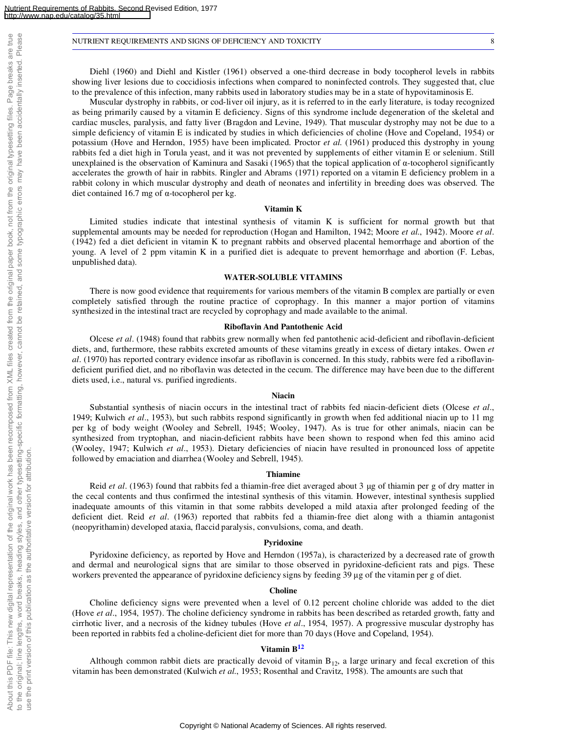Diehl (1960) and Diehl and Kistler (1961) observed a one-third decrease in body tocopherol levels in rabbits showing liver lesions due to coccidiosis infections when compared to noninfected controls. They suggested that, clue to the prevalence of this infection, many rabbits used in laboratory studies may be in a state of hypovitaminosis E.

Muscular dystrophy in rabbits, or cod-liver oil injury, as it is referred to in the early literature, is today recognized as being primarily caused by a vitamin E deficiency. Signs of this syndrome include degeneration of the skeletal and cardiac muscles, paralysis, and fatty liver (Bragdon and Levine, 1949). That muscular dystrophy may not be due to a simple deficiency of vitamin E is indicated by studies in which deficiencies of choline (Hove and Copeland, 1954) or potassium (Hove and Herndon, 1955) have been implicated. Proctor *et al.* (1961) produced this dystrophy in young rabbits fed a diet high in Torula yeast, and it was not prevented by supplements of either vitamin E or selenium. Still unexplained is the observation of Kaminura and Sasaki (1965) that the topical application of α-tocopherol significantly accelerates the growth of hair in rabbits. Ringler and Abrams (1971) reported on a vitamin E deficiency problem in a rabbit colony in which muscular dystrophy and death of neonates and infertility in breeding does was observed. The diet contained 16.7 mg of α-tocopherol per kg.

### Vitamin K

Limited studies indicate that intestinal synthesis of vitamin K is sufficient for normal growth but that supplemental amounts may be needed for reproduction (Hogan and Hamilton, 1942; Moore *et al*., 1942). Moore *et al*. (1942) fed a diet deficient in vitamin K to pregnant rabbits and observed placental hemorrhage and abortion of the young. A level of 2 ppm vitamin K in a purified diet is adequate to prevent hemorrhage and abortion (F. Lebas, unpublished data).

## WATER-SOLUBLE VITAMINS

There is now good evidence that requirements for various members of the vitamin B complex are partially or even completely satisfied through the routine practice of coprophagy. In this manner a major portion of vitamins synthesized in the intestinal tract are recycled by coprophagy and made available to the animal.

### Riboflavin And Pantothenic Acid

Olcese *et al*. (1948) found that rabbits grew normally when fed pantothenic acid-deficient and riboflavin-deficient diets, and, furthermore, these rabbits excreted amounts of these vitamins greatly in excess of dietary intakes. Owen *et al*. (1970) has reported contrary evidence insofar as riboflavin is concerned. In this study, rabbits were fed a riboflavin-deficient purified diet, and no riboflavin was detected in the cecum. The difference may have been due to the different diets used, i.e., natural vs. purified ingredients.

### Niacin

Substantial synthesis of niacin occurs in the intestinal tract of rabbits fed niacin-deficient diets (Olcese *et al*., 1949; Kulwich *et al*., 1953), but such rabbits respond significantly in growth when fed additional niacin up to 11 mg per kg of body weight (Wooley and Sebrell, 1945; Wooley, 1947). As is true for other animals, niacin can be synthesized from tryptophan, and niacin-deficient rabbits have been shown to respond when fed this amino acid (Wooley, 1947; Kulwich *et al*., 1953). Dietary deficiencies of niacin have resulted in pronounced loss of appetite followed by emaciation and diarrhea (Wooley and Sebrell, 1945).

### Thiamine

Reid *et al*. (1963) found that rabbits fed a thiamin-free diet averaged about 3 μg of thiamin per g of dry matter in the cecal contents and thus confirmed the intestinal synthesis of this vitamin. However, intestinal synthesis supplied inadequate amounts of this vitamin in that some rabbits developed a mild ataxia after prolonged feeding of the deficient diet. Reid *et al*. (1963) reported that rabbits fed a thiamin-free diet along with a thiamin antagonist (neopyrithamin) developed ataxia, flaccid paralysis, convulsions, coma, and death.

### Pyridoxine

Pyridoxine deficiency, as reported by Hove and Herndon (1957a), is characterized by a decreased rate of growth and dermal and neurological signs that are similar to those observed in pyridoxine-deficient rats and pigs. These workers prevented the appearance of pyridoxine deficiency signs by feeding 39 µg of the vitamin per g of diet.

### Choline

Choline deficiency signs were prevented when a level of 0.12 percent choline chloride was added to the diet (Hove *et al*., 1954, 1957). The choline deficiency syndrome in rabbits has been described as retarded growth, fatty and cirrhotic liver, and a necrosis of the kidney tubules (Hove *et al*., 1954, 1957). A progressive muscular dystrophy has been reported in rabbits fed a choline-deficient diet for more than 70 days (Hove and Copeland, 1954).

### Vitamin B[12]

Although common rabbit diets are practically devoid of vitamin $B_{12}$, a large urinary and fecal excretion of this vitamin has been demonstrated (Kulwich *et al*., 1953; Rosenthal and Cravitz, 1958). The amounts are such that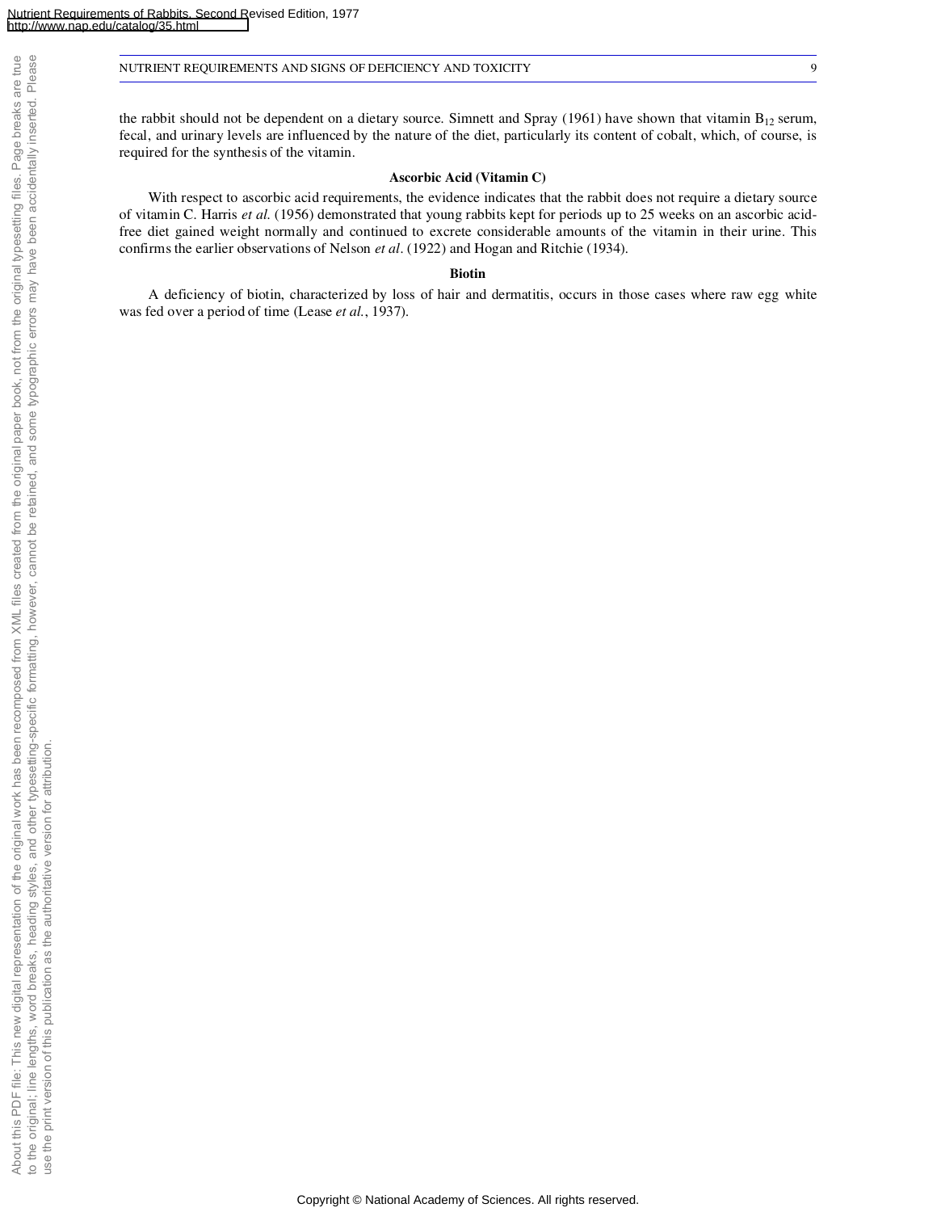the rabbit should not be dependent on a dietary source. Simnett and Spray (1961) have shown that vitamin $B_{12}$ serum, fecal, and urinary levels are influenced by the nature of the diet, particularly its content of cobalt, which, of course, is required for the synthesis of the vitamin.

### Ascorbic Acid (Vitamin C)

With respect to ascorbic acid requirements, the evidence indicates that the rabbit does not require a dietary source of vitamin C. Harris *et al.* (1956) demonstrated that young rabbits kept for periods up to 25 weeks on an ascorbic acid-free diet gained weight normally and continued to excrete considerable amounts of the vitamin in their urine. This confirms the earlier observations of Nelson *et al*. (1922) and Hogan and Ritchie (1934).

### Biotin

A deficiency of biotin, characterized by loss of hair and dermatitis, occurs in those cases where raw egg white was fed over a period of time (Lease *et al.*, 1937).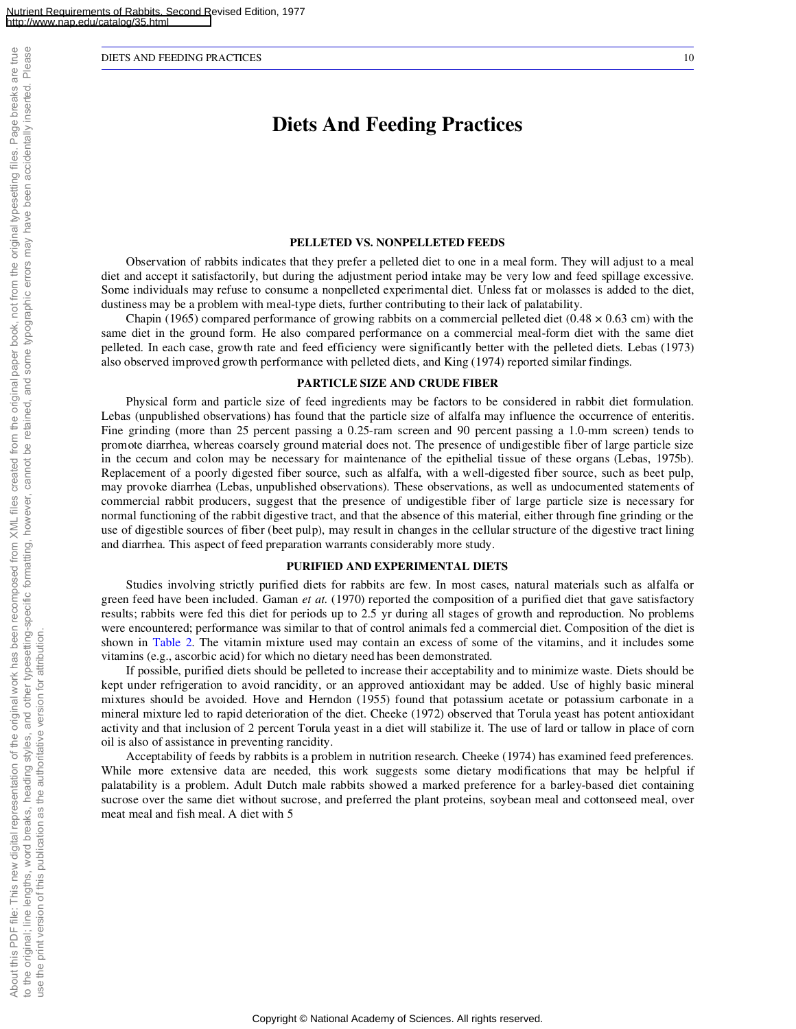# Diets And Feeding Practices

## PELLETED VS. NONPELLETED FEEDS

Observation of rabbits indicates that they prefer a pelleted diet to one in a meal form. They will adjust to a meal diet and accept it satisfactorily, but during the adjustment period intake may be very low and feed spillage excessive. Some individuals may refuse to consume a nonpelleted experimental diet. Unless fat or molasses is added to the diet, dustiness may be a problem with meal-type diets, further contributing to their lack of palatability.

Chapin (1965) compared performance of growing rabbits on a commercial pelleted diet (0.48 × 0.63 cm) with the same diet in the ground form. He also compared performance on a commercial meal-form diet with the same diet pelleted. In each case, growth rate and feed efficiency were significantly better with the pelleted diets. Lebas (1973) also observed improved growth performance with pelleted diets, and King (1974) reported similar findings.

## PARTICLE SIZE AND CRUDE FIBER

Physical form and particle size of feed ingredients may be factors to be considered in rabbit diet formulation. Lebas (unpublished observations) has found that the particle size of alfalfa may influence the occurrence of enteritis. Fine grinding (more than 25 percent passing a 0.25-ram screen and 90 percent passing a 1.0-mm screen) tends to promote diarrhea, whereas coarsely ground material does not. The presence of undigestible fiber of large particle size in the cecum and colon may be necessary for maintenance of the epithelial tissue of these organs (Lebas, 1975b). Replacement of a poorly digested fiber source, such as alfalfa, with a well-digested fiber source, such as beet pulp, may provoke diarrhea (Lebas, unpublished observations). These observations, as well as undocumented statements of commercial rabbit producers, suggest that the presence of undigestible fiber of large particle size is necessary for normal functioning of the rabbit digestive tract, and that the absence of this material, either through fine grinding or the use of digestible sources of fiber (beet pulp), may result in changes in the cellular structure of the digestive tract lining and diarrhea. This aspect of feed preparation warrants considerably more study.

## PURIFIED AND EXPERIMENTAL DIETS

Studies involving strictly purified diets for rabbits are few. In most cases, natural materials such as alfalfa or green feed have been included. Gaman *et at.* (1970) reported the composition of a purified diet that gave satisfactory results; rabbits were fed this diet for periods up to 2.5 yr during all stages of growth and reproduction. No problems were encountered; performance was similar to that of control animals fed a commercial diet. Composition of the diet is shown in Table 2. The vitamin mixture used may contain an excess of some of the vitamins, and it includes some vitamins (e.g., ascorbic acid) for which no dietary need has been demonstrated.

If possible, purified diets should be pelleted to increase their acceptability and to minimize waste. Diets should be kept under refrigeration to avoid rancidity, or an approved antioxidant may be added. Use of highly basic mineral mixtures should be avoided. Hove and Herndon (1955) found that potassium acetate or potassium carbonate in a mineral mixture led to rapid deterioration of the diet. Cheeke (1972) observed that Torula yeast has potent antioxidant activity and that inclusion of 2 percent Torula yeast in a diet will stabilize it. The use of lard or tallow in place of corn oil is also of assistance in preventing rancidity.

Acceptability of feeds by rabbits is a problem in nutrition research. Cheeke (1974) has examined feed preferences. While more extensive data are needed, this work suggests some dietary modifications that may be helpful if palatability is a problem. Adult Dutch male rabbits showed a marked preference for a barley-based diet containing sucrose over the same diet without sucrose, and preferred the plant proteins, soybean meal and cottonseed meal, over meat meal and fish meal. A diet with 5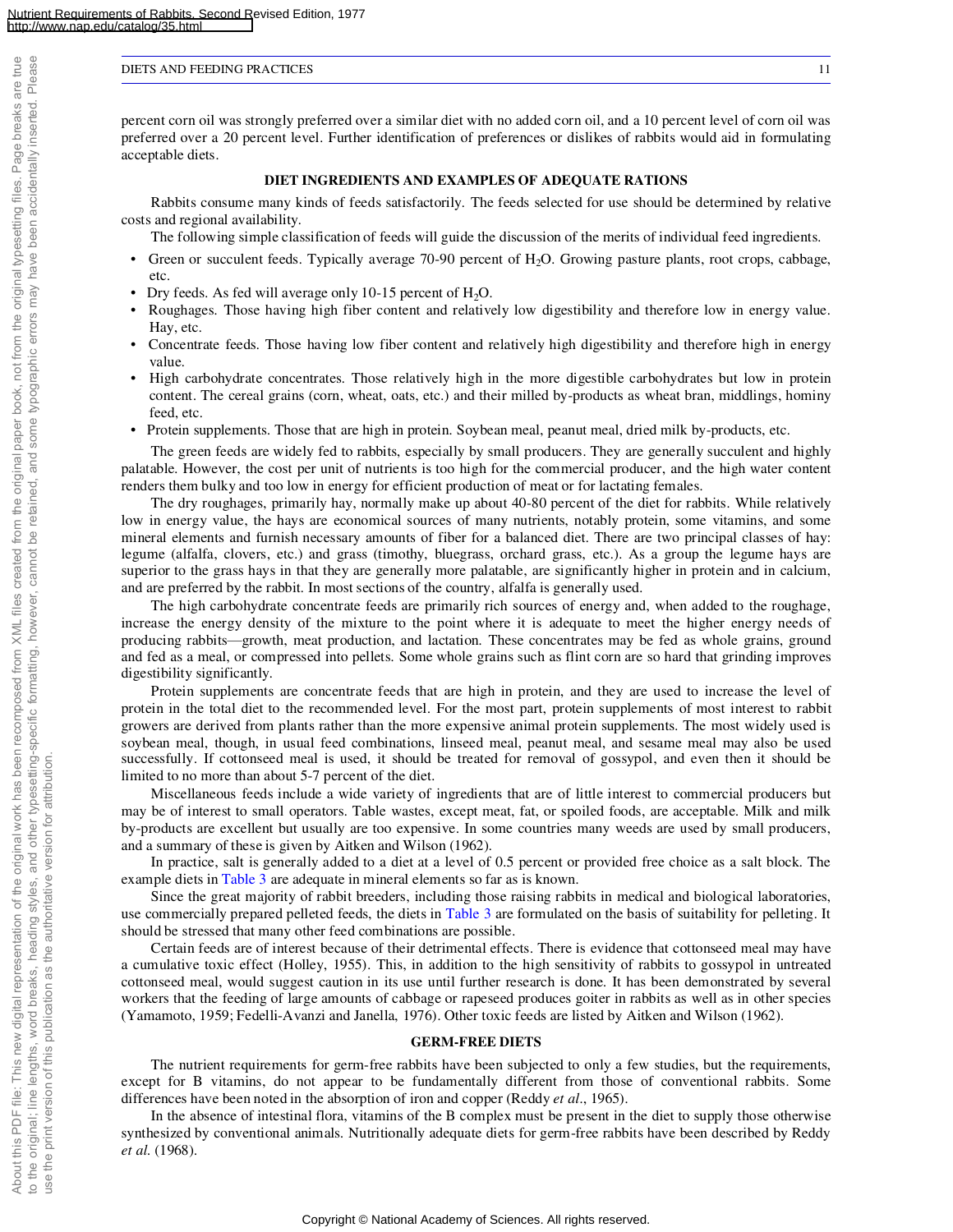percent corn oil was strongly preferred over a similar diet with no added corn oil, and a 10 percent level of corn oil was preferred over a 20 percent level. Further identification of preferences or dislikes of rabbits would aid in formulating acceptable diets.

## DIET INGREDIENTS AND EXAMPLES OF ADEQUATE RATIONS

Rabbits consume many kinds of feeds satisfactorily. The feeds selected for use should be determined by relative costs and regional availability.

The following simple classification of feeds will guide the discussion of the merits of individual feed ingredients.

- Green or succulent feeds. Typically average 70-90 percent of $H_2O$. Growing pasture plants, root crops, cabbage, etc.
- Dry feeds. As fed will average only 10-15 percent of $H_2O$.
- Roughages. Those having high fiber content and relatively low digestibility and therefore low in energy value. Hay, etc.
- Concentrate feeds. Those having low fiber content and relatively high digestibility and therefore high in energy value.
- High carbohydrate concentrates. Those relatively high in the more digestible carbohydrates but low in protein content. The cereal grains (corn, wheat, oats, etc.) and their milled by-products as wheat bran, middlings, hominy feed, etc.
- Protein supplements. Those that are high in protein. Soybean meal, peanut meal, dried milk by-products, etc.

The green feeds are widely fed to rabbits, especially by small producers. They are generally succulent and highly palatable. However, the cost per unit of nutrients is too high for the commercial producer, and the high water content renders them bulky and too low in energy for efficient production of meat or for lactating females.

The dry roughages, primarily hay, normally make up about 40-80 percent of the diet for rabbits. While relatively low in energy value, the hays are economical sources of many nutrients, notably protein, some vitamins, and some mineral elements and furnish necessary amounts of fiber for a balanced diet. There are two principal classes of hay: legume (alfalfa, clovers, etc.) and grass (timothy, bluegrass, orchard grass, etc.). As a group the legume hays are superior to the grass hays in that they are generally more palatable, are significantly higher in protein and in calcium, and are preferred by the rabbit. In most sections of the country, alfalfa is generally used.

The high carbohydrate concentrate feeds are primarily rich sources of energy and, when added to the roughage, increase the energy density of the mixture to the point where it is adequate to meet the higher energy needs of producing rabbits—growth, meat production, and lactation. These concentrates may be fed as whole grains, ground and fed as a meal, or compressed into pellets. Some whole grains such as flint corn are so hard that grinding improves digestibility significantly.

Protein supplements are concentrate feeds that are high in protein, and they are used to increase the level of protein in the total diet to the recommended level. For the most part, protein supplements of most interest to rabbit growers are derived from plants rather than the more expensive animal protein supplements. The most widely used is soybean meal, though, in usual feed combinations, linseed meal, peanut meal, and sesame meal may also be used successfully. If cottonseed meal is used, it should be treated for removal of gossypol, and even then it should be limited to no more than about 5-7 percent of the diet.

Miscellaneous feeds include a wide variety of ingredients that are of little interest to commercial producers but may be of interest to small operators. Table wastes, except meat, fat, or spoiled foods, are acceptable. Milk and milk by-products are excellent but usually are too expensive. In some countries many weeds are used by small producers, and a summary of these is given by Aitken and Wilson (1962).

In practice, salt is generally added to a diet at a level of 0.5 percent or provided free choice as a salt block. The example diets in Table 3 are adequate in mineral elements so far as is known.

Since the great majority of rabbit breeders, including those raising rabbits in medical and biological laboratories, use commercially prepared pelleted feeds, the diets in Table 3 are formulated on the basis of suitability for pelleting. It should be stressed that many other feed combinations are possible.

Certain feeds are of interest because of their detrimental effects. There is evidence that cottonseed meal may have a cumulative toxic effect (Holley, 1955). This, in addition to the high sensitivity of rabbits to gossypol in untreated cottonseed meal, would suggest caution in its use until further research is done. It has been demonstrated by several workers that the feeding of large amounts of cabbage or rapeseed produces goiter in rabbits as well as in other species (Yamamoto, 1959; Fedelli-Avanzi and Janella, 1976). Other toxic feeds are listed by Aitken and Wilson (1962).

## GERM-FREE DIETS

The nutrient requirements for germ-free rabbits have been subjected to only a few studies, but the requirements, except for B vitamins, do not appear to be fundamentally different from those of conventional rabbits. Some differences have been noted in the absorption of iron and copper (Reddy *et al*., 1965).

In the absence of intestinal flora, vitamins of the B complex must be present in the diet to supply those otherwise synthesized by conventional animals. Nutritionally adequate diets for germ-free rabbits have been described by Reddy *et al.* (1968).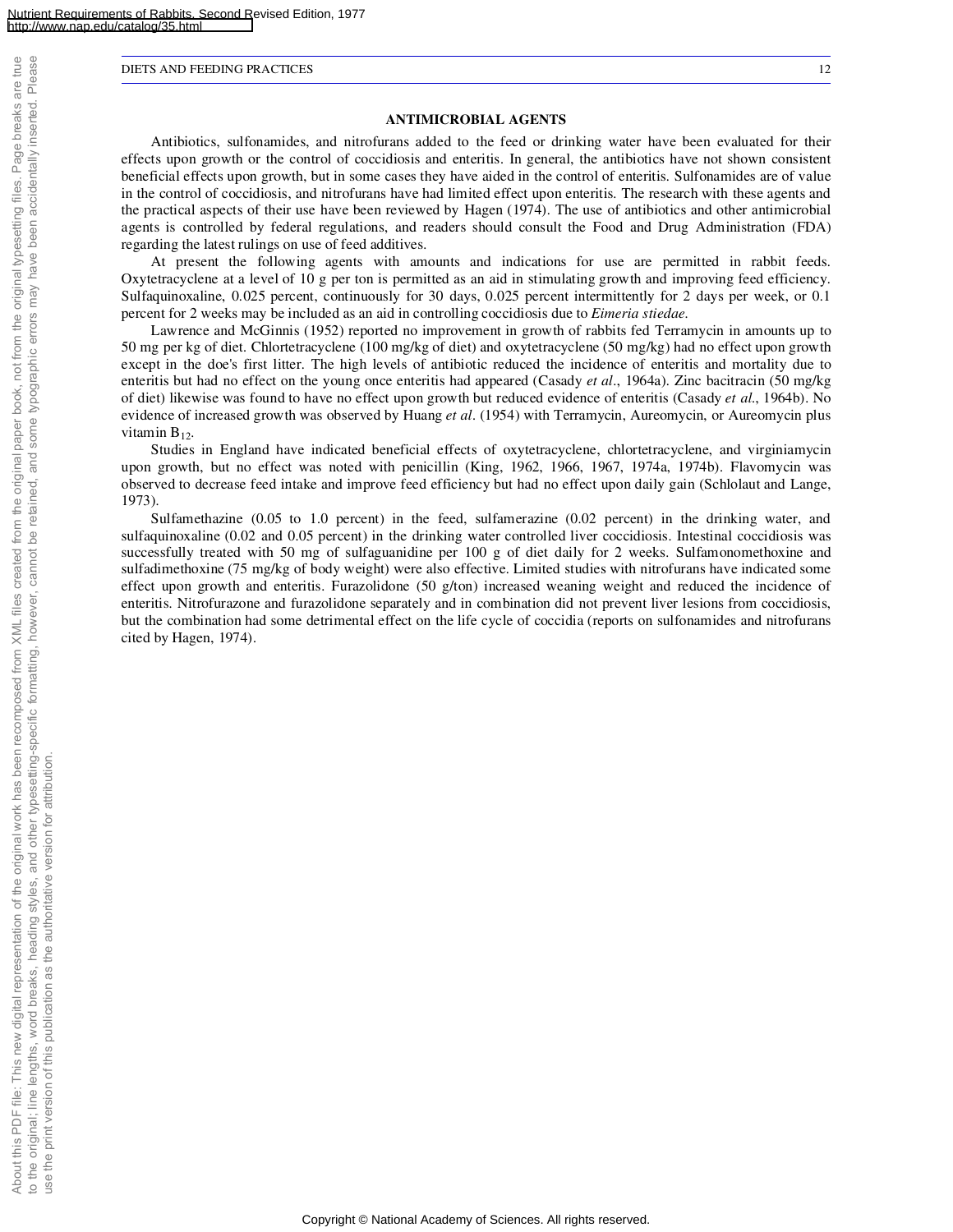## ANTIMICROBIAL AGENTS

Antibiotics, sulfonamides, and nitrofurans added to the feed or drinking water have been evaluated for their effects upon growth or the control of coccidiosis and enteritis. In general, the antibiotics have not shown consistent beneficial effects upon growth, but in some cases they have aided in the control of enteritis. Sulfonamides are of value in the control of coccidiosis, and nitrofurans have had limited effect upon enteritis. The research with these agents and the practical aspects of their use have been reviewed by Hagen (1974). The use of antibiotics and other antimicrobial agents is controlled by federal regulations, and readers should consult the Food and Drug Administration (FDA) regarding the latest rulings on use of feed additives.

At present the following agents with amounts and indications for use are permitted in rabbit feeds. Oxytetracyclene at a level of 10 g per ton is permitted as an aid in stimulating growth and improving feed efficiency. Sulfaquinoxaline, 0.025 percent, continuously for 30 days, 0.025 percent intermittently for 2 days per week, or 0.1 percent for 2 weeks may be included as an aid in controlling coccidiosis due to *Eimeria stiedae*.

Lawrence and McGinnis (1952) reported no improvement in growth of rabbits fed Terramycin in amounts up to 50 mg per kg of diet. Chlortetracyclene (100 mg/kg of diet) and oxytetracyclene (50 mg/kg) had no effect upon growth except in the doe's first litter. The high levels of antibiotic reduced the incidence of enteritis and mortality due to enteritis but had no effect on the young once enteritis had appeared (Casady *et al*., 1964a). Zinc bacitracin (50 mg/kg of diet) likewise was found to have no effect upon growth but reduced evidence of enteritis (Casady *et al*., 1964b). No evidence of increased growth was observed by Huang *et al*. (1954) with Terramycin, Aureomycin, or Aureomycin plus vitamin $B_{12}$.

Studies in England have indicated beneficial effects of oxytetracyclene, chlortetracyclene, and virginiamycin upon growth, but no effect was noted with penicillin (King, 1962, 1966, 1967, 1974a, 1974b). Flavomycin was observed to decrease feed intake and improve feed efficiency but had no effect upon daily gain (Schlolaut and Lange, 1973).

Sulfamethazine (0.05 to 1.0 percent) in the feed, sulfamerazine (0.02 percent) in the drinking water, and sulfaquinoxaline (0.02 and 0.05 percent) in the drinking water controlled liver coccidiosis. Intestinal coccidiosis was successfully treated with 50 mg of sulfaguanidine per 100 g of diet daily for 2 weeks. Sulfamonomethoxine and sulfadimethoxine (75 mg/kg of body weight) were also effective. Limited studies with nitrofurans have indicated some effect upon growth and enteritis. Furazolidone (50 g/ton) increased weaning weight and reduced the incidence of enteritis. Nitrofurazone and furazolidone separately and in combination did not prevent liver lesions from coccidiosis, but the combination had some detrimental effect on the life cycle of coccidia (reports on sulfonamides and nitrofurans cited by Hagen, 1974).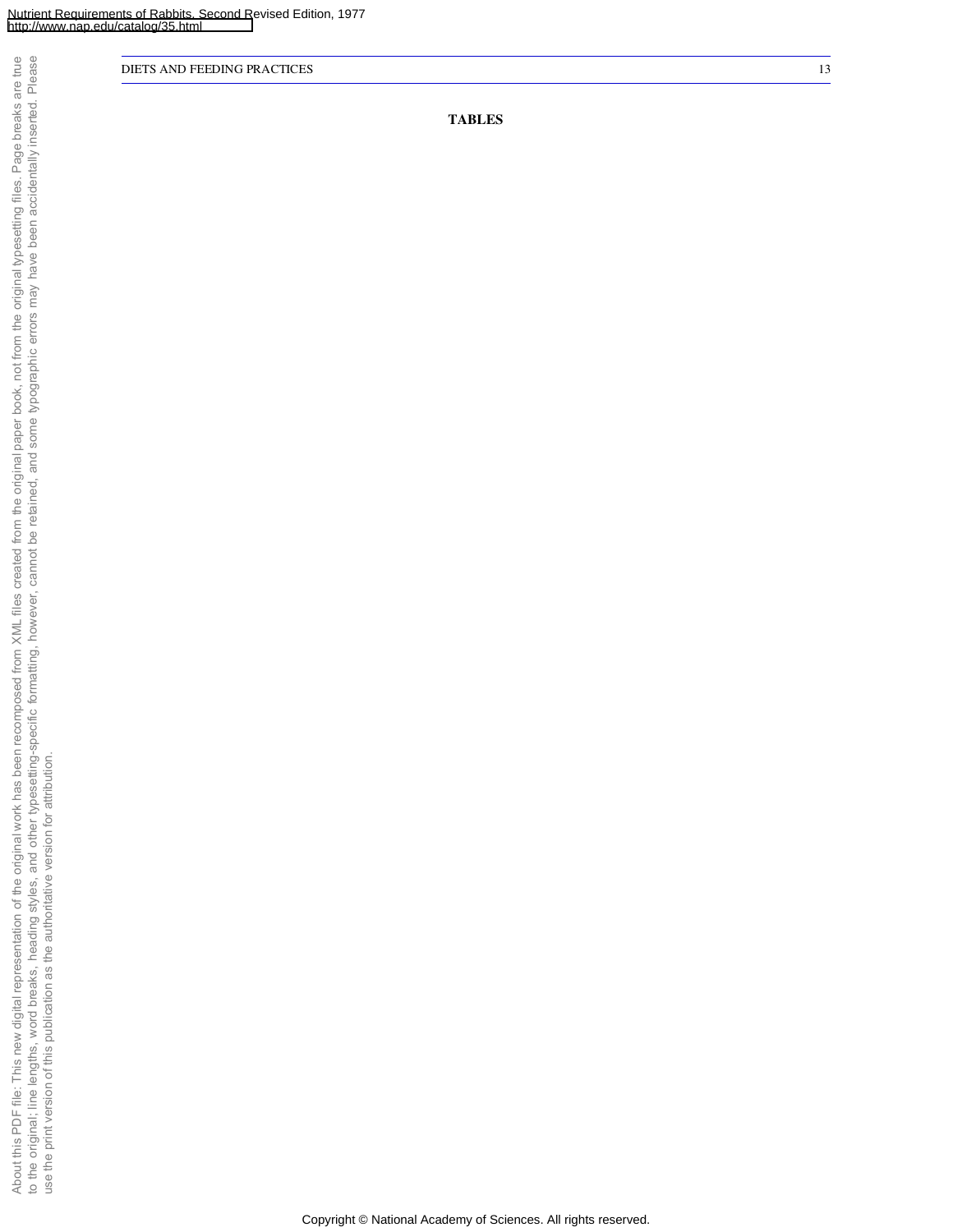## TABLES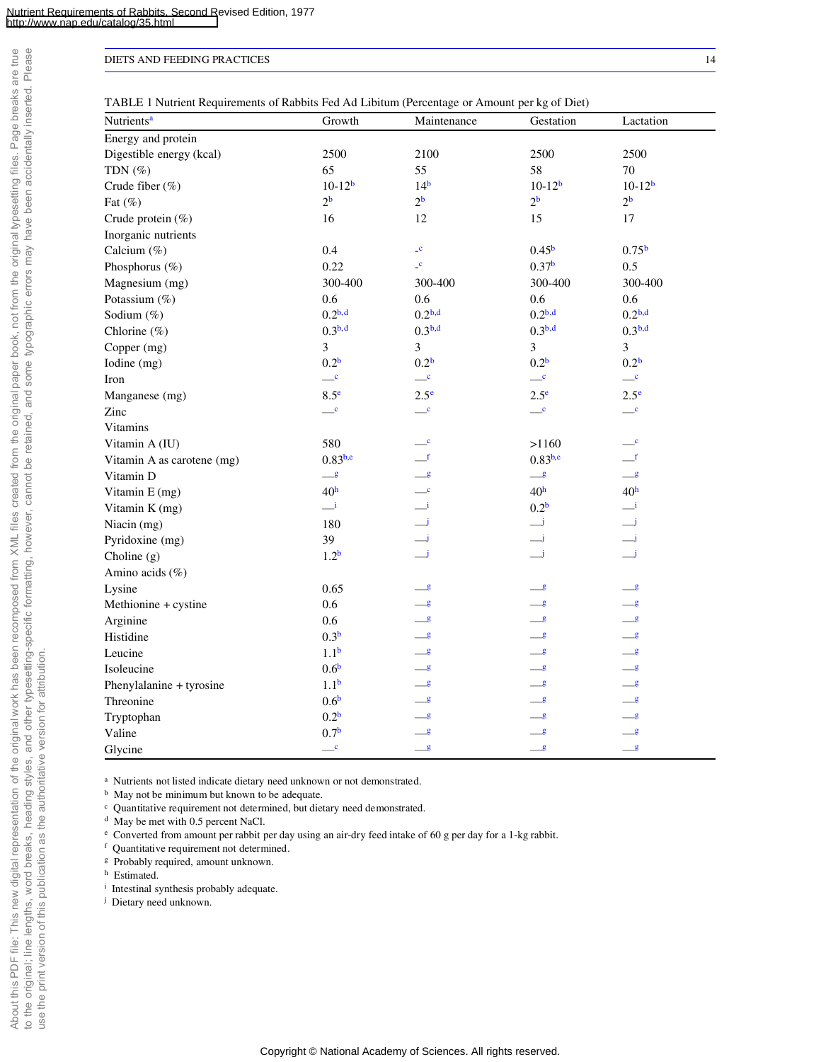TABLE 1 Nutrient Requirements of Rabbits Fed Ad Libitum (Percentage or Amount per kg of Diet)

| Nutrients[a] | Growth | Maintenance | Gestation | Lactation |
|---|---|---|---|---|
| Energy and protein | | | | |
| Digestible energy (kcal) | 2500 | 2100 | 2500 | 2500 |
| TDN (%) | 65 | 55 | 58 | 70 |
| Crude fiber (%) | 10-12[b] | 14[b] | 10-12[b] | 10-12[b] |
| Fat (%) | 2[b] | 2[b] | 2[b] | 2[b] |
| Crude protein (%) | 16 | 12 | 15 | 17 |
| Inorganic nutrients | | | | |
| Calcium (%) | 0.4 | -[c] | 0.45[b] | 0.75[b] |
| Phosphorus (%) | 0.22 | -[c] | 0.37[b] | 0.5 |
| Magnesium (mg) | 300-400 | 300-400 | 300-400 | 300-400 |
| Potassium (%) | 0.6 | 0.6 | 0.6 | 0.6 |
| Sodium (%) | 0.2[b,d] | 0.2[b,d] | 0.2[b,d] | 0.2[b,d] |
| Chlorine (%) | 0.3[b,d] | 0.3[b,d] | 0.3[b,d] | 0.3[b,d] |
| Copper (mg) | 3 | 3 | 3 | 3 |
| Iodine (mg) | 0.2[b] | 0.2[b] | 0.2[b] | 0.2[b] |
| Iron | —[c] | —[c] | —[c] | —[c] |
| Manganese (mg) | 8.5[e] | 2.5[e] | 2.5[e] | 2.5[e] |
| Zinc | —[c] | —[c] | —[c] | —[c] |
| Vitamins | | | | |
| Vitamin A (IU) | 580 | —[c] | >1160 | —[c] |
| Vitamin A as carotene (mg) | 0.83[b,e] | —[f] | 0.83[b,e] | —[f] |
| Vitamin D | —[g] | —[g] | —[g] | —[g] |
| Vitamin E (mg) | 40[h] | —[c] | 40[h] | 40[h] |
| Vitamin K (mg) | —[i] | —[i] | 0.2[b] | —[i] |
| Niacin (mg) | 180 | —[j] | —[j] | —[j] |
| Pyridoxine (mg) | 39 | —[j] | —[j] | —[j] |
| Choline (g) | 1.2[b] | —[j] | —[j] | —[j] |
| Amino acids (%) | | | | |
| Lysine | 0.65 | —[g] | —[g] | —[g] |
| Methionine + cystine | 0.6 | —[g] | —[g] | —[g] |
| Arginine | 0.6 | —[g] | —[g] | —[g] |
| Histidine | 0.3[b] | —[g] | —[g] | —[g] |
| Leucine | 1.1[b] | —[g] | —[g] | —[g] |
| Isoleucine | 0.6[b] | —[g] | —[g] | —[g] |
| Phenylalanine + tyrosine | 1.1[b] | —[g] | —[g] | —[g] |
| Threonine | 0.6[b] | —[g] | —[g] | —[g] |
| Tryptophan | 0.2[b] | —[g] | —[g] | —[g] |
| Valine | 0.7[b] | —[g] | —[g] | —[g] |
| Glycine | —[c] | —[g] | —[g] | —[g] |

[a] Nutrients not listed indicate dietary need unknown or not demonstrated.
[b] May not be minimum but known to be adequate.
[c] Quantitative requirement not determined, but dietary need demonstrated.
[d] May be met with 0.5 percent NaCl.
[e] Converted from amount per rabbit per day using an air-dry feed intake of 60 g per day for a 1-kg rabbit.
[f] Quantitative requirement not determined.
[g] Probably required, amount unknown.
[h] Estimated.
[i] Intestinal synthesis probably adequate.
[j] Dietary need unknown.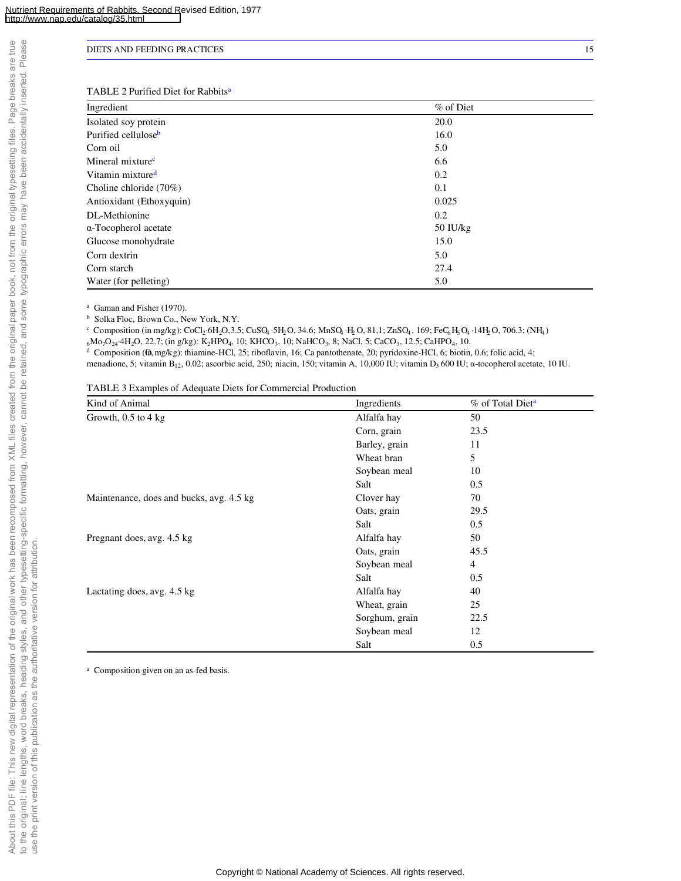TABLE 2 Purified Diet for Rabbits[a]

| Ingredient | % of Diet |
|---|---|
| Isolated soy protein | 20.0 |
| Purified cellulose[b] | 16.0 |
| Corn oil | 5.0 |
| Mineral mixture[c] | 6.6 |
| Vitamin mixture[d] | 0.2 |
| Choline chloride (70%) | 0.1 |
| Antioxidant (Ethoxyquin) | 0.025 |
| DL-Methionine | 0.2 |
| α-Tocopherol acetate | 50 IU/kg |
| Glucose monohydrate | 15.0 |
| Corn dextrin | 5.0 |
| Corn starch | 27.4 |
| Water (for pelleting) | 5.0 |

[a] Gaman and Fisher (1970).

[b] Solka Floc, Brown Co., New York, N.Y.

[c] Composition (in mg/kg): $CoCl_2 \cdot 6H_2O$, 3.5; $CuSO_4 \cdot 5H_2O$, 34.6; $MnSO_4 \cdot H_2O$, 81,1; $ZnSO_4$, 169; $FeC_6H_5O_4 \cdot 14H_2O$, 706.3; $(NH_4)_6Mo_7O_{24} \cdot 4H_2O$, 22.7; (in g/kg): $K_2HPO_4$, 10; $KHCO_3$, 10; $NaHCO_3$, 8; NaCl, 5; $CaCO_3$, 12.5; $CaHPO_4$, 10.

[d] Composition (in mg/kg): thiamine-HCl, 25; riboflavin, 16; Ca pantothenate, 20; pyridoxine-HCl, 6; biotin, 0.6; folic acid, 4; menadione, 5; vitamin $B_{12}$, 0.02; ascorbic acid, 250; niacin, 150; vitamin A, 10,000 IU; vitamin $D_3$ 600 IU; α-tocopherol acetate, 10 IU.

TABLE 3 Examples of Adequate Diets for Commercial Production

| Kind of Animal | Ingredients | % of Total Diet[a] |
|---|---|---|
| Growth, 0.5 to 4 kg | Alfalfa hay | 50 |
| | Corn, grain | 23.5 |
| | Barley, grain | 11 |
| | Wheat bran | 5 |
| | Soybean meal | 10 |
| | Salt | 0.5 |
| Maintenance, does and bucks, avg. 4.5 kg | Clover hay | 70 |
| | Oats, grain | 29.5 |
| | Salt | 0.5 |
| Pregnant does, avg. 4.5 kg | Alfalfa hay | 50 |
| | Oats, grain | 45.5 |
| | Soybean meal | 4 |
| | Salt | 0.5 |
| Lactating does, avg. 4.5 kg | Alfalfa hay | 40 |
| | Wheat, grain | 25 |
| | Sorghum, grain | 22.5 |
| | Soybean meal | 12 |
| | Salt | 0.5 |

[a] Composition given on an as-fed basis.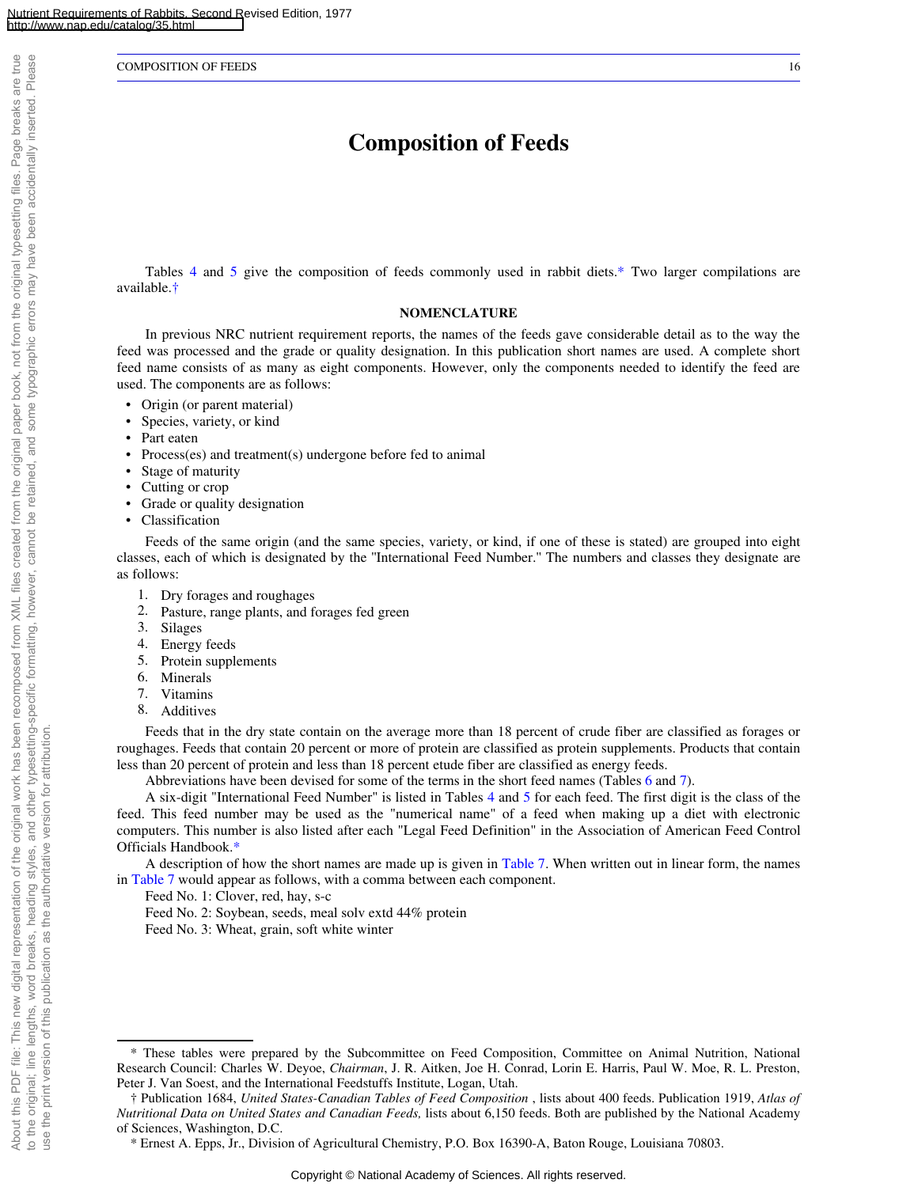# Composition of Feeds

Tables 4 and 5 give the composition of feeds commonly used in rabbit diets.* Two larger compilations are available.†

### NOMENCLATURE

In previous NRC nutrient requirement reports, the names of the feeds gave considerable detail as to the way the feed was processed and the grade or quality designation. In this publication short names are used. A complete short feed name consists of as many as eight components. However, only the components needed to identify the feed are used. The components are as follows:

- Origin (or parent material)
- Species, variety, or kind
- Part eaten
- Process(es) and treatment(s) undergone before fed to animal
- Stage of maturity
- Cutting or crop
- Grade or quality designation
- Classification

Feeds of the same origin (and the same species, variety, or kind, if one of these is stated) are grouped into eight classes, each of which is designated by the "International Feed Number." The numbers and classes they designate are as follows:

1. Dry forages and roughages
2. Pasture, range plants, and forages fed green
3. Silages
4. Energy feeds
5. Protein supplements
6. Minerals
7. Vitamins
8. Additives

Feeds that in the dry state contain on the average more than 18 percent of crude fiber are classified as forages or roughages. Feeds that contain 20 percent or more of protein are classified as protein supplements. Products that contain less than 20 percent of protein and less than 18 percent etude fiber are classified as energy feeds.

Abbreviations have been devised for some of the terms in the short feed names (Tables 6 and 7).

A six-digit "International Feed Number" is listed in Tables 4 and 5 for each feed. The first digit is the class of the feed. This feed number may be used as the "numerical name" of a feed when making up a diet with electronic computers. This number is also listed after each "Legal Feed Definition" in the Association of American Feed Control Officials Handbook.*

A description of how the short names are made up is given in Table 7. When written out in linear form, the names in Table 7 would appear as follows, with a comma between each component.

Feed No. 1: Clover, red, hay, s-c

Feed No. 2: Soybean, seeds, meal solv extd 44% protein

Feed No. 3: Wheat, grain, soft white winter

---

* These tables were prepared by the Subcommittee on Feed Composition, Committee on Animal Nutrition, National Research Council: Charles W. Deyoe, *Chairman*, J. R. Aitken, Joe H. Conrad, Lorin E. Harris, Paul W. Moe, R. L. Preston, Peter J. Van Soest, and the International Feedstuffs Institute, Logan, Utah.

† Publication 1684, *United States-Canadian Tables of Feed Composition* , lists about 400 feeds. Publication 1919, *Atlas of Nutritional Data on United States and Canadian Feeds,* lists about 6,150 feeds. Both are published by the National Academy of Sciences, Washington, D.C.

* Ernest A. Epps, Jr., Division of Agricultural Chemistry, P.O. Box 16390-A, Baton Rouge, Louisiana 70803.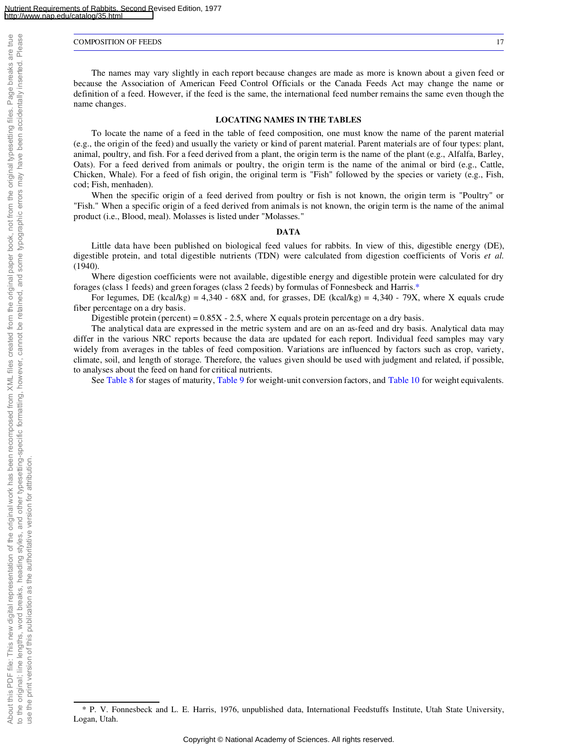The names may vary slightly in each report because changes are made as more is known about a given feed or because the Association of American Feed Control Officials or the Canada Feeds Act may change the name or definition of a feed. However, if the feed is the same, the international feed number remains the same even though the name changes.

## LOCATING NAMES IN THE TABLES

To locate the name of a feed in the table of feed composition, one must know the name of the parent material (e.g., the origin of the feed) and usually the variety or kind of parent material. Parent materials are of four types: plant, animal, poultry, and fish. For a feed derived from a plant, the origin term is the name of the plant (e.g., Alfalfa, Barley, Oats). For a feed derived from animals or poultry, the origin term is the name of the animal or bird (e.g., Cattle, Chicken, Whale). For a feed of fish origin, the original term is "Fish" followed by the species or variety (e.g., Fish, cod; Fish, menhaden).

When the specific origin of a feed derived from poultry or fish is not known, the origin term is "Poultry" or "Fish." When a specific origin of a feed derived from animals is not known, the origin term is the name of the animal product (i.e., Blood, meal). Molasses is listed under "Molasses."

## DATA

Little data have been published on biological feed values for rabbits. In view of this, digestible energy (DE), digestible protein, and total digestible nutrients (TDN) were calculated from digestion coefficients of Voris *et al.* (1940).

Where digestion coefficients were not available, digestible energy and digestible protein were calculated for dry forages (class 1 feeds) and green forages (class 2 feeds) by formulas of Fonnesbeck and Harris.*

For legumes, DE (kcal/kg) = $4{,}340 - 68X$ and, for grasses, DE (kcal/kg) = $4{,}340 - 79X$, where $X$ equals crude fiber percentage on a dry basis.

Digestible protein (percent) = $0.85X - 2.5$, where $X$ equals protein percentage on a dry basis.

The analytical data are expressed in the metric system and are on an as-feed and dry basis. Analytical data may differ in the various NRC reports because the data are updated for each report. Individual feed samples may vary widely from averages in the tables of feed composition. Variations are influenced by factors such as crop, variety, climate, soil, and length of storage. Therefore, the values given should be used with judgment and related, if possible, to analyses about the feed on hand for critical nutrients.

See Table 8 for stages of maturity, Table 9 for weight-unit conversion factors, and Table 10 for weight equivalents.

---

* P. V. Fonnesbeck and L. E. Harris, 1976, unpublished data, International Feedstuffs Institute, Utah State University, Logan, Utah.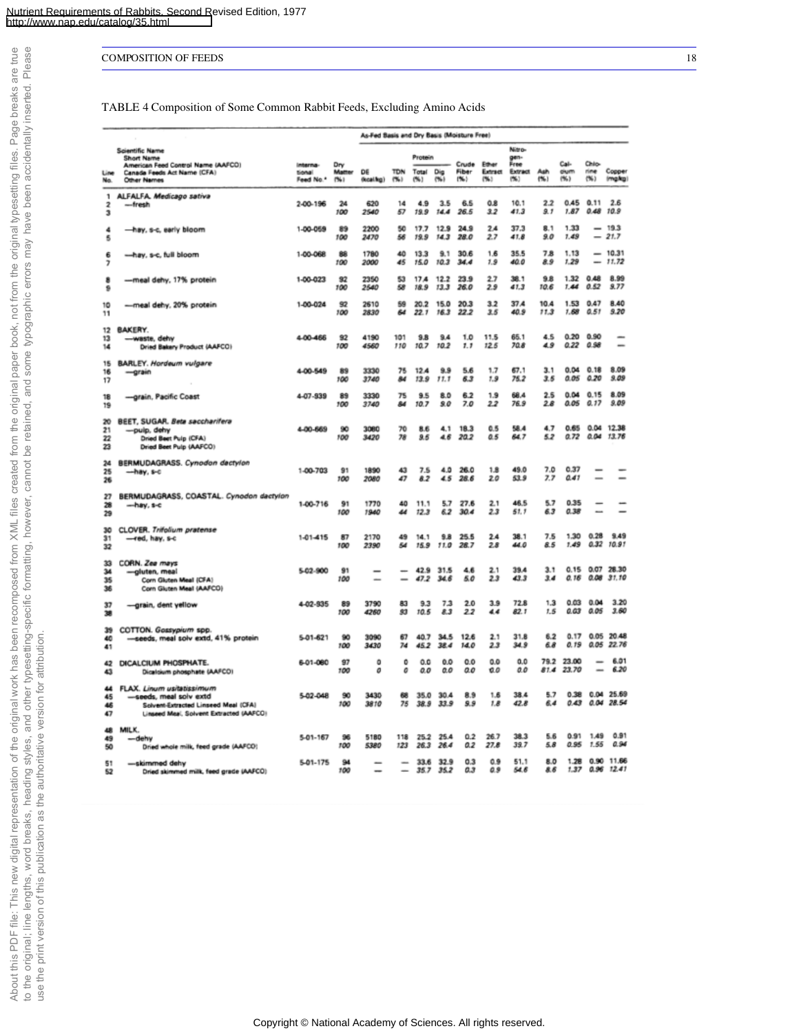TABLE 4 Composition of Some Common Rabbit Feeds, Excluding Amino Acids

| Line No. | Scientific Name / Short Name / American Feed Control Name (AAFCO) / Canada Feeds Act Name (CFA) / Other Names | International Feed No.* | Dry Matter (%) | DE (kcal/kg) | TDN (%) | Protein Total (%) | Protein Dig (%) | Crude Fiber (%) | Ether Extract (%) | Nitrogen-Free Extract (%) | Ash (%) | Calcium (%) | Chlorine (%) | Copper (mg/kg) |
|---|---|---|---|---|---|---|---|---|---|---|---|---|---|---|
| | | | | As-Fed Basis and Dry Basis (Moisture Free) | | | | | | | | | | |
| 1 | ALFALFA. *Medicago sativa* | | | | | | | | | | | | | |
| 2 | —fresh | 2-00-196 | 24 | 620 | 14 | 4.9 | 3.5 | 6.5 | 0.8 | 10.1 | 2.2 | 0.45 | 0.11 | 2.6 |
| 3 | | | 100 | 2540 | 57 | 19.9 | 14.4 | 26.5 | 3.2 | 41.3 | 9.1 | 1.87 | 0.48 | 10.9 |
| 4 | —hay, s-c, early bloom | 1-00-059 | 89 | 2200 | 50 | 17.7 | 12.9 | 24.9 | 2.4 | 37.3 | 8.1 | 1.33 | — | 19.3 |
| 5 | | | 100 | 2470 | 56 | 19.9 | 14.3 | 28.0 | 2.7 | 41.8 | 9.0 | 1.49 | — | 21.7 |
| 6 | —hay, s-c, full bloom | 1-00-068 | 88 | 1780 | 40 | 13.3 | 9.1 | 30.6 | 1.6 | 35.5 | 7.8 | 1.13 | — | 10.31 |
| 7 | | | 100 | 2000 | 45 | 15.0 | 10.3 | 34.4 | 1.9 | 40.0 | 8.9 | 1.29 | — | 11.72 |
| 8 | —meal dehy, 17% protein | 1-00-023 | 92 | 2350 | 53 | 17.4 | 12.2 | 23.9 | 2.7 | 38.1 | 9.8 | 1.32 | 0.48 | 8.99 |
| 9 | | | 100 | 2540 | 58 | 18.9 | 13.3 | 26.0 | 2.9 | 41.3 | 10.6 | 1.44 | 0.52 | 9.77 |
| 10 | —meal dehy, 20% protein | 1-00-024 | 92 | 2610 | 59 | 20.2 | 15.0 | 20.3 | 3.2 | 37.4 | 10.4 | 1.53 | 0.47 | 8.40 |
| 11 | | | 100 | 2830 | 64 | 22.1 | 16.3 | 22.2 | 3.5 | 40.9 | 11.3 | 1.68 | 0.51 | 9.20 |
| 12 | BAKERY. | | | | | | | | | | | | | |
| 13 | —waste, dehy | 4-00-466 | 92 | 4190 | 101 | 9.8 | 9.4 | 1.0 | 11.5 | 65.1 | 4.5 | 0.20 | 0.90 | — |
| 14 | Dried Bakery Product (AAFCO) | | 100 | 4560 | 110 | 10.7 | 10.2 | 1.1 | 12.5 | 70.8 | 4.9 | 0.22 | 0.98 | — |
| 15 | BARLEY. *Hordeum vulgare* | | | | | | | | | | | | | |
| 16 | —grain | 4-00-549 | 89 | 3330 | 75 | 12.4 | 9.9 | 5.6 | 1.7 | 67.1 | 3.1 | 0.04 | 0.18 | 8.09 |
| 17 | | | 100 | 3740 | 84 | 13.9 | 11.1 | 6.3 | 1.9 | 75.2 | 3.5 | 0.05 | 0.20 | 9.09 |
| 18 | —grain, Pacific Coast | 4-07-939 | 89 | 3330 | 75 | 9.5 | 8.0 | 6.2 | 1.9 | 68.4 | 2.5 | 0.04 | 0.15 | 8.09 |
| 19 | | | 100 | 3740 | 84 | 10.7 | 9.0 | 7.0 | 2.2 | 76.9 | 2.8 | 0.05 | 0.17 | 9.09 |
| 20 | BEET, SUGAR. *Beta saccharifera* | | | | | | | | | | | | | |
| 21 | —pulp, dehy | 4-00-669 | 90 | 3080 | 70 | 8.6 | 4.1 | 18.3 | 0.5 | 58.4 | 4.7 | 0.65 | 0.04 | 12.38 |
| 22 | Dried Beet Pulp (CFA) | | 100 | 3420 | 78 | 9.5 | 4.6 | 20.2 | 0.5 | 64.7 | 5.2 | 0.72 | 0.04 | 13.76 |
| 23 | Dried Beet Pulp (AAFCO) | | | | | | | | | | | | | |
| 24 | BERMUDAGRASS. *Cynodon dactylon* | | | | | | | | | | | | | |
| 25 | —hay, s-c | 1-00-703 | 91 | 1890 | 43 | 7.5 | 4.0 | 26.0 | 1.8 | 49.0 | 7.0 | 0.37 | — | — |
| 26 | | | 100 | 2080 | 47 | 8.2 | 4.5 | 28.6 | 2.0 | 53.9 | 7.7 | 0.41 | — | — |
| 27 | BERMUDAGRASS, COASTAL. *Cynodon dactylon* | | | | | | | | | | | | | |
| 28 | —hay, s-c | 1-00-716 | 91 | 1770 | 40 | 11.1 | 5.7 | 27.6 | 2.1 | 46.5 | 5.7 | 0.35 | — | — |
| 29 | | | 100 | 1940 | 44 | 12.3 | 6.2 | 30.4 | 2.3 | 51.1 | 6.3 | 0.38 | — | — |
| 30 | CLOVER. *Trifolium pratense* | | | | | | | | | | | | | |
| 31 | —red, hay, s-c | 1-01-415 | 87 | 2170 | 49 | 14.1 | 9.8 | 25.5 | 2.4 | 38.1 | 7.5 | 1.30 | 0.28 | 9.49 |
| 32 | | | 100 | 2390 | 54 | 15.9 | 11.0 | 28.7 | 2.8 | 44.0 | 8.5 | 1.49 | 0.32 | 10.91 |
| 33 | CORN. *Zea mays* | | | | | | | | | | | | | |
| 34 | —gluten, meal | 5-02-900 | 91 | — | — | 42.9 | 31.5 | 4.6 | 2.1 | 39.4 | 3.1 | 0.15 | 0.07 | 28.30 |
| 35 | Corn Gluten Meal (CFA) | | 100 | — | — | 47.2 | 34.6 | 5.0 | 2.3 | 43.3 | 3.4 | 0.16 | 0.08 | 31.10 |
| 36 | Corn Gluten Meal (AAFCO) | | | | | | | | | | | | | |
| 37 | —grain, dent yellow | 4-02-935 | 89 | 3790 | 83 | 9.3 | 7.3 | 2.0 | 3.9 | 72.8 | 1.3 | 0.03 | 0.04 | 3.20 |
| 38 | | | 100 | 4260 | 93 | 10.5 | 8.3 | 2.2 | 4.4 | 82.1 | 1.5 | 0.03 | 0.05 | 3.60 |
| 39 | COTTON. *Gossypium* spp. | | | | | | | | | | | | | |
| 40 | —seeds, meal solv extd, 41% protein | 5-01-621 | 90 | 3090 | 67 | 40.7 | 34.5 | 12.6 | 2.1 | 31.8 | 6.2 | 0.17 | 0.05 | 20.48 |
| 41 | | | 100 | 3430 | 74 | 45.2 | 38.4 | 14.0 | 2.3 | 34.9 | 6.8 | 0.19 | 0.05 | 22.76 |
| 42 | DICALCIUM PHOSPHATE. | 6-01-080 | 97 | 0 | 0 | 0.0 | 0.0 | 0.0 | 0.0 | 0.0 | 79.2 | 23.00 | — | 6.01 |
| 43 | Dicalcium phosphate (AAFCO) | | 100 | 0 | 0 | 0.0 | 0.0 | 0.0 | 0.0 | 0.0 | 81.4 | 23.70 | — | 6.20 |
| 44 | FLAX. *Linum usitatissimum* | | | | | | | | | | | | | |
| 45 | —seeds, meal solv extd | 5-02-048 | 90 | 3430 | 68 | 35.0 | 30.4 | 8.9 | 1.6 | 38.4 | 5.7 | 0.38 | 0.04 | 25.69 |
| 46 | Solvent-Extracted Linseed Meal (CFA) | | 100 | 3810 | 75 | 38.9 | 33.9 | 9.9 | 1.8 | 42.8 | 6.4 | 0.43 | 0.04 | 28.54 |
| 47 | Linseed Meal, Solvent Extracted (AAFCO) | | | | | | | | | | | | | |
| 48 | MILK. | | | | | | | | | | | | | |
| 49 | —dehy | 5-01-167 | 96 | 5180 | 118 | 25.2 | 25.4 | 0.2 | 26.7 | 38.3 | 5.6 | 0.91 | 1.49 | 0.91 |
| 50 | Dried whole milk, feed grade (AAFCO) | | 100 | 5380 | 123 | 26.3 | 26.4 | 0.2 | 27.8 | 39.7 | 5.8 | 0.95 | 1.55 | 0.94 |
| 51 | —skimmed dehy | 5-01-175 | 94 | — | — | 33.6 | 32.9 | 0.3 | 0.9 | 51.1 | 8.0 | 1.28 | 0.90 | 11.66 |
| 52 | Dried skimmed milk, feed grade (AAFCO) | | 100 | — | — | 35.7 | 35.2 | 0.3 | 0.9 | 54.6 | 8.6 | 1.37 | 0.96 | 12.41 |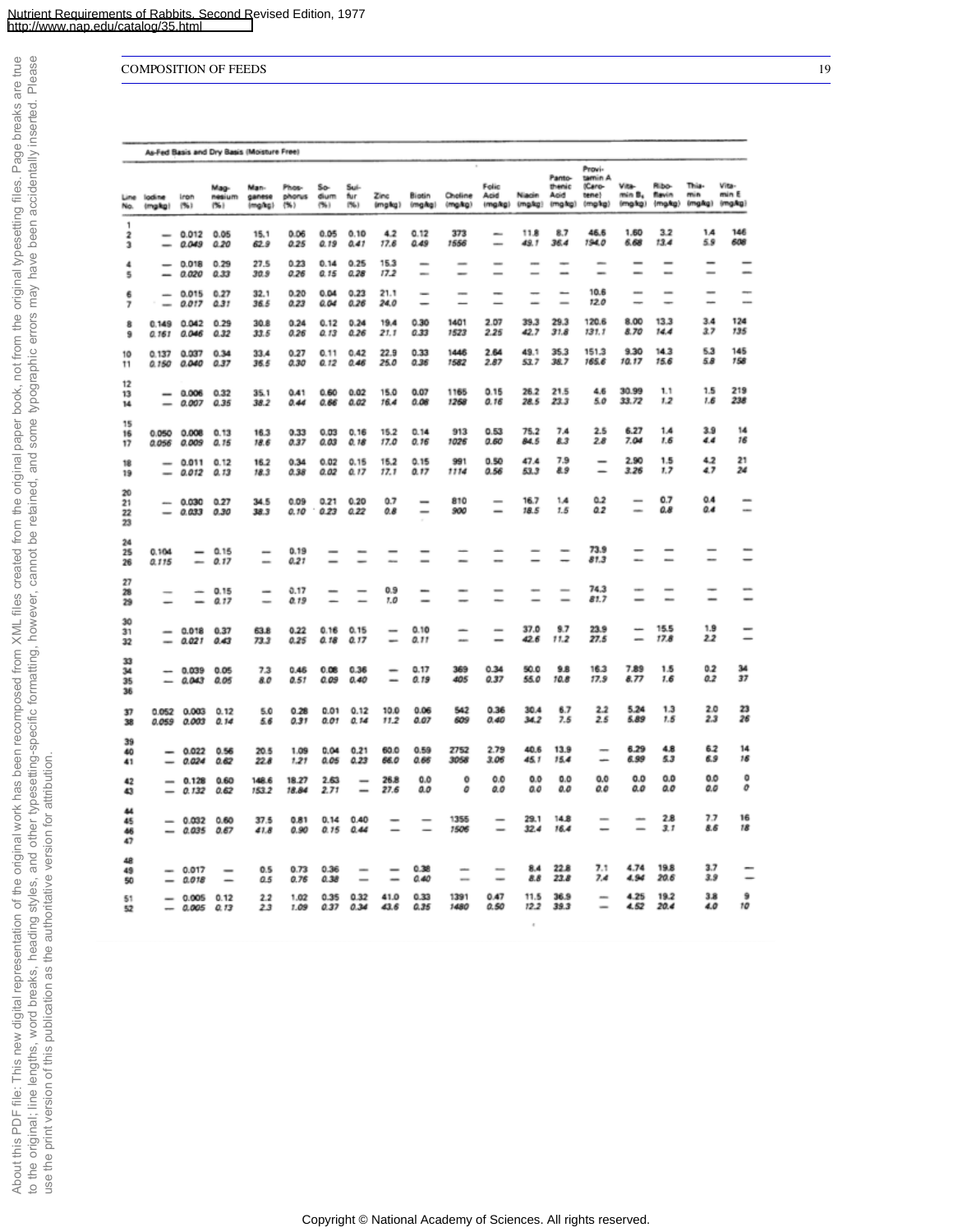## COMPOSITION OF FEEDS

As-Fed Basis and Dry Basis (Moisture Free)

| Line No. | Iodine (mg/kg) | Iron (%) | Magnesium (%) | Manganese (mg/kg) | Phosphorus (%) | Sodium (%) | Sulfur (%) | Zinc (mg/kg) | Biotin (mg/kg) | Choline (mg/kg) | Folic Acid (mg/kg) | Niacin (mg/kg) | Pantothenic Acid (mg/kg) | Provitamin A (Carotene) (mg/kg) | Vitamin B₆ (mg/kg) | Riboflavin (mg/kg) | Thiamin (mg/kg) | Vitamin E (mg/kg) |
|---|---|---|---|---|---|---|---|---|---|---|---|---|---|---|---|---|---|---|
| 1 | | | | | | | | | | | | | | | | | | |
| 2 | — | 0.012 | 0.05 | 15.1 | 0.06 | 0.05 | 0.10 | 4.2 | 0.12 | 373 | — | 11.8 | 8.7 | 46.6 | 1.60 | 3.2 | 1.4 | 146 |
| 3 | — | *0.049* | *0.20* | *62.9* | *0.25* | *0.19* | *0.41* | *17.6* | *0.49* | *1556* | — | *49.1* | *36.4* | *194.0* | *6.68* | *13.4* | *5.9* | *608* |
| 4 | — | 0.018 | 0.29 | 27.5 | 0.23 | 0.14 | 0.25 | 15.3 | — | — | — | — | — | — | — | — | — | — |
| 5 | — | *0.020* | *0.33* | *30.9* | *0.26* | *0.15* | *0.28* | *17.2* | — | — | — | — | — | — | — | — | — | — |
| 6 | — | 0.015 | 0.27 | 32.1 | 0.20 | 0.04 | 0.23 | 21.1 | — | — | — | — | — | 10.6 | — | — | — | — |
| 7 | — | *0.017* | *0.31* | *36.5* | *0.23* | *0.04* | *0.26* | *24.0* | — | — | — | — | — | *12.0* | — | — | — | — |
| 8 | 0.149 | 0.042 | 0.29 | 30.8 | 0.24 | 0.12 | 0.24 | 19.4 | 0.30 | 1401 | 2.07 | 39.3 | 29.3 | 120.6 | 8.00 | 13.3 | 3.4 | 124 |
| 9 | *0.161* | *0.046* | *0.32* | *33.5* | *0.26* | *0.13* | *0.26* | *21.1* | *0.33* | *1523* | *2.25* | *42.7* | *31.8* | *131.1* | *8.70* | *14.4* | *3.7* | *135* |
| 10 | 0.137 | 0.037 | 0.34 | 33.4 | 0.27 | 0.11 | 0.42 | 22.9 | 0.33 | 1446 | 2.64 | 49.1 | 35.3 | 151.3 | 9.30 | 14.3 | 5.3 | 145 |
| 11 | *0.150* | *0.040* | *0.37* | *36.5* | *0.30* | *0.12* | *0.46* | *25.0* | *0.36* | *1582* | *2.87* | *53.7* | *38.7* | *165.6* | *10.17* | *15.6* | *5.8* | *158* |
| 12 | | | | | | | | | | | | | | | | | | |
| 13 | — | 0.006 | 0.32 | 35.1 | 0.41 | 0.60 | 0.02 | 15.0 | 0.07 | 1165 | 0.15 | 26.2 | 21.5 | 4.6 | 30.99 | 1.1 | 1.5 | 219 |
| 14 | — | *0.007* | *0.35* | *38.2* | *0.44* | *0.66* | *0.02* | *16.4* | *0.08* | *1268* | *0.16* | *28.5* | *23.3* | *5.0* | *33.72* | *1.2* | *1.6* | *238* |
| 15 | | | | | | | | | | | | | | | | | | |
| 16 | 0.050 | 0.008 | 0.13 | 16.3 | 0.33 | 0.03 | 0.16 | 15.2 | 0.14 | 913 | 0.53 | 75.2 | 7.4 | 2.5 | 6.27 | 1.4 | 3.9 | 14 |
| 17 | *0.056* | *0.009* | *0.15* | *18.6* | *0.37* | *0.03* | *0.18* | *17.0* | *0.16* | *1026* | *0.60* | *84.5* | *8.3* | *2.8* | *7.04* | *1.6* | *4.4* | *16* |
| 18 | — | 0.011 | 0.12 | 16.2 | 0.34 | 0.02 | 0.15 | 15.2 | 0.15 | 991 | 0.50 | 47.4 | 7.9 | — | 2.90 | 1.5 | 4.2 | 21 |
| 19 | — | *0.012* | *0.13* | *18.3* | *0.38* | *0.02* | *0.17* | *17.1* | *0.17* | *1114* | *0.56* | *53.3* | *8.9* | — | *3.26* | *1.7* | *4.7* | *24* |
| 20 | | | | | | | | | | | | | | | | | | |
| 21 | — | 0.030 | 0.27 | 34.5 | 0.09 | 0.21 | 0.20 | 0.7 | — | 810 | — | 16.7 | 1.4 | 0.2 | — | 0.7 | 0.4 | — |
| 22 | — | *0.033* | *0.30* | *38.3* | *0.10* | *0.23* | *0.22* | *0.8* | — | *900* | — | *18.5* | *1.5* | *0.2* | — | *0.8* | *0.4* | — |
| 23 | | | | | | | | | | | | | | | | | | |
| 24 | | | | | | | | | | | | | | | | | | |
| 25 | 0.104 | — | 0.15 | — | 0.19 | — | — | — | — | — | — | — | — | 73.9 | — | — | — | — |
| 26 | *0.115* | — | *0.17* | — | *0.21* | — | — | — | — | — | — | — | — | *81.3* | — | — | — | — |
| 27 | | | | | | | | | | | | | | | | | | |
| 28 | — | — | 0.15 | — | 0.17 | — | — | 0.9 | — | — | — | — | — | 74.3 | — | — | — | — |
| 29 | — | — | *0.17* | — | *0.19* | — | — | *1.0* | — | — | — | — | — | *81.7* | — | — | — | — |
| 30 | | | | | | | | | | | | | | | | | | |
| 31 | — | 0.018 | 0.37 | 63.8 | 0.22 | 0.16 | 0.15 | — | 0.10 | — | — | 37.0 | 9.7 | 23.9 | — | 15.5 | 1.9 | — |
| 32 | — | *0.021* | *0.43* | *73.3* | *0.25* | *0.18* | *0.17* | — | *0.11* | — | — | *42.6* | *11.2* | *27.5* | — | *17.8* | *2.2* | — |
| 33 | | | | | | | | | | | | | | | | | | |
| 34 | — | 0.039 | 0.05 | 7.3 | 0.46 | 0.08 | 0.36 | — | 0.17 | 369 | 0.34 | 50.0 | 9.8 | 16.3 | 7.89 | 1.5 | 0.2 | 34 |
| 35 | — | *0.043* | *0.05* | *8.0* | *0.51* | *0.09* | *0.40* | — | *0.19* | *405* | *0.37* | *55.0* | *10.8* | *17.9* | *8.77* | *1.6* | *0.2* | *37* |
| 36 | | | | | | | | | | | | | | | | | | |
| 37 | 0.052 | 0.003 | 0.12 | 5.0 | 0.28 | 0.01 | 0.12 | 10.0 | 0.06 | 542 | 0.36 | 30.4 | 6.7 | 2.2 | 5.24 | 1.3 | 2.0 | 23 |
| 38 | *0.059* | *0.003* | *0.14* | *5.6* | *0.31* | *0.01* | *0.14* | *11.2* | *0.07* | *609* | *0.40* | *34.2* | *7.5* | *2.5* | *5.89* | *1.5* | *2.3* | *26* |
| 39 | | | | | | | | | | | | | | | | | | |
| 40 | — | 0.022 | 0.56 | 20.5 | 1.09 | 0.04 | 0.21 | 60.0 | 0.59 | 2752 | 2.79 | 40.6 | 13.9 | — | 6.29 | 4.8 | 6.2 | 14 |
| 41 | — | *0.024* | *0.62* | *22.8* | *1.21* | *0.05* | *0.23* | *66.0* | *0.66* | *3058* | *3.06* | *45.1* | *15.4* | — | *6.99* | *5.3* | *6.9* | *16* |
| 42 | — | 0.128 | 0.60 | 148.6 | 18.27 | 2.63 | — | 26.8 | 0.0 | 0 | 0.0 | 0.0 | 0.0 | 0.0 | 0.0 | 0.0 | 0.0 | 0 |
| 43 | — | *0.132* | *0.62* | *153.2* | *18.84* | *2.71* | — | *27.6* | *0.0* | *0* | *0.0* | *0.0* | *0.0* | *0.0* | *0.0* | *0.0* | *0.0* | *0* |
| 44 | | | | | | | | | | | | | | | | | | |
| 45 | — | 0.032 | 0.60 | 37.5 | 0.81 | 0.14 | 0.40 | — | — | 1355 | — | 29.1 | 14.8 | — | — | 2.8 | 7.7 | 16 |
| 46 | — | *0.035* | *0.67* | *41.8* | *0.90* | *0.15* | *0.44* | — | — | *1506* | — | *32.4* | *16.4* | — | — | *3.1* | *8.6* | *18* |
| 47 | | | | | | | | | | | | | | | | | | |
| 48 | | | | | | | | | | | | | | | | | | |
| 49 | — | 0.017 | — | 0.5 | 0.73 | 0.36 | — | — | 0.38 | — | — | 8.4 | 22.8 | 7.1 | 4.74 | 19.8 | 3.7 | — |
| 50 | — | *0.018* | — | *0.5* | *0.76* | *0.38* | — | — | *0.40* | — | — | *8.8* | *23.8* | *7.4* | *4.94* | *20.6* | *3.9* | — |
| 51 | — | 0.005 | 0.12 | 2.2 | 1.02 | 0.35 | 0.32 | 41.0 | 0.33 | 1391 | 0.47 | 11.5 | 36.9 | — | 4.25 | 19.2 | 3.8 | 9 |
| 52 | — | *0.005* | *0.13* | *2.3* | *1.09* | *0.37* | *0.34* | *43.6* | *0.35* | *1480* | *0.50* | *12.2* | *39.3* | — | *4.52* | *20.4* | *4.0* | *10* |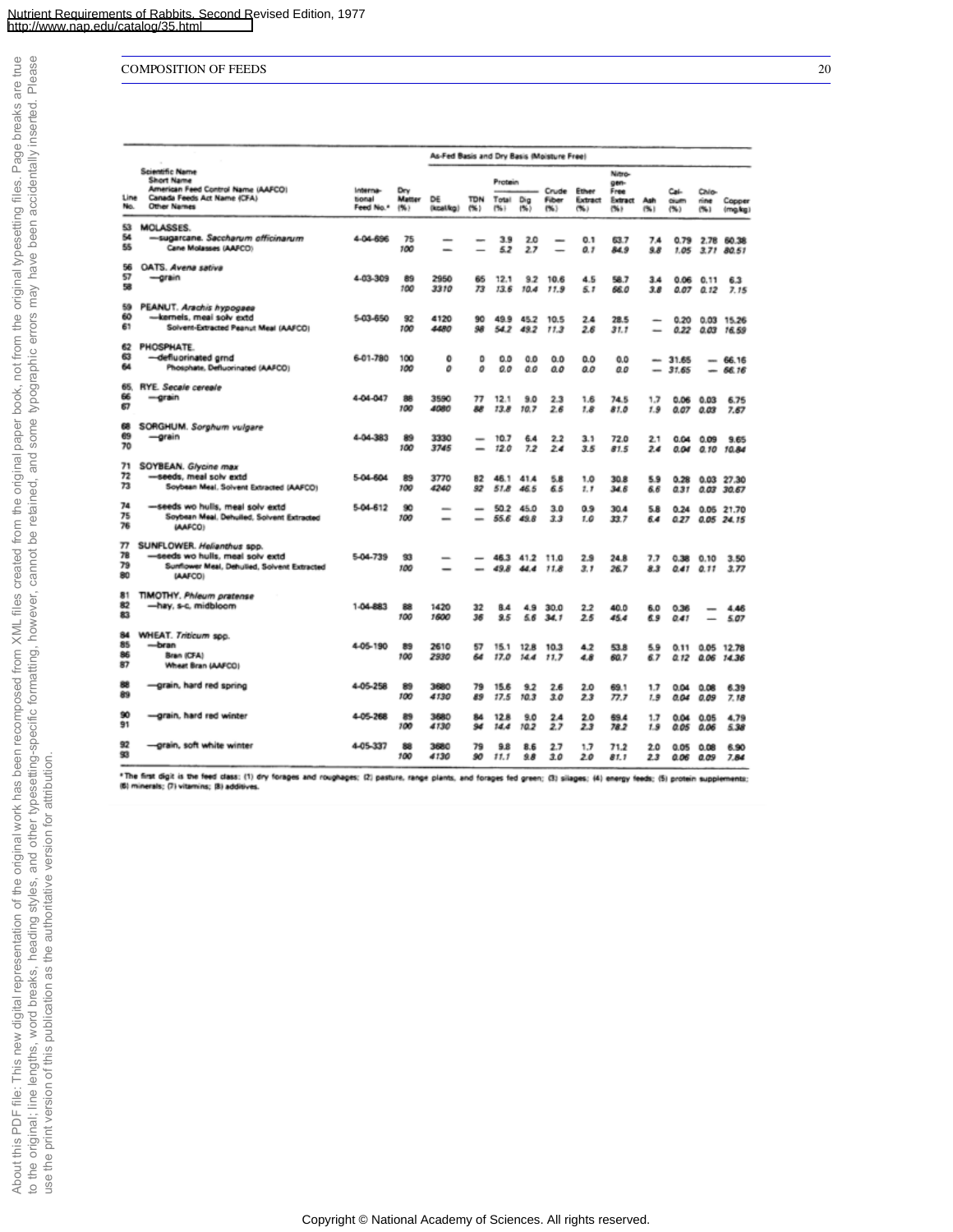## COMPOSITION OF FEEDS

| Line No. | Scientific Name / Short Name / American Feed Control Name (AAFCO) / Canada Feeds Act Name (CFA) / Other Names | International Feed No.* | Dry Matter (%) | DE (kcal/kg) | TDN (%) | Protein Total (%) | Protein Dig (%) | Crude Fiber (%) | Ether Extract (%) | Nitrogen-Free Extract (%) | Ash (%) | Calcium (%) | Chlorine (%) | Copper (mg/kg) |
|---|---|---|---|---|---|---|---|---|---|---|---|---|---|---|
| 53 | MOLASSES. | | | | | | | | | | | | | |
| 54 | —sugarcane. *Saccharum officinarum* | 4-04-696 | 75 | — | — | 3.9 | 2.0 | — | 0.1 | 63.7 | 7.4 | 0.79 | 2.78 | 60.38 |
| 55 | Cane Molasses (AAFCO) | | 100 | — | — | 5.2 | 2.7 | — | 0.1 | 84.9 | 9.8 | 1.05 | 3.71 | 80.51 |
| 56 | OATS. *Avena sativa* | | | | | | | | | | | | | |
| 57 | —grain | 4-03-309 | 89 | 2950 | 65 | 12.1 | 9.2 | 10.6 | 4.5 | 58.7 | 3.4 | 0.06 | 0.11 | 6.3 |
| 58 | | | 100 | 3310 | 73 | 13.6 | 10.4 | 11.9 | 5.1 | 66.0 | 3.8 | 0.07 | 0.12 | 7.15 |
| 59 | PEANUT. *Arachis hypogaea* | | | | | | | | | | | | | |
| 60 | —kernels, meal solv extd | 5-03-650 | 92 | 4120 | 90 | 49.9 | 45.2 | 10.5 | 2.4 | 28.5 | — | 0.20 | 0.03 | 15.26 |
| 61 | Solvent-Extracted Peanut Meal (AAFCO) | | 100 | 4480 | 98 | 54.2 | 49.2 | 11.3 | 2.6 | 31.1 | — | 0.22 | 0.03 | 16.59 |
| 62 | PHOSPHATE. | | | | | | | | | | | | | |
| 63 | —defluorinated grnd | 6-01-780 | 100 | 0 | 0 | 0.0 | 0.0 | 0.0 | 0.0 | 0.0 | — | 31.65 | — | 66.16 |
| 64 | Phosphate, Defluorinated (AAFCO) | | 100 | 0 | 0 | 0.0 | 0.0 | 0.0 | 0.0 | 0.0 | — | 31.65 | — | 66.16 |
| 65 | RYE. *Secale cereale* | | | | | | | | | | | | | |
| 66 | —grain | 4-04-047 | 88 | 3590 | 77 | 12.1 | 9.0 | 2.3 | 1.6 | 74.5 | 1.7 | 0.06 | 0.03 | 6.75 |
| 67 | | | 100 | 4080 | 88 | 13.8 | 10.7 | 2.6 | 1.8 | 81.0 | 1.9 | 0.07 | 0.03 | 7.67 |
| 68 | SORGHUM. *Sorghum vulgare* | | | | | | | | | | | | | |
| 69 | —grain | 4-04-383 | 89 | 3330 | — | 10.7 | 6.4 | 2.2 | 3.1 | 72.0 | 2.1 | 0.04 | 0.09 | 9.65 |
| 70 | | | 100 | 3745 | — | 12.0 | 7.2 | 2.4 | 3.5 | 81.5 | 2.4 | 0.04 | 0.10 | 10.84 |
| 71 | SOYBEAN. *Glycine max* | | | | | | | | | | | | | |
| 72 | —seeds, meal solv extd | 5-04-604 | 89 | 3770 | 82 | 46.1 | 41.4 | 5.8 | 1.0 | 30.8 | 5.9 | 0.28 | 0.03 | 27.30 |
| 73 | Soybean Meal, Solvent Extracted (AAFCO) | | 100 | 4240 | 92 | 51.8 | 46.5 | 6.5 | 1.1 | 34.6 | 6.6 | 0.31 | 0.03 | 30.67 |
| 74 | —seeds wo hulls, meal solv extd | 5-04-612 | 90 | — | — | 50.2 | 45.0 | 3.0 | 0.9 | 30.4 | 5.8 | 0.24 | 0.05 | 21.70 |
| 75 | Soybean Meal, Dehulled, Solvent Extracted | | 100 | — | — | 55.6 | 49.8 | 3.3 | 1.0 | 33.7 | 6.4 | 0.27 | 0.05 | 24.15 |
| 76 | (AAFCO) | | | | | | | | | | | | | |
| 77 | SUNFLOWER. *Helianthus* spp. | | | | | | | | | | | | | |
| 78 | —seeds wo hulls, meal solv extd | 5-04-739 | 93 | — | — | 46.3 | 41.2 | 11.0 | 2.9 | 24.8 | 7.7 | 0.38 | 0.10 | 3.50 |
| 79 | Sunflower Meal, Dehulled, Solvent Extracted | | 100 | — | — | 49.8 | 44.4 | 11.8 | 3.1 | 26.7 | 8.3 | 0.41 | 0.11 | 3.77 |
| 80 | (AAFCO) | | | | | | | | | | | | | |
| 81 | TIMOTHY. *Phleum pratense* | | | | | | | | | | | | | |
| 82 | —hay, s-c, midbloom | 1-04-883 | 88 | 1420 | 32 | 8.4 | 4.9 | 30.0 | 2.2 | 40.0 | 6.0 | 0.36 | — | 4.46 |
| 83 | | | 100 | 1600 | 36 | 9.5 | 5.6 | 34.1 | 2.5 | 45.4 | 6.9 | 0.41 | — | 5.07 |
| 84 | WHEAT. *Triticum* spp. | | | | | | | | | | | | | |
| 85 | —bran | 4-05-190 | 89 | 2610 | 57 | 15.1 | 12.8 | 10.3 | 4.2 | 53.8 | 5.9 | 0.11 | 0.05 | 12.78 |
| 86 | Bran (CFA) | | 100 | 2930 | 64 | 17.0 | 14.4 | 11.7 | 4.8 | 60.7 | 6.7 | 0.12 | 0.06 | 14.36 |
| 87 | Wheat Bran (AAFCO) | | | | | | | | | | | | | |
| 88 | —grain, hard red spring | 4-05-258 | 89 | 3680 | 79 | 15.6 | 9.2 | 2.6 | 2.0 | 69.1 | 1.7 | 0.04 | 0.08 | 6.39 |
| 89 | | | 100 | 4130 | 89 | 17.5 | 10.3 | 3.0 | 2.3 | 77.7 | 1.9 | 0.04 | 0.09 | 7.18 |
| 90 | —grain, hard red winter | 4-05-268 | 89 | 3680 | 84 | 12.8 | 9.0 | 2.4 | 2.0 | 69.4 | 1.7 | 0.04 | 0.05 | 4.79 |
| 91 | | | 100 | 4130 | 94 | 14.4 | 10.2 | 2.7 | 2.3 | 78.2 | 1.9 | 0.05 | 0.06 | 5.38 |
| 92 | —grain, soft white winter | 4-05-337 | 88 | 3680 | 79 | 9.8 | 8.6 | 2.7 | 1.7 | 71.2 | 2.0 | 0.05 | 0.08 | 6.90 |
| 93 | | | 100 | 4130 | 90 | 11.1 | 9.8 | 3.0 | 2.0 | 81.1 | 2.3 | 0.06 | 0.09 | 7.84 |

*The first digit is the feed class: (1) dry forages and roughages; (2) pasture, range plants, and forages fed green; (3) silages; (4) energy feeds; (5) protein supplements; (6) minerals; (7) vitamins; (8) additives.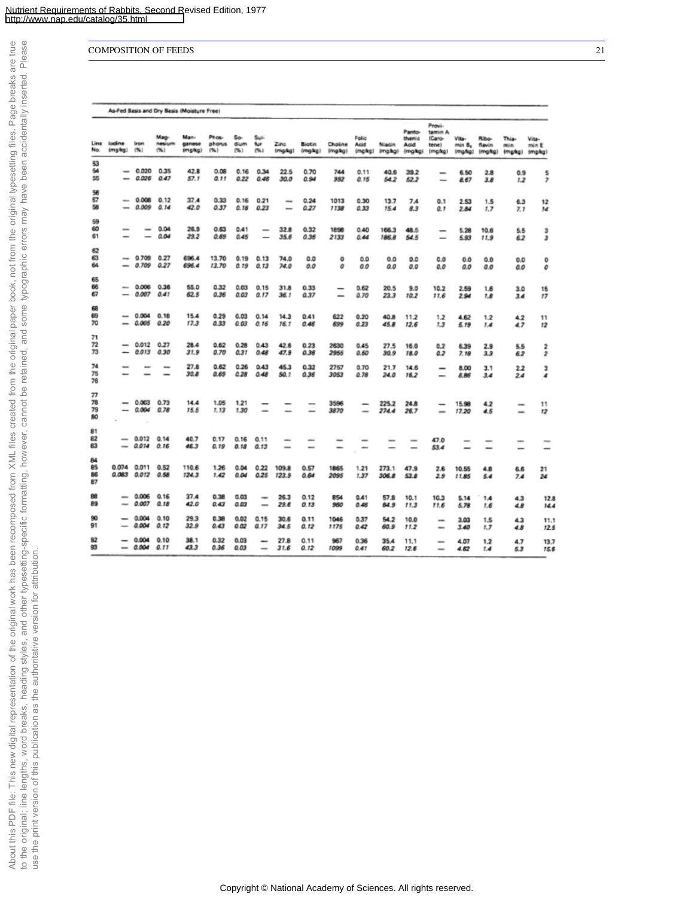# COMPOSITION OF FEEDS

As-Fed Basis and Dry Basis (Moisture Free)

| Line No. | Iodine (mg/kg) | Iron (%) | Magnesium (%) | Manganese (mg/kg) | Phosphorus (%) | Sodium (%) | Sulfur (%) | Zinc (mg/kg) | Biotin (mg/kg) | Choline (mg/kg) | Folic Acid (mg/kg) | Niacin (mg/kg) | Pantothenic Acid (mg/kg) | Provitamin A (Carotene) (mg/kg) | Vitamin B₆ (mg/kg) | Riboflavin (mg/kg) | Thiamin (mg/kg) | Vitamin E (mg/kg) |
|---|---|---|---|---|---|---|---|---|---|---|---|---|---|---|---|---|---|---|
| 53 | | | | | | | | | | | | | | | | | | |
| 54 | — | 0.020 | 0.35 | 42.8 | 0.08 | 0.16 | 0.34 | 22.5 | 0.70 | 744 | 0.11 | 40.6 | 39.2 | — | 6.50 | 2.8 | 0.9 | 5 |
| 55 | — | *0.026* | *0.47* | *57.1* | *0.11* | *0.22* | *0.46* | *30.0* | *0.94* | *992* | *0.15* | *54.2* | *52.2* | — | *8.67* | *3.8* | *1.2* | *7* |
| 56 | | | | | | | | | | | | | | | | | | |
| 57 | — | 0.008 | 0.12 | 37.4 | 0.33 | 0.16 | 0.21 | — | 0.24 | 1013 | 0.30 | 13.7 | 7.4 | 0.1 | 2.53 | 1.5 | 6.3 | 12 |
| 58 | — | *0.009* | *0.14* | *42.0* | *0.37* | *0.18* | *0.23* | — | *0.27* | *1138* | *0.33* | *15.4* | *8.3* | *0.1* | *2.84* | *1.7* | *7.1* | *14* |
| 59 | | | | | | | | | | | | | | | | | | |
| 60 | — | — | 0.04 | 26.9 | 0.63 | 0.41 | — | 32.8 | 0.32 | 1898 | 0.40 | 166.3 | 48.5 | — | 5.28 | 10.6 | 5.5 | 3 |
| 61 | — | — | *0.04* | *29.2* | *0.69* | *0.45* | — | *35.6* | *0.36* | *2133* | *0.44* | *186.8* | *54.5* | — | *5.93* | *11.9* | *6.2* | *3* |
| 62 | | | | | | | | | | | | | | | | | | |
| 63 | — | 0.709 | 0.27 | 696.4 | 13.70 | 0.19 | 0.13 | 74.0 | 0.0 | 0 | 0.0 | 0.0 | 0.0 | 0.0 | 0.0 | 0.0 | 0.0 | 0 |
| 64 | — | *0.709* | *0.27* | *696.4* | *13.70* | *0.19* | *0.13* | *74.0* | *0.0* | *0* | *0.0* | *0.0* | *0.0* | *0.0* | *0.0* | *0.0* | *0.0* | *0* |
| 65 | | | | | | | | | | | | | | | | | | |
| 66 | — | 0.006 | 0.36 | 55.0 | 0.32 | 0.03 | 0.15 | 31.8 | 0.33 | — | 0.62 | 20.5 | 9.0 | 10.2 | 2.59 | 1.6 | 3.0 | 15 |
| 67 | — | *0.007* | *0.41* | *62.5* | *0.36* | *0.03* | *0.17* | *36.1* | *0.37* | — | *0.70* | *23.3* | *10.2* | *11.6* | *2.94* | *1.8* | *3.4* | *17* |
| 68 | | | | | | | | | | | | | | | | | | |
| 69 | — | 0.004 | 0.18 | 15.4 | 0.29 | 0.03 | 0.14 | 14.3 | 0.41 | 622 | 0.20 | 40.8 | 11.2 | 1.2 | 4.62 | 1.2 | 4.2 | 11 |
| 70 | — | *0.005* | *0.20* | *17.3* | *0.33* | *0.03* | *0.16* | *16.1* | *0.46* | *699* | *0.23* | *45.8* | *12.6* | *1.3* | *5.19* | *1.4* | *4.7* | *12* |
| 71 | | | | | | | | | | | | | | | | | | |
| 72 | — | 0.012 | 0.27 | 28.4 | 0.62 | 0.28 | 0.43 | 42.6 | 0.23 | 2630 | 0.45 | 27.5 | 16.0 | 0.2 | 6.39 | 2.9 | 5.5 | 2 |
| 73 | — | *0.013* | *0.30* | *31.9* | *0.70* | *0.31* | *0.48* | *47.9* | *0.36* | *2955* | *0.50* | *30.9* | *18.0* | *0.2* | *7.18* | *3.3* | *6.2* | *2* |
| 74 | — | — | — | 27.8 | 0.62 | 0.26 | 0.43 | 45.3 | 0.32 | 2757 | 0.70 | 21.7 | 14.6 | — | 8.00 | 3.1 | 2.2 | 3 |
| 75 | — | — | — | *30.8* | *0.69* | *0.28* | *0.48* | *50.1* | *0.36* | *3053* | *0.78* | *24.0* | *16.2* | — | *8.86* | *3.4* | *2.4* | *4* |
| 76 | | | | | | | | | | | | | | | | | | |
| 77 | | | | | | | | | | | | | | | | | | |
| 78 | — | 0.003 | 0.73 | 14.4 | 1.05 | 1.21 | — | — | — | 3596 | — | 225.2 | 24.8 | — | 15.98 | 4.2 | — | 11 |
| 79 | — | *0.004* | *0.78* | *15.5* | *1.13* | *1.30* | — | — | — | *3870* | — | *274.4* | *26.7* | — | *17.20* | *4.5* | — | *12* |
| 80 | | | | | | | | | | | | | | | | | | |
| 81 | | | | | | | | | | | | | | | | | | |
| 82 | — | 0.012 | 0.14 | 40.7 | 0.17 | 0.16 | 0.11 | — | — | — | — | — | — | 47.0 | — | — | — | — |
| 83 | — | *0.014* | *0.16* | *46.3* | *0.19* | *0.18* | *0.13* | — | — | — | — | — | — | *53.4* | — | — | — | — |
| 84 | | | | | | | | | | | | | | | | | | |
| 85 | 0.074 | 0.011 | 0.52 | 110.6 | 1.26 | 0.04 | 0.22 | 109.8 | 0.57 | 1865 | 1.21 | 273.1 | 47.9 | 2.6 | 10.55 | 4.8 | 6.6 | 21 |
| 86 | *0.083* | *0.012* | *0.58* | *124.3* | *1.42* | *0.04* | *0.25* | *123.9* | *0.64* | *2095* | *1.37* | *306.8* | *53.8* | *2.9* | *11.85* | *5.4* | *7.4* | *24* |
| 87 | | | | | | | | | | | | | | | | | | |
| 88 | — | 0.006 | 0.16 | 37.4 | 0.38 | 0.03 | — | 26.3 | 0.12 | 854 | 0.41 | 57.8 | 10.1 | 10.3 | 5.14 | 1.4 | 4.3 | 12.8 |
| 89 | — | *0.007* | *0.18* | *42.0* | *0.43* | *0.03* | — | *29.6* | *0.13* | *960* | *0.46* | *64.9* | *11.3* | *11.6* | *5.78* | *1.6* | *4.8* | *14.4* |
| 90 | — | 0.004 | 0.10 | 29.3 | 0.38 | 0.02 | 0.15 | 30.6 | 0.11 | 1046 | 0.37 | 54.2 | 10.0 | — | 3.03 | 1.5 | 4.3 | 11.1 |
| 91 | — | *0.004* | *0.12* | *32.9* | *0.43* | *0.02* | *0.17* | *34.5* | *0.12* | *1175* | *0.42* | *60.9* | *11.2* | — | *3.40* | *1.7* | *4.8* | *12.5* |
| 92 | — | 0.004 | 0.10 | 38.1 | 0.32 | 0.03 | — | 27.8 | 0.11 | 967 | 0.36 | 35.4 | 11.1 | — | 4.07 | 1.2 | 4.7 | 13.7 |
| 93 | — | *0.004* | *0.11* | *43.3* | *0.36* | *0.03* | — | *31.6* | *0.12* | *1099* | *0.41* | *60.2* | *12.6* | — | *4.62* | *1.4* | *5.3* | *15.6* |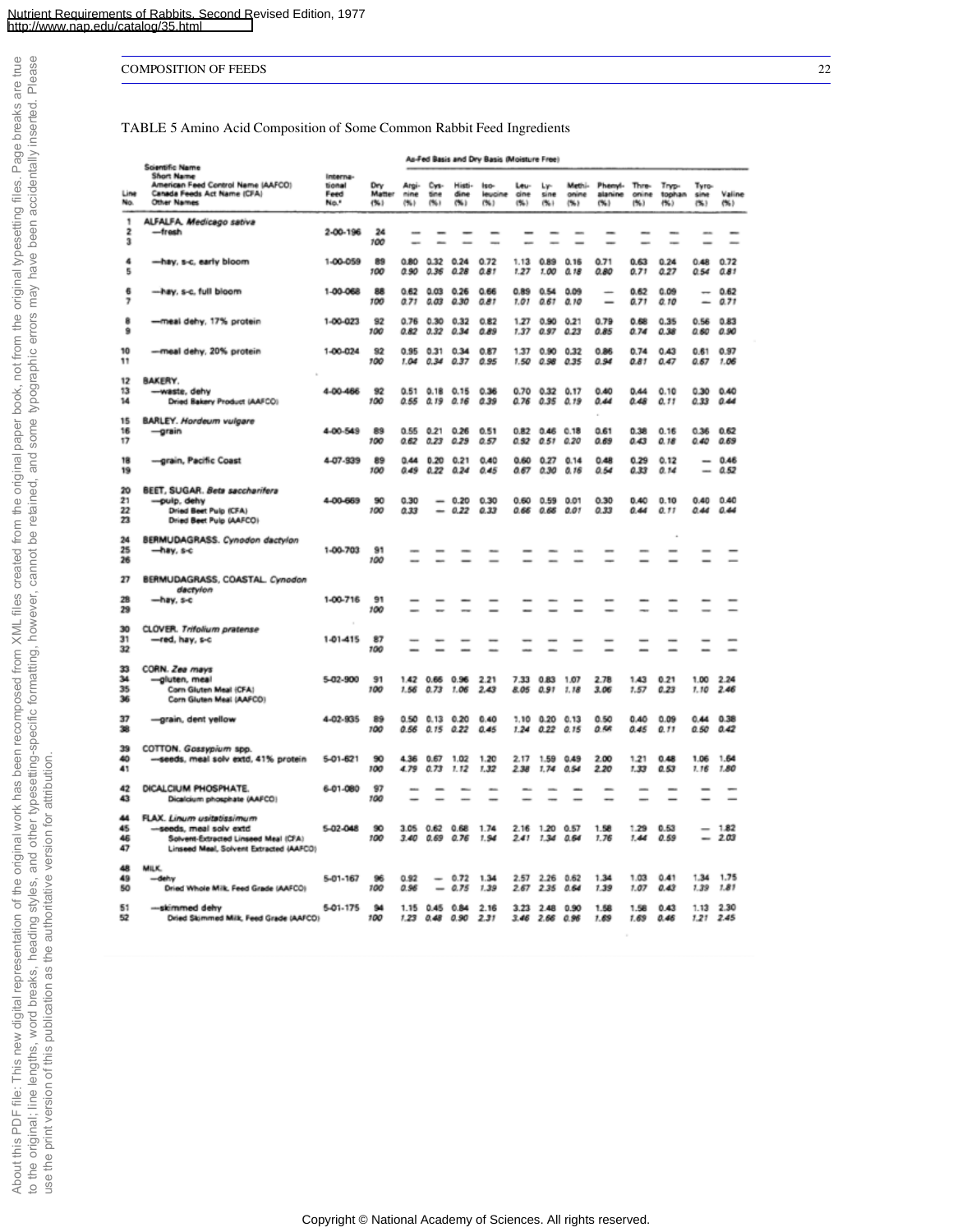TABLE 5 Amino Acid Composition of Some Common Rabbit Feed Ingredients

| Line No. | Scientific Name / Short Name / American Feed Control Name (AAFCO) / Canada Feeds Act Name (CFA) / Other Names | International Feed No.[a] | Dry Matter (%) | As-Fed Basis and Dry Basis (Moisture Free) | | | | | | | | | | | |
|---|---|---|---|---|---|---|---|---|---|---|---|---|---|---|---|
| | | | | Arginine (%) | Cystine (%) | Histidine (%) | Isoleucine (%) | Leucine (%) | Lysine (%) | Methionine (%) | Phenylalanine (%) | Threonine (%) | Tryptophan (%) | Tyrosine (%) | Valine (%) |
| 1 | ALFALFA. *Medicago sativa* | | | | | | | | | | | | | | |
| 2 | —fresh | 2-00-196 | 24 | — | — | — | — | — | — | — | — | — | — | — | — |
| 3 | | | 100 | — | — | — | — | — | — | — | — | — | — | — | — |
| 4 | —hay, s-c, early bloom | 1-00-059 | 89 | 0.80 | 0.32 | 0.24 | 0.72 | 1.13 | 0.89 | 0.16 | 0.71 | 0.63 | 0.24 | 0.48 | 0.72 |
| 5 | | | 100 | *0.90* | *0.36* | *0.28* | *0.81* | *1.27* | *1.00* | *0.18* | *0.80* | *0.71* | *0.27* | *0.54* | *0.81* |
| 6 | —hay, s-c, full bloom | 1-00-068 | 88 | 0.62 | 0.03 | 0.26 | 0.66 | 0.89 | 0.54 | 0.09 | — | 0.62 | 0.09 | — | 0.62 |
| 7 | | | 100 | *0.71* | *0.03* | *0.30* | *0.81* | *1.01* | *0.61* | *0.10* | — | *0.71* | *0.10* | — | *0.71* |
| 8 | —meal dehy, 17% protein | 1-00-023 | 92 | 0.76 | 0.30 | 0.32 | 0.82 | 1.27 | 0.90 | 0.21 | 0.79 | 0.68 | 0.35 | 0.56 | 0.83 |
| 9 | | | 100 | *0.82* | *0.32* | *0.34* | *0.89* | *1.37* | *0.97* | *0.23* | *0.85* | *0.74* | *0.38* | *0.60* | *0.90* |
| 10 | —meal dehy, 20% protein | 1-00-024 | 92 | 0.95 | 0.31 | 0.34 | 0.87 | 1.37 | 0.90 | 0.32 | 0.86 | 0.74 | 0.43 | 0.61 | 0.97 |
| 11 | | | 100 | *1.04* | *0.34* | *0.37* | *0.95* | *1.50* | *0.98* | *0.35* | *0.94* | *0.81* | *0.47* | *0.67* | *1.06* |
| 12 | BAKERY. | | | | | | | | | | | | | | |
| 13 | —waste, dehy | 4-00-466 | 92 | 0.51 | 0.18 | 0.15 | 0.36 | 0.70 | 0.32 | 0.17 | 0.40 | 0.44 | 0.10 | 0.30 | 0.40 |
| 14 | Dried Bakery Product (AAFCO) | | 100 | *0.55* | *0.19* | *0.16* | *0.39* | *0.76* | *0.35* | *0.19* | *0.44* | *0.48* | *0.11* | *0.33* | *0.44* |
| 15 | BARLEY. *Hordeum vulgare* | | | | | | | | | | | | | | |
| 16 | —grain | 4-00-549 | 89 | 0.55 | 0.21 | 0.26 | 0.51 | 0.82 | 0.46 | 0.18 | 0.61 | 0.38 | 0.16 | 0.36 | 0.62 |
| 17 | | | 100 | *0.62* | *0.23* | *0.29* | *0.57* | *0.92* | *0.51* | *0.20* | *0.69* | *0.43* | *0.18* | *0.40* | *0.69* |
| 18 | —grain, Pacific Coast | 4-07-939 | 89 | 0.44 | 0.20 | 0.21 | 0.40 | 0.60 | 0.27 | 0.14 | 0.48 | 0.29 | 0.12 | — | 0.46 |
| 19 | | | 100 | *0.49* | *0.22* | *0.24* | *0.45* | *0.67* | *0.30* | *0.16* | *0.54* | *0.33* | *0.14* | — | *0.52* |
| 20 | BEET, SUGAR. *Beta saccharifera* | | | | | | | | | | | | | | |
| 21 | —pulp, dehy | 4-00-669 | 90 | 0.30 | — | 0.20 | 0.30 | 0.60 | 0.59 | 0.01 | 0.30 | 0.40 | 0.10 | 0.40 | 0.40 |
| 22 | Dried Beet Pulp (CFA) | | 100 | *0.33* | — | *0.22* | *0.33* | *0.66* | *0.66* | *0.01* | *0.33* | *0.44* | *0.11* | *0.44* | *0.44* |
| 23 | Dried Beet Pulp (AAFCO) | | | | | | | | | | | | | | |
| 24 | BERMUDAGRASS. *Cynodon dactylon* | | | | | | | | | | | | | | |
| 25 | —hay, s-c | 1-00-703 | 91 | — | — | — | — | — | — | — | — | — | — | — | — |
| 26 | | | 100 | — | — | — | — | — | — | — | — | — | — | — | — |
| 27 | BERMUDAGRASS, COASTAL. *Cynodon dactylon* | | | | | | | | | | | | | | |
| 28 | —hay, s-c | 1-00-716 | 91 | — | — | — | — | — | — | — | — | — | — | — | — |
| 29 | | | 100 | — | — | — | — | — | — | — | — | — | — | — | — |
| 30 | CLOVER. *Trifolium pratense* | | | | | | | | | | | | | | |
| 31 | —red, hay, s-c | 1-01-415 | 87 | — | — | — | — | — | — | — | — | — | — | — | — |
| 32 | | | 100 | — | — | — | — | — | — | — | — | — | — | — | — |
| 33 | CORN. *Zea mays* | | | | | | | | | | | | | | |
| 34 | —gluten, meal | 5-02-900 | 91 | 1.42 | 0.66 | 0.96 | 2.21 | 7.33 | 0.83 | 1.07 | 2.78 | 1.43 | 0.21 | 1.00 | 2.24 |
| 35 | Corn Gluten Meal (CFA) | | 100 | *1.56* | *0.73* | *1.06* | *2.43* | *8.05* | *0.91* | *1.18* | *3.06* | *1.57* | *0.23* | *1.10* | *2.46* |
| 36 | Corn Gluten Meal (AAFCO) | | | | | | | | | | | | | | |
| 37 | —grain, dent yellow | 4-02-935 | 89 | 0.50 | 0.13 | 0.20 | 0.40 | 1.10 | 0.20 | 0.13 | 0.50 | 0.40 | 0.09 | 0.44 | 0.38 |
| 38 | | | 100 | *0.56* | *0.15* | *0.22* | *0.45* | *1.24* | *0.22* | *0.15* | *0.56* | *0.45* | *0.11* | *0.50* | *0.42* |
| 39 | COTTON. *Gossypium* spp. | | | | | | | | | | | | | | |
| 40 | —seeds, meal solv extd, 41% protein | 5-01-621 | 90 | 4.36 | 0.67 | 1.02 | 1.20 | 2.17 | 1.59 | 0.49 | 2.00 | 1.21 | 0.48 | 1.06 | 1.64 |
| 41 | | | 100 | *4.79* | *0.73* | *1.12* | *1.32* | *2.38* | *1.74* | *0.54* | *2.20* | *1.33* | *0.53* | *1.16* | *1.80* |
| 42 | DICALCIUM PHOSPHATE. | 6-01-080 | 97 | — | — | — | — | — | — | — | — | — | — | — | — |
| 43 | Dicalcium phosphate (AAFCO) | | 100 | — | — | — | — | — | — | — | — | — | — | — | — |
| 44 | FLAX. *Linum usitatissimum* | | | | | | | | | | | | | | |
| 45 | —seeds, meal solv extd | 5-02-048 | 90 | 3.05 | 0.62 | 0.68 | 1.74 | 2.16 | 1.20 | 0.57 | 1.58 | 1.29 | 0.53 | — | 1.82 |
| 46 | Solvent-Extracted Linseed Meal (CFA) | | 100 | *3.40* | *0.69* | *0.76* | *1.94* | *2.41* | *1.34* | *0.64* | *1.76* | *1.44* | *0.59* | — | *2.03* |
| 47 | Linseed Meal, Solvent Extracted (AAFCO) | | | | | | | | | | | | | | |
| 48 | MILK. | | | | | | | | | | | | | | |
| 49 | —dehy | 5-01-167 | 96 | 0.92 | — | 0.72 | 1.34 | 2.57 | 2.26 | 0.62 | 1.34 | 1.03 | 0.41 | 1.34 | 1.75 |
| 50 | Dried Whole Milk, Feed Grade (AAFCO) | | 100 | *0.96* | — | *0.75* | *1.39* | *2.67* | *2.35* | *0.64* | *1.39* | *1.07* | *0.43* | *1.39* | *1.81* |
| 51 | —skimmed dehy | 5-01-175 | 94 | 1.15 | 0.45 | 0.84 | 2.16 | 3.23 | 2.48 | 0.90 | 1.58 | 1.58 | 0.43 | 1.13 | 2.30 |
| 52 | Dried Skimmed Milk, Feed Grade (AAFCO) | | 100 | *1.23* | *0.48* | *0.90* | *2.31* | *3.46* | *2.66* | *0.96* | *1.69* | *1.69* | *0.46* | *1.21* | *2.45* |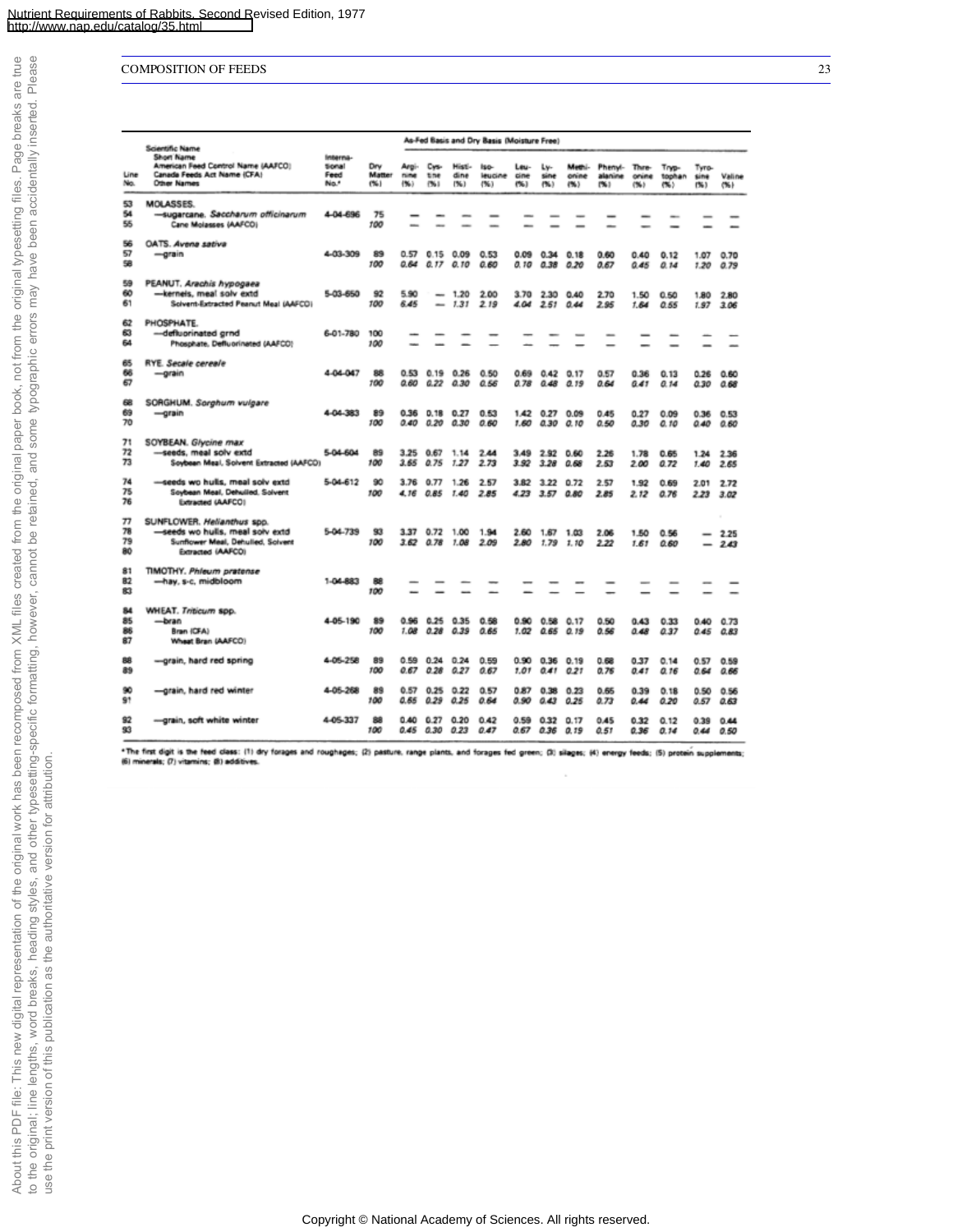# COMPOSITION OF FEEDS

| Line No. | Scientific Name / Short Name / American Feed Control Name (AAFCO) / Canada Feeds Act Name (CFA) / Other Names | International Feed No.* | Dry Matter (%) | Arginine (%) | Cystine (%) | Histidine (%) | Isoleucine (%) | Leucine (%) | Lysine (%) | Methionine (%) | Phenylalanine (%) | Threonine (%) | Tryptophan (%) | Tyrosine (%) | Valine (%) |
|---|---|---|---|---|---|---|---|---|---|---|---|---|---|---|---|
| | | | | As-Fed Basis and Dry Basis (Moisture Free) | | | | | | | | | | | |
| 53 | MOLASSES. | | | | | | | | | | | | | | |
| 54 | —sugarcane. *Saccharum officinarum* | 4-04-696 | 75 | — | — | — | — | — | — | — | — | — | — | — | — |
| 55 | Cane Molasses (AAFCO) | | *100* | — | — | — | — | — | — | — | — | — | — | — | — |
| 56 | OATS. *Avena sativa* | | | | | | | | | | | | | | |
| 57 | —grain | 4-03-309 | 89 | 0.57 | 0.15 | 0.09 | 0.53 | 0.09 | 0.34 | 0.18 | 0.60 | 0.40 | 0.12 | 1.07 | 0.70 |
| 58 | | | *100* | *0.64* | *0.17* | *0.10* | *0.60* | *0.10* | *0.38* | *0.20* | *0.67* | *0.45* | *0.14* | *1.20* | *0.79* |
| 59 | PEANUT. *Arachis hypogaea* | | | | | | | | | | | | | | |
| 60 | —kernels, meal solv extd | 5-03-650 | 92 | 5.90 | — | 1.20 | 2.00 | 3.70 | 2.30 | 0.40 | 2.70 | 1.50 | 0.50 | 1.80 | 2.80 |
| 61 | Solvent-Extracted Peanut Meal (AAFCO) | | *100* | *6.45* | — | *1.31* | *2.19* | *4.04* | *2.51* | *0.44* | *2.95* | *1.64* | *0.55* | *1.97* | *3.06* |
| 62 | PHOSPHATE. | | | | | | | | | | | | | | |
| 63 | —defluorinated grnd | 6-01-780 | 100 | — | — | — | — | — | — | — | — | — | — | — | — |
| 64 | Phosphate, Defluorinated (AAFCO) | | *100* | — | — | — | — | — | — | — | — | — | — | — | — |
| 65 | RYE. *Secale cereale* | | | | | | | | | | | | | | |
| 66 | —grain | 4-04-047 | 88 | 0.53 | 0.19 | 0.26 | 0.50 | 0.69 | 0.42 | 0.17 | 0.57 | 0.36 | 0.13 | 0.26 | 0.60 |
| 67 | | | *100* | *0.60* | *0.22* | *0.30* | *0.56* | *0.78* | *0.48* | *0.19* | *0.64* | *0.41* | *0.14* | *0.30* | *0.68* |
| 68 | SORGHUM. *Sorghum vulgare* | | | | | | | | | | | | | | |
| 69 | —grain | 4-04-383 | 89 | 0.36 | 0.18 | 0.27 | 0.53 | 1.42 | 0.27 | 0.09 | 0.45 | 0.27 | 0.09 | 0.36 | 0.53 |
| 70 | | | *100* | *0.40* | *0.20* | *0.30* | *0.60* | *1.60* | *0.30* | *0.10* | *0.50* | *0.30* | *0.10* | *0.40* | *0.60* |
| 71 | SOYBEAN. *Glycine max* | | | | | | | | | | | | | | |
| 72 | —seeds, meal solv extd | 5-04-604 | 89 | 3.25 | 0.67 | 1.14 | 2.44 | 3.49 | 2.92 | 0.60 | 2.26 | 1.78 | 0.65 | 1.24 | 2.36 |
| 73 | Soybean Meal, Solvent Extracted (AAFCO) | | *100* | *3.65* | *0.75* | *1.27* | *2.73* | *3.92* | *3.28* | *0.68* | *2.53* | *2.00* | *0.72* | *1.40* | *2.65* |
| 74 | —seeds wo hulls, meal solv extd | 5-04-612 | 90 | 3.76 | 0.77 | 1.26 | 2.57 | 3.82 | 3.22 | 0.72 | 2.57 | 1.92 | 0.69 | 2.01 | 2.72 |
| 75 | Soybean Meal, Dehulled, Solvent | | *100* | *4.16* | *0.85* | *1.40* | *2.85* | *4.23* | *3.57* | *0.80* | *2.85* | *2.12* | *0.76* | *2.23* | *3.02* |
| 76 | Extracted (AAFCO) | | | | | | | | | | | | | | |
| 77 | SUNFLOWER. *Helianthus* spp. | | | | | | | | | | | | | | |
| 78 | —seeds wo hulls, meal solv extd | 5-04-739 | 93 | 3.37 | 0.72 | 1.00 | 1.94 | 2.60 | 1.67 | 1.03 | 2.06 | 1.50 | 0.56 | — | 2.25 |
| 79 | Sunflower Meal, Dehulled, Solvent | | *100* | *3.62* | *0.78* | *1.08* | *2.09* | *2.80* | *1.79* | *1.10* | *2.22* | *1.61* | *0.60* | — | *2.43* |
| 80 | Extracted (AAFCO) | | | | | | | | | | | | | | |
| 81 | TIMOTHY. *Phleum pratense* | | | | | | | | | | | | | | |
| 82 | —hay, s-c, midbloom | 1-04-883 | 88 | — | — | — | — | — | — | — | — | — | — | — | — |
| 83 | | | *100* | — | — | — | — | — | — | — | — | — | — | — | — |
| 84 | WHEAT. *Triticum* spp. | | | | | | | | | | | | | | |
| 85 | —bran | 4-05-190 | 89 | 0.96 | 0.25 | 0.35 | 0.58 | 0.90 | 0.58 | 0.17 | 0.50 | 0.43 | 0.33 | 0.40 | 0.73 |
| 86 | Bran (CFA) | | *100* | *1.08* | *0.28* | *0.39* | *0.65* | *1.02* | *0.65* | *0.19* | *0.56* | *0.48* | *0.37* | *0.45* | *0.83* |
| 87 | Wheat Bran (AAFCO) | | | | | | | | | | | | | | |
| 88 | —grain, hard red spring | 4-05-258 | 89 | 0.59 | 0.24 | 0.24 | 0.59 | 0.90 | 0.36 | 0.19 | 0.68 | 0.37 | 0.14 | 0.57 | 0.59 |
| 89 | | | *100* | *0.67* | *0.28* | *0.27* | *0.67* | *1.01* | *0.41* | *0.21* | *0.76* | *0.41* | *0.16* | *0.64* | *0.66* |
| 90 | —grain, hard red winter | 4-05-268 | 89 | 0.57 | 0.25 | 0.22 | 0.57 | 0.87 | 0.38 | 0.23 | 0.65 | 0.39 | 0.18 | 0.50 | 0.56 |
| 91 | | | *100* | *0.65* | *0.29* | *0.25* | *0.64* | *0.90* | *0.43* | *0.25* | *0.73* | *0.44* | *0.20* | *0.57* | *0.63* |
| 92 | —grain, soft white winter | 4-05-337 | 88 | 0.40 | 0.27 | 0.20 | 0.42 | 0.59 | 0.32 | 0.17 | 0.45 | 0.32 | 0.12 | 0.39 | 0.44 |
| 93 | | | *100* | *0.45* | *0.30* | *0.23* | *0.47* | *0.67* | *0.36* | *0.19* | *0.51* | *0.36* | *0.14* | *0.44* | *0.50* |

*The first digit is the feed class: (1) dry forages and roughages; (2) pasture, range plants, and forages fed green; (3) silages; (4) energy feeds; (5) protein supplements; (6) minerals; (7) vitamins; (8) additives.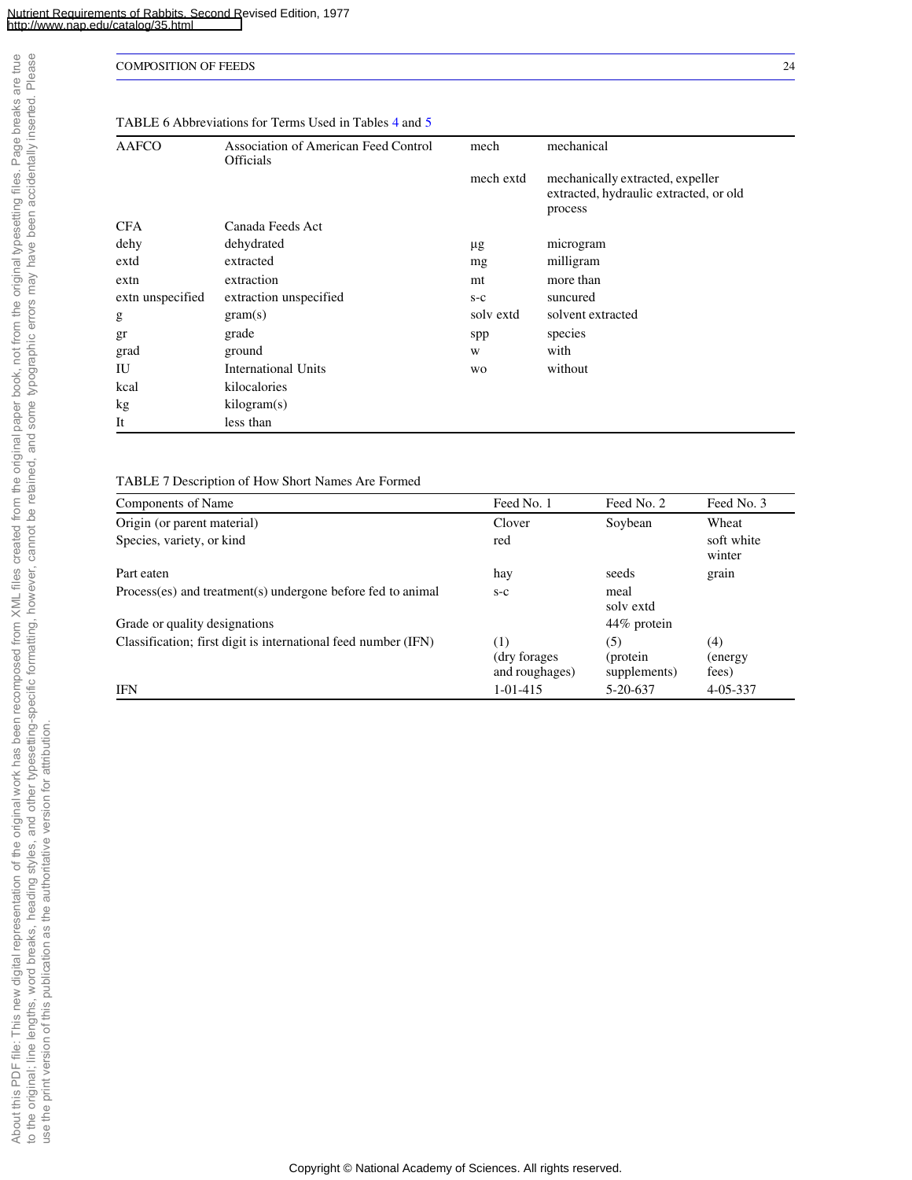TABLE 6 Abbreviations for Terms Used in Tables 4 and 5

| | | | |
|---|---|---|---|
| AAFCO | Association of American Feed Control Officials | mech | mechanical |
| | | mech extd | mechanically extracted, expeller extracted, hydraulic extracted, or old process |
| CFA | Canada Feeds Act | | |
| dehy | dehydrated | μg | microgram |
| extd | extracted | mg | milligram |
| extn | extraction | mt | more than |
| extn unspecified | extraction unspecified | s-c | suncured |
| g | gram(s) | solv extd | solvent extracted |
| gr | grade | spp | species |
| grad | ground | w | with |
| IU | International Units | wo | without |
| kcal | kilocalories | | |
| kg | kilogram(s) | | |
| It | less than | | |

TABLE 7 Description of How Short Names Are Formed

| Components of Name | Feed No. 1 | Feed No. 2 | Feed No. 3 |
|---|---|---|---|
| Origin (or parent material) | Clover | Soybean | Wheat |
| Species, variety, or kind | red | | soft white winter |
| Part eaten | hay | seeds | grain |
| Process(es) and treatment(s) undergone before fed to animal | s-c | meal solv extd | |
| Grade or quality designations | | 44% protein | |
| Classification; first digit is international feed number (IFN) | (1) (dry forages and roughages) | (5) (protein supplements) | (4) (energy fees) |
| IFN | 1-01-415 | 5-20-637 | 4-05-337 |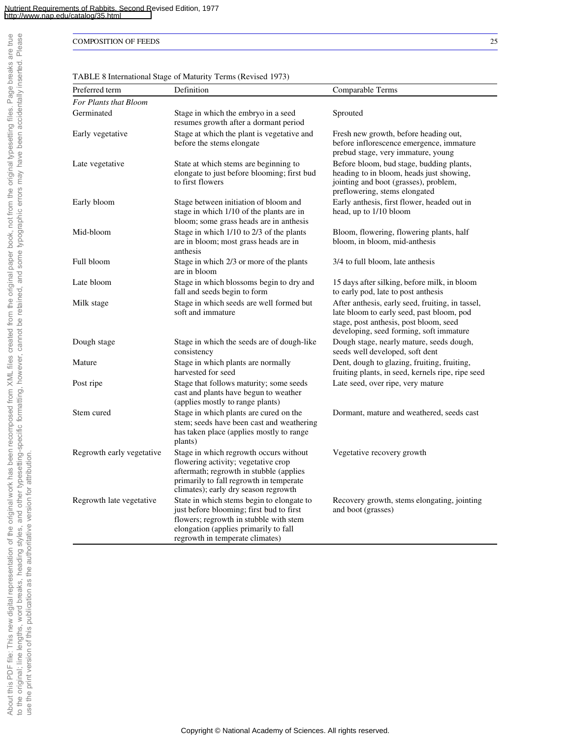TABLE 8 International Stage of Maturity Terms (Revised 1973)

| Preferred term | Definition | Comparable Terms |
|---|---|---|
| *For Plants that Bloom* | | |
| Germinated | Stage in which the embryo in a seed resumes growth after a dormant period | Sprouted |
| Early vegetative | Stage at which the plant is vegetative and before the stems elongate | Fresh new growth, before heading out, before inflorescence emergence, immature prebud stage, very immature, young |
| Late vegetative | State at which stems are beginning to elongate to just before blooming; first bud to first flowers | Before bloom, bud stage, budding plants, heading to in bloom, heads just showing, jointing and boot (grasses), problem, preflowering, stems elongated |
| Early bloom | Stage between initiation of bloom and stage in which 1/10 of the plants are in bloom; some grass heads are in anthesis | Early anthesis, first flower, headed out in head, up to 1/10 bloom |
| Mid-bloom | Stage in which 1/10 to 2/3 of the plants are in bloom; most grass heads are in anthesis | Bloom, flowering, flowering plants, half bloom, in bloom, mid-anthesis |
| Full bloom | Stage in which 2/3 or more of the plants are in bloom | 3/4 to full bloom, late anthesis |
| Late bloom | Stage in which blossoms begin to dry and fall and seeds begin to form | 15 days after silking, before milk, in bloom to early pod, late to post anthesis |
| Milk stage | Stage in which seeds are well formed but soft and immature | After anthesis, early seed, fruiting, in tassel, late bloom to early seed, past bloom, pod stage, post anthesis, post bloom, seed developing, seed forming, soft immature |
| Dough stage | Stage in which the seeds are of dough-like consistency | Dough stage, nearly mature, seeds dough, seeds well developed, soft dent |
| Mature | Stage in which plants are normally harvested for seed | Dent, dough to glazing, fruiting, fruiting, fruiting plants, in seed, kernels ripe, ripe seed |
| Post ripe | Stage that follows maturity; some seeds cast and plants have begun to weather (applies mostly to range plants) | Late seed, over ripe, very mature |
| Stem cured | Stage in which plants are cured on the stem; seeds have been cast and weathering has taken place (applies mostly to range plants) | Dormant, mature and weathered, seeds cast |
| Regrowth early vegetative | Stage in which regrowth occurs without flowering activity; vegetative crop aftermath; regrowth in stubble (applies primarily to fall regrowth in temperate climates); early dry season regrowth | Vegetative recovery growth |
| Regrowth late vegetative | State in which stems begin to elongate to just before blooming; first bud to first flowers; regrowth in stubble with stem elongation (applies primarily to fall regrowth in temperate climates) | Recovery growth, stems elongating, jointing and boot (grasses) |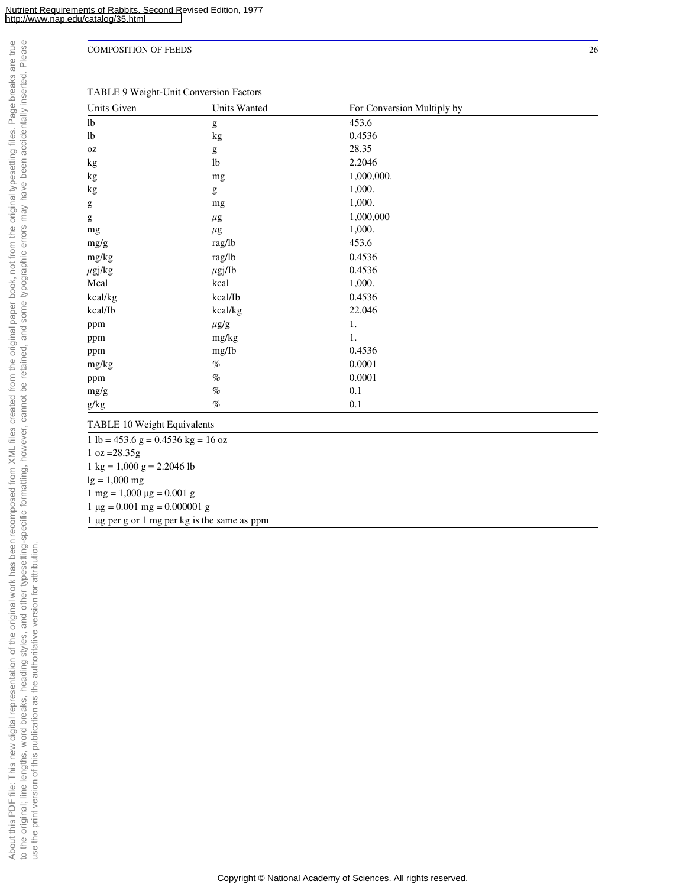TABLE 9 Weight-Unit Conversion Factors

| Units Given | Units Wanted | For Conversion Multiply by |
|---|---|---|
| lb | g | 453.6 |
| lb | kg | 0.4536 |
| oz | g | 28.35 |
| kg | lb | 2.2046 |
| kg | mg | 1,000,000. |
| kg | g | 1,000. |
| g | mg | 1,000. |
| g | μg | 1,000,000 |
| mg | μg | 1,000. |
| mg/g | rag/lb | 453.6 |
| mg/kg | rag/lb | 0.4536 |
| μgj/kg | μgj/Ib | 0.4536 |
| Mcal | kcal | 1,000. |
| kcal/kg | kcal/Ib | 0.4536 |
| kcal/Ib | kcal/kg | 22.046 |
| ppm | μg/g | 1. |
| ppm | mg/kg | 1. |
| ppm | mg/Ib | 0.4536 |
| mg/kg | % | 0.0001 |
| ppm | % | 0.0001 |
| mg/g | % | 0.1 |
| g/kg | % | 0.1 |

TABLE 10 Weight Equivalents

1 lb = 453.6 g = 0.4536 kg = 16 oz

1 oz =28.35g

1 kg = 1,000 g = 2.2046 lb

lg = 1,000 mg

1 mg = 1,000 μg = 0.001 g

1 μg = 0.001 mg = 0.000001 g

1 μg per g or 1 mg per kg is the same as ppm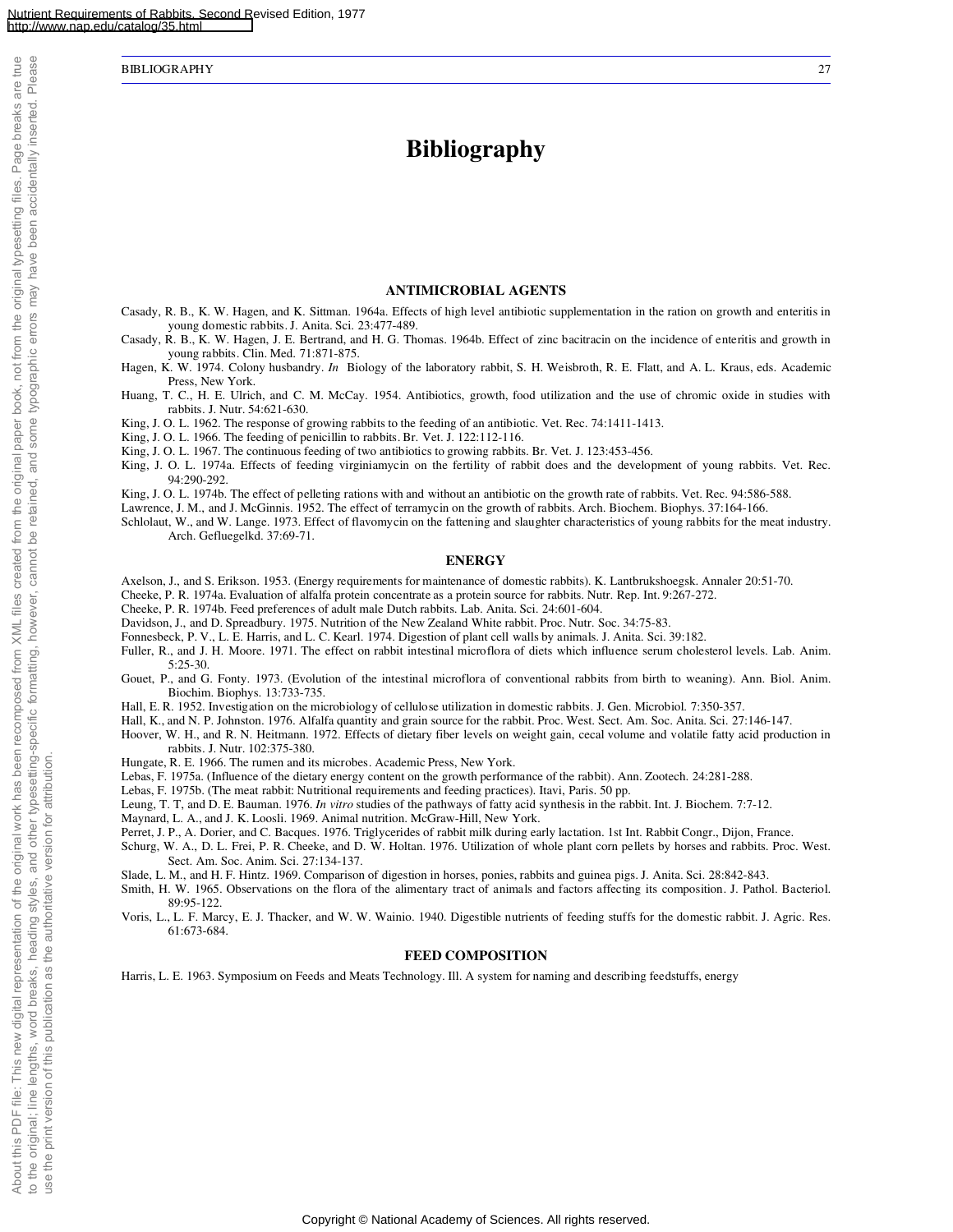# Bibliography

## ANTIMICROBIAL AGENTS

Casady, R. B., K. W. Hagen, and K. Sittman. 1964a. Effects of high level antibiotic supplementation in the ration on growth and enteritis in young domestic rabbits. J. Anita. Sci. 23:477-489.

Casady, R. B., K. W. Hagen, J. E. Bertrand, and H. G. Thomas. 1964b. Effect of zinc bacitracin on the incidence of enteritis and growth in young rabbits. Clin. Med. 71:871-875.

Hagen, K. W. 1974. Colony husbandry. *In* Biology of the laboratory rabbit, S. H. Weisbroth, R. E. Flatt, and A. L. Kraus, eds. Academic Press, New York.

Huang, T. C., H. E. Ulrich, and C. M. McCay. 1954. Antibiotics, growth, food utilization and the use of chromic oxide in studies with rabbits. J. Nutr. 54:621-630.

King, J. O. L. 1962. The response of growing rabbits to the feeding of an antibiotic. Vet. Rec. 74:1411-1413.

King, J. O. L. 1966. The feeding of penicillin to rabbits. Br. Vet. J. 122:112-116.

King, J. O. L. 1967. The continuous feeding of two antibiotics to growing rabbits. Br. Vet. J. 123:453-456.

King, J. O. L. 1974a. Effects of feeding virginiamycin on the fertility of rabbit does and the development of young rabbits. Vet. Rec. 94:290-292.

King, J. O. L. 1974b. The effect of pelleting rations with and without an antibiotic on the growth rate of rabbits. Vet. Rec. 94:586-588.

Lawrence, J. M., and J. McGinnis. 1952. The effect of terramycin on the growth of rabbits. Arch. Biochem. Biophys. 37:164-166.

Schlolaut, W., and W. Lange. 1973. Effect of flavomycin on the fattening and slaughter characteristics of young rabbits for the meat industry. Arch. Gefluegelkd. 37:69-71.

## ENERGY

Axelson, J., and S. Erikson. 1953. (Energy requirements for maintenance of domestic rabbits). K. Lantbrukshoegsk. Annaler 20:51-70.

Cheeke, P. R. 1974a. Evaluation of alfalfa protein concentrate as a protein source for rabbits. Nutr. Rep. Int. 9:267-272.

Cheeke, P. R. 1974b. Feed preferences of adult male Dutch rabbits. Lab. Anita. Sci. 24:601-604.

Davidson, J., and D. Spreadbury. 1975. Nutrition of the New Zealand White rabbit. Proc. Nutr. Soc. 34:75-83.

Fonnesbeck, P. V., L. E. Harris, and L. C. Kearl. 1974. Digestion of plant cell walls by animals. J. Anita. Sci. 39:182.

Fuller, R., and J. H. Moore. 1971. The effect on rabbit intestinal microflora of diets which influence serum cholesterol levels. Lab. Anim. 5:25-30.

Gouet, P., and G. Fonty. 1973. (Evolution of the intestinal microflora of conventional rabbits from birth to weaning). Ann. Biol. Anim. Biochim. Biophys. 13:733-735.

Hall, E. R. 1952. Investigation on the microbiology of cellulose utilization in domestic rabbits. J. Gen. Microbiol. 7:350-357.

Hall, K., and N. P. Johnston. 1976. Alfalfa quantity and grain source for the rabbit. Proc. West. Sect. Am. Soc. Anita. Sci. 27:146-147.

Hoover, W. H., and R. N. Heitmann. 1972. Effects of dietary fiber levels on weight gain, cecal volume and volatile fatty acid production in rabbits. J. Nutr. 102:375-380.

Hungate, R. E. 1966. The rumen and its microbes. Academic Press, New York.

Lebas, F. 1975a. (Influence of the dietary energy content on the growth performance of the rabbit). Ann. Zootech. 24:281-288.

Lebas, F. 1975b. (The meat rabbit: Nutritional requirements and feeding practices). Itavi, Paris. 50 pp.

Leung, T. T, and D. E. Bauman. 1976. *In vitro* studies of the pathways of fatty acid synthesis in the rabbit. Int. J. Biochem. 7:7-12.

Maynard, L. A., and J. K. Loosli. 1969. Animal nutrition. McGraw-Hill, New York.

Perret, J. P., A. Dorier, and C. Bacques. 1976. Triglycerides of rabbit milk during early lactation. 1st Int. Rabbit Congr., Dijon, France.

Schurg, W. A., D. L. Frei, P. R. Cheeke, and D. W. Holtan. 1976. Utilization of whole plant corn pellets by horses and rabbits. Proc. West. Sect. Am. Soc. Anim. Sci. 27:134-137.

Slade, L. M., and H. F. Hintz. 1969. Comparison of digestion in horses, ponies, rabbits and guinea pigs. J. Anita. Sci. 28:842-843.

Smith, H. W. 1965. Observations on the flora of the alimentary tract of animals and factors affecting its composition. J. Pathol. Bacteriol. 89:95-122.

Voris, L., L. F. Marcy, E. J. Thacker, and W. W. Wainio. 1940. Digestible nutrients of feeding stuffs for the domestic rabbit. J. Agric. Res. 61:673-684.

## FEED COMPOSITION

Harris, L. E. 1963. Symposium on Feeds and Meats Technology. Ill. A system for naming and describing feedstuffs, energy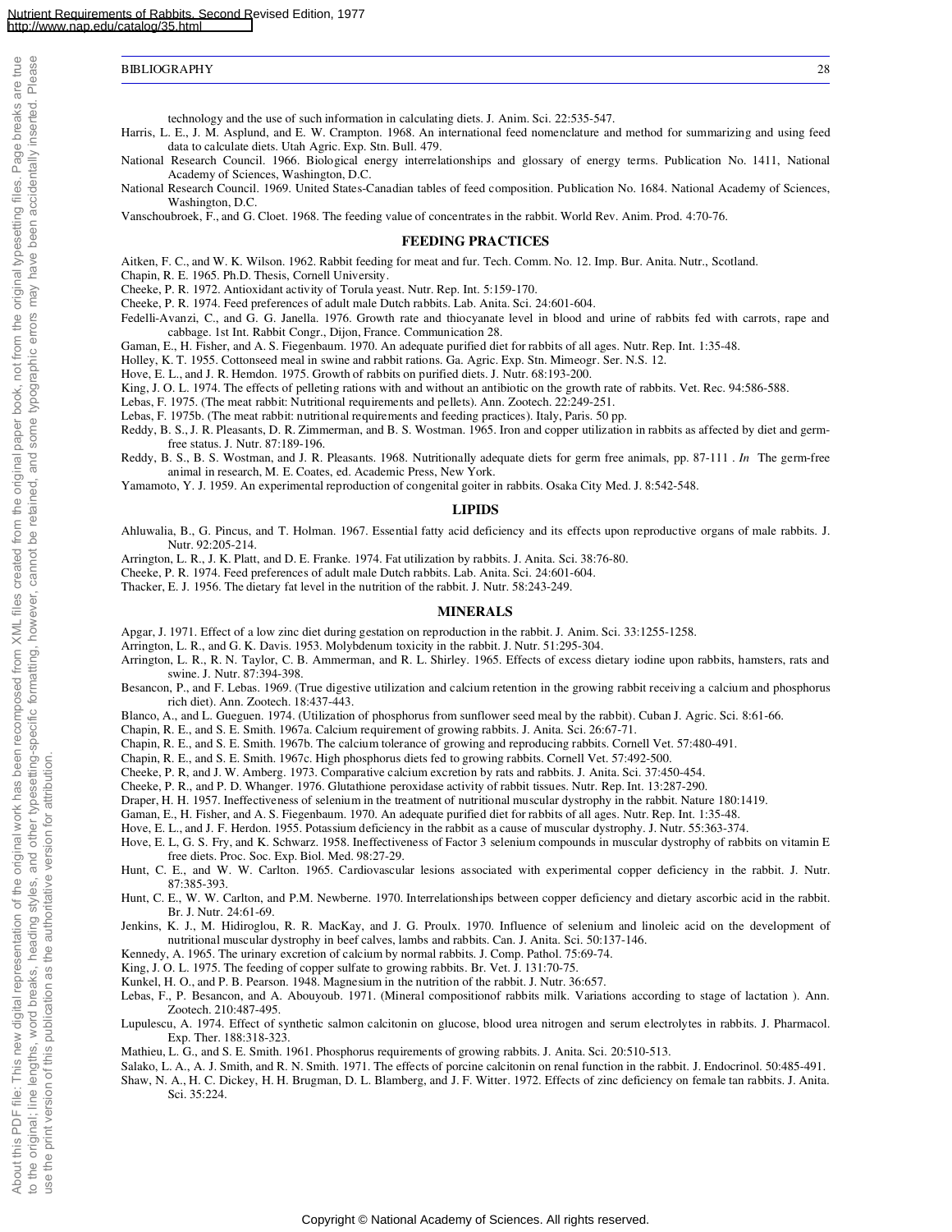technology and the use of such information in calculating diets. J. Anim. Sci. 22:535-547.

Harris, L. E., J. M. Asplund, and E. W. Crampton. 1968. An international feed nomenclature and method for summarizing and using feed data to calculate diets. Utah Agric. Exp. Stn. Bull. 479.

National Research Council. 1966. Biological energy interrelationships and glossary of energy terms. Publication No. 1411, National Academy of Sciences, Washington, D.C.

National Research Council. 1969. United States-Canadian tables of feed composition. Publication No. 1684. National Academy of Sciences, Washington, D.C.

Vanschoubroek, F., and G. Cloet. 1968. The feeding value of concentrates in the rabbit. World Rev. Anim. Prod. 4:70-76.

## FEEDING PRACTICES

Aitken, F. C., and W. K. Wilson. 1962. Rabbit feeding for meat and fur. Tech. Comm. No. 12. Imp. Bur. Anita. Nutr., Scotland.

Chapin, R. E. 1965. Ph.D. Thesis, Cornell University.

Cheeke, P. R. 1972. Antioxidant activity of Torula yeast. Nutr. Rep. Int. 5:159-170.

Cheeke, P. R. 1974. Feed preferences of adult male Dutch rabbits. Lab. Anita. Sci. 24:601-604.

Fedelli-Avanzi, C., and G. G. Janella. 1976. Growth rate and thiocyanate level in blood and urine of rabbits fed with carrots, rape and cabbage. 1st Int. Rabbit Congr., Dijon, France. Communication 28.

Gaman, E., H. Fisher, and A. S. Fiegenbaum. 1970. An adequate purified diet for rabbits of all ages. Nutr. Rep. Int. 1:35-48.

Holley, K. T. 1955. Cottonseed meal in swine and rabbit rations. Ga. Agric. Exp. Stn. Mimeogr. Ser. N.S. 12.

Hove, E. L., and J. R. Hemdon. 1975. Growth of rabbits on purified diets. J. Nutr. 68:193-200.

King, J. O. L. 1974. The effects of pelleting rations with and without an antibiotic on the growth rate of rabbits. Vet. Rec. 94:586-588.

Lebas, F. 1975. (The meat rabbit: Nutritional requirements and pellets). Ann. Zootech. 22:249-251.

Lebas, F. 1975b. (The meat rabbit: nutritional requirements and feeding practices). Italy, Paris. 50 pp.

Reddy, B. S., J. R. Pleasants, D. R. Zimmerman, and B. S. Wostman. 1965. Iron and copper utilization in rabbits as affected by diet and germ-free status. J. Nutr. 87:189-196.

Reddy, B. S., B. S. Wostman, and J. R. Pleasants. 1968. Nutritionally adequate diets for germ free animals, pp. 87-111 . *In* The germ-free animal in research, M. E. Coates, ed. Academic Press, New York.

Yamamoto, Y. J. 1959. An experimental reproduction of congenital goiter in rabbits. Osaka City Med. J. 8:542-548.

## LIPIDS

Ahluwalia, B., G. Pincus, and T. Holman. 1967. Essential fatty acid deficiency and its effects upon reproductive organs of male rabbits. J. Nutr. 92:205-214.

Arrington, L. R., J. K. Platt, and D. E. Franke. 1974. Fat utilization by rabbits. J. Anita. Sci. 38:76-80.

Cheeke, P. R. 1974. Feed preferences of adult male Dutch rabbits. Lab. Anita. Sci. 24:601-604.

Thacker, E. J. 1956. The dietary fat level in the nutrition of the rabbit. J. Nutr. 58:243-249.

## MINERALS

Apgar, J. 1971. Effect of a low zinc diet during gestation on reproduction in the rabbit. J. Anim. Sci. 33:1255-1258.

Arrington, L. R., and G. K. Davis. 1953. Molybdenum toxicity in the rabbit. J. Nutr. 51:295-304.

Arrington, L. R., R. N. Taylor, C. B. Ammerman, and R. L. Shirley. 1965. Effects of excess dietary iodine upon rabbits, hamsters, rats and swine. J. Nutr. 87:394-398.

Besancon, P., and F. Lebas. 1969. (True digestive utilization and calcium retention in the growing rabbit receiving a calcium and phosphorus rich diet). Ann. Zootech. 18:437-443.

Blanco, A., and L. Gueguen. 1974. (Utilization of phosphorus from sunflower seed meal by the rabbit). Cuban J. Agric. Sci. 8:61-66.

Chapin, R. E., and S. E. Smith. 1967a. Calcium requirement of growing rabbits. J. Anita. Sci. 26:67-71.

Chapin, R. E., and S. E. Smith. 1967b. The calcium tolerance of growing and reproducing rabbits. Cornell Vet. 57:480-491.

Chapin, R. E., and S. E. Smith. 1967c. High phosphorus diets fed to growing rabbits. Cornell Vet. 57:492-500.

Cheeke, P. R, and J. W. Amberg. 1973. Comparative calcium excretion by rats and rabbits. J. Anita. Sci. 37:450-454.

Cheeke, P. R., and P. D. Whanger. 1976. Glutathione peroxidase activity of rabbit tissues. Nutr. Rep. Int. 13:287-290.

Draper, H. H. 1957. Ineffectiveness of selenium in the treatment of nutritional muscular dystrophy in the rabbit. Nature 180:1419.

Gaman, E., H. Fisher, and A. S. Fiegenbaum. 1970. An adequate purified diet for rabbits of all ages. Nutr. Rep. Int. 1:35-48.

Hove, E. L., and J. F. Herdon. 1955. Potassium deficiency in the rabbit as a cause of muscular dystrophy. J. Nutr. 55:363-374.

Hove, E. L, G. S. Fry, and K. Schwarz. 1958. Ineffectiveness of Factor 3 selenium compounds in muscular dystrophy of rabbits on vitamin E free diets. Proc. Soc. Exp. Biol. Med. 98:27-29.

Hunt, C. E., and W. W. Carlton. 1965. Cardiovascular lesions associated with experimental copper deficiency in the rabbit. J. Nutr. 87:385-393.

Hunt, C. E., W. W. Carlton, and P.M. Newberne. 1970. Interrelationships between copper deficiency and dietary ascorbic acid in the rabbit. Br. J. Nutr. 24:61-69.

Jenkins, K. J., M. Hidiroglou, R. R. MacKay, and J. G. Proulx. 1970. Influence of selenium and linoleic acid on the development of nutritional muscular dystrophy in beef calves, lambs and rabbits. Can. J. Anita. Sci. 50:137-146.

Kennedy, A. 1965. The urinary excretion of calcium by normal rabbits. J. Comp. Pathol. 75:69-74.

King, J. O. L. 1975. The feeding of copper sulfate to growing rabbits. Br. Vet. J. 131:70-75.

Kunkel, H. O., and P. B. Pearson. 1948. Magnesium in the nutrition of the rabbit. J. Nutr. 36:657.

Lebas, F., P. Besancon, and A. Abouyoub. 1971. (Mineral compositionof rabbits milk. Variations according to stage of lactation ). Ann. Zootech. 210:487-495.

Lupulescu, A. 1974. Effect of synthetic salmon calcitonin on glucose, blood urea nitrogen and serum electrolytes in rabbits. J. Pharmacol. Exp. Ther. 188:318-323.

Mathieu, L. G., and S. E. Smith. 1961. Phosphorus requirements of growing rabbits. J. Anita. Sci. 20:510-513.

Salako, L. A., A. J. Smith, and R. N. Smith. 1971. The effects of porcine calcitonin on renal function in the rabbit. J. Endocrinol. 50:485-491.

Shaw, N. A., H. C. Dickey, H. H. Brugman, D. L. Blamberg, and J. F. Witter. 1972. Effects of zinc deficiency on female tan rabbits. J. Anita. Sci. 35:224.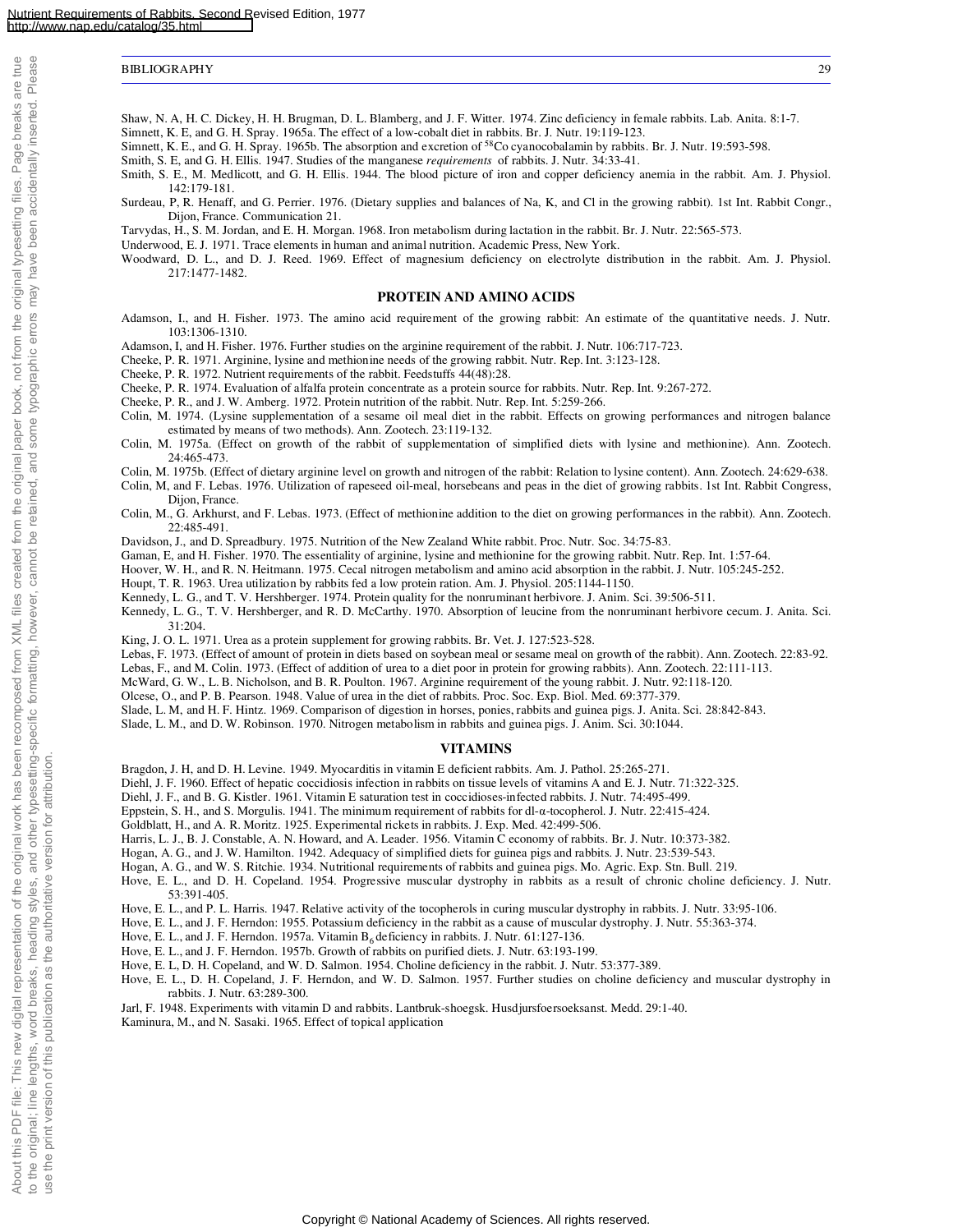Shaw, N. A, H. C. Dickey, H. H. Brugman, D. L. Blamberg, and J. F. Witter. 1974. Zinc deficiency in female rabbits. Lab. Anita. 8:1-7.

Simnett, K. E, and G. H. Spray. 1965a. The effect of a low-cobalt diet in rabbits. Br. J. Nutr. 19:119-123.

Simnett, K. E., and G. H. Spray. 1965b. The absorption and excretion of $^{58}$Co cyanocobalamin by rabbits. Br. J. Nutr. 19:593-598.

Smith, S. E, and G. H. Ellis. 1947. Studies of the manganese *requirements* of rabbits. J. Nutr. 34:33-41.

Smith, S. E., M. Medlicott, and G. H. Ellis. 1944. The blood picture of iron and copper deficiency anemia in the rabbit. Am. J. Physiol. 142:179-181.

Surdeau, P, R. Henaff, and G. Perrier. 1976. (Dietary supplies and balances of Na, K, and Cl in the growing rabbit). 1st Int. Rabbit Congr., Dijon, France. Communication 21.

Tarvydas, H., S. M. Jordan, and E. H. Morgan. 1968. Iron metabolism during lactation in the rabbit. Br. J. Nutr. 22:565-573.

Underwood, E. J. 1971. Trace elements in human and animal nutrition. Academic Press, New York.

Woodward, D. L., and D. J. Reed. 1969. Effect of magnesium deficiency on electrolyte distribution in the rabbit. Am. J. Physiol. 217:1477-1482.

## PROTEIN AND AMINO ACIDS

Adamson, I., and H. Fisher. 1973. The amino acid requirement of the growing rabbit: An estimate of the quantitative needs. J. Nutr. 103:1306-1310.

Adamson, I, and H. Fisher. 1976. Further studies on the arginine requirement of the rabbit. J. Nutr. 106:717-723.

Cheeke, P. R. 1971. Arginine, lysine and methionine needs of the growing rabbit. Nutr. Rep. Int. 3:123-128.

Cheeke, P. R. 1972. Nutrient requirements of the rabbit. Feedstuffs 44(48):28.

Cheeke, P. R. 1974. Evaluation of alfalfa protein concentrate as a protein source for rabbits. Nutr. Rep. Int. 9:267-272.

Cheeke, P. R., and J. W. Amberg. 1972. Protein nutrition of the rabbit. Nutr. Rep. Int. 5:259-266.

Colin, M. 1974. (Lysine supplementation of a sesame oil meal diet in the rabbit. Effects on growing performances and nitrogen balance estimated by means of two methods). Ann. Zootech. 23:119-132.

Colin, M. 1975a. (Effect on growth of the rabbit of supplementation of simplified diets with lysine and methionine). Ann. Zootech. 24:465-473.

Colin, M. 1975b. (Effect of dietary arginine level on growth and nitrogen of the rabbit: Relation to lysine content). Ann. Zootech. 24:629-638.

Colin, M, and F. Lebas. 1976. Utilization of rapeseed oil-meal, horsebeans and peas in the diet of growing rabbits. 1st Int. Rabbit Congress, Dijon, France.

Colin, M., G. Arkhurst, and F. Lebas. 1973. (Effect of methionine addition to the diet on growing performances in the rabbit). Ann. Zootech. 22:485-491.

Davidson, J., and D. Spreadbury. 1975. Nutrition of the New Zealand White rabbit. Proc. Nutr. Soc. 34:75-83.

Gaman, E, and H. Fisher. 1970. The essentiality of arginine, lysine and methionine for the growing rabbit. Nutr. Rep. Int. 1:57-64.

Hoover, W. H., and R. N. Heitmann. 1975. Cecal nitrogen metabolism and amino acid absorption in the rabbit. J. Nutr. 105:245-252.

Houpt, T. R. 1963. Urea utilization by rabbits fed a low protein ration. Am. J. Physiol. 205:1144-1150.

Kennedy, L. G., and T. V. Hershberger. 1974. Protein quality for the nonruminant herbivore. J. Anim. Sci. 39:506-511.

Kennedy, L. G., T. V. Hershberger, and R. D. McCarthy. 1970. Absorption of leucine from the nonruminant herbivore cecum. J. Anita. Sci. 31:204.

King, J. O. L. 1971. Urea as a protein supplement for growing rabbits. Br. Vet. J. 127:523-528.

Lebas, F. 1973. (Effect of amount of protein in diets based on soybean meal or sesame meal on growth of the rabbit). Ann. Zootech. 22:83-92.

Lebas, F., and M. Colin. 1973. (Effect of addition of urea to a diet poor in protein for growing rabbits). Ann. Zootech. 22:111-113.

McWard, G. W., L. B. Nicholson, and B. R. Poulton. 1967. Arginine requirement of the young rabbit. J. Nutr. 92:118-120.

Olcese, O., and P. B. Pearson. 1948. Value of urea in the diet of rabbits. Proc. Soc. Exp. Biol. Med. 69:377-379.

Slade, L. M, and H. F. Hintz. 1969. Comparison of digestion in horses, ponies, rabbits and guinea pigs. J. Anita. Sci. 28:842-843.

Slade, L. M., and D. W. Robinson. 1970. Nitrogen metabolism in rabbits and guinea pigs. J. Anim. Sci. 30:1044.

## VITAMINS

Bragdon, J. H, and D. H. Levine. 1949. Myocarditis in vitamin E deficient rabbits. Am. J. Pathol. 25:265-271.

Diehl, J. F. 1960. Effect of hepatic coccidiosis infection in rabbits on tissue levels of vitamins A and E. J. Nutr. 71:322-325.

Diehl, J. F., and B. G. Kistler. 1961. Vitamin E saturation test in coccidioses-infected rabbits. J. Nutr. 74:495-499.

Eppstein, S. H., and S. Morgulis. 1941. The minimum requirement of rabbits for dl-α-tocopherol. J. Nutr. 22:415-424.

Goldblatt, H., and A. R. Moritz. 1925. Experimental rickets in rabbits. J. Exp. Med. 42:499-506.

Harris, L. J., B. J. Constable, A. N. Howard, and A. Leader. 1956. Vitamin C economy of rabbits. Br. J. Nutr. 10:373-382.

Hogan, A. G., and J. W. Hamilton. 1942. Adequacy of simplified diets for guinea pigs and rabbits. J. Nutr. 23:539-543.

Hogan, A. G., and W. S. Ritchie. 1934. Nutritional requirements of rabbits and guinea pigs. Mo. Agric. Exp. Stn. Bull. 219.

Hove, E. L., and D. H. Copeland. 1954. Progressive muscular dystrophy in rabbits as a result of chronic choline deficiency. J. Nutr. 53:391-405.

Hove, E. L., and P. L. Harris. 1947. Relative activity of the tocopherols in curing muscular dystrophy in rabbits. J. Nutr. 33:95-106.

Hove, E. L., and J. F. Herndon: 1955. Potassium deficiency in the rabbit as a cause of muscular dystrophy. J. Nutr. 55:363-374.

Hove, E. L., and J. F. Herndon. 1957a. Vitamin $B_6$ deficiency in rabbits. J. Nutr. 61:127-136.

Hove, E. L., and J. F. Herndon. 1957b. Growth of rabbits on purified diets. J. Nutr. 63:193-199.

Hove, E. L, D. H. Copeland, and W. D. Salmon. 1954. Choline deficiency in the rabbit. J. Nutr. 53:377-389.

Hove, E. L., D. H. Copeland, J. F. Herndon, and W. D. Salmon. 1957. Further studies on choline deficiency and muscular dystrophy in rabbits. J. Nutr. 63:289-300.

Jarl, F. 1948. Experiments with vitamin D and rabbits. Lantbruk-shoegsk. Husdjursfoersoeksanst. Medd. 29:1-40.

Kaminura, M., and N. Sasaki. 1965. Effect of topical application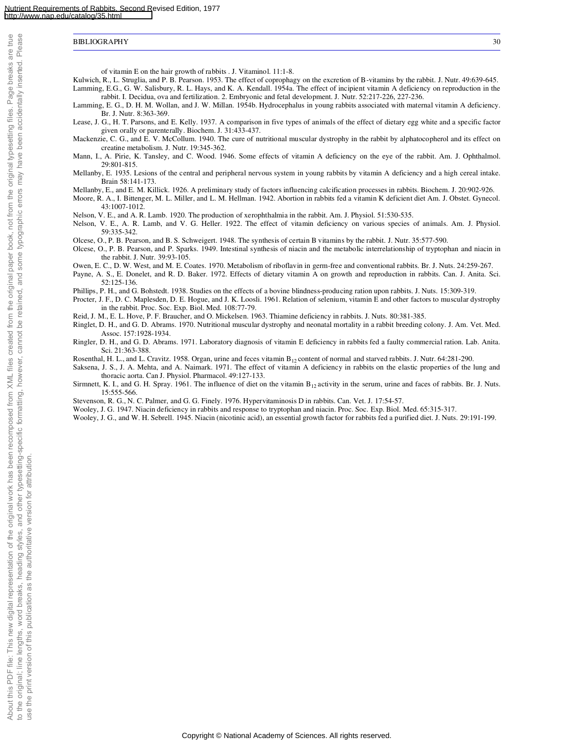of vitamin E on the hair growth of rabbits . J. Vitaminol. 11:1-8.

Kulwich, R., L. Struglia, and P. B. Pearson. 1953. The effect of coprophagy on the excretion of B-vitamins by the rabbit. J. Nutr. 49:639-645.

Lamming, E.G., G. W. Salisbury, R. L. Hays, and K. A. Kendall. 1954a. The effect of incipient vitamin A deficiency on reproduction in the rabbit. I. Decidua, ova and fertilization. 2. Embryonic and fetal development. J. Nutr. 52:217-226, 227-236.

Lamming, E. G., D. H. M. Wollan, and J. W. Millan. 1954b. Hydrocephalus in young rabbits associated with maternal vitamin A deficiency. Br. J. Nutr. 8:363-369.

Lease, J. G., H. T. Parsons, and E. Kelly. 1937. A comparison in five types of animals of the effect of dietary egg white and a specific factor given orally or parenterally. Biochem. J. 31:433-437.

Mackenzie, C. G., and E. V. McCollum. 1940. The cure of nutritional muscular dystrophy in the rabbit by alphatocopherol and its effect on creatine metabolism. J. Nutr. 19:345-362.

Mann, I., A. Pirie, K. Tansley, and C. Wood. 1946. Some effects of vitamin A deficiency on the eye of the rabbit. Am. J. Ophthalmol. 29:801-815.

Mellanby, E. 1935. Lesions of the central and peripheral nervous system in young rabbits by vitamin A deficiency and a high cereal intake. Brain 58:141-173.

Mellanby, E., and E. M. Killick. 1926. A preliminary study of factors influencing calcification processes in rabbits. Biochem. J. 20:902-926.

Moore, R. A., I. Bittenger, M. L. Miller, and L. M. Hellman. 1942. Abortion in rabbits fed a vitamin K deficient diet Am. J. Obstet. Gynecol. 43:1007-1012.

Nelson, V. E., and A. R. Lamb. 1920. The production of xerophthalmia in the rabbit. Am. J. Physiol. 51:530-535.

Nelson, V. E., A. R. Lamb, and V. G. Heller. 1922. The effect of vitamin deficiency on various species of animals. Am. J. Physiol. 59:335-342.

Olcese, O., P. B. Pearson, and B. S. Schweigert. 1948. The synthesis of certain B vitamins by the rabbit. J. Nutr. 35:577-590.

Olcese, O., P. B. Pearson, and P. Sparks. 1949. Intestinal synthesis of niacin and the metabolic interrelationship of tryptophan and niacin in the rabbit. J. Nutr. 39:93-105.

Owen, E. C., D. W. West, and M. E. Coates. 1970. Metabolism of riboflavin in germ-free and conventional rabbits. Br. J. Nuts. 24:259-267.

Payne, A. S., E. Donelet, and R. D. Baker. 1972. Effects of dietary vitamin A on growth and reproduction in rabbits. Can. J. Anita. Sci. 52:125-136.

Phillips, P. H., and G. Bohstedt. 1938. Studies on the effects of a bovine blindness-producing ration upon rabbits. J. Nuts. 15:309-319.

Procter, J. F., D. C. Maplesden, D. E. Hogue, and J. K. Loosli. 1961. Relation of selenium, vitamin E and other factors to muscular dystrophy in the rabbit. Proc. Soc. Exp. Biol. Med. 108:77-79.

Reid, J. M., E. L. Hove, P. F. Braucher, and O. Mickelsen. 1963. Thiamine deficiency in rabbits. J. Nuts. 80:381-385.

Ringlet, D. H., and G. D. Abrams. 1970. Nutritional muscular dystrophy and neonatal mortality in a rabbit breeding colony. J. Am. Vet. Med. Assoc. 157:1928-1934.

Ringler, D. H., and G. D. Abrams. 1971. Laboratory diagnosis of vitamin E deficiency in rabbits fed a faulty commercial ration. Lab. Anita. Sci. 21:363-388.

Rosenthal, H. L., and L. Cravitz. 1958. Organ, urine and feces vitamin $B_{12}$ content of normal and starved rabbits. J. Nutr. 64:281-290.

Saksena, J. S., J. A. Mehta, and A. Naimark. 1971. The effect of vitamin A deficiency in rabbits on the elastic properties of the lung and thoracic aorta. Can J. Physiol. Pharmacol. 49:127-133.

Sirmnett, K. I., and G. H. Spray. 1961. The influence of diet on the vitamin $B_{12}$ activity in the serum, urine and faces of rabbits. Br. J. Nuts. 15:555-566.

Stevenson, R. G., N. C. Palmer, and G. G. Finely. 1976. Hypervitaminosis D in rabbits. Can. Vet. J. 17:54-57.

Wooley, J. G. 1947. Niacin deficiency in rabbits and response to tryptophan and niacin. Proc. Soc. Exp. Biol. Med. 65:315-317.

Wooley, J. G., and W. H. Sebrell. 1945. Niacin (nicotinic acid), an essential growth factor for rabbits fed a purified diet. J. Nuts. 29:191-199.